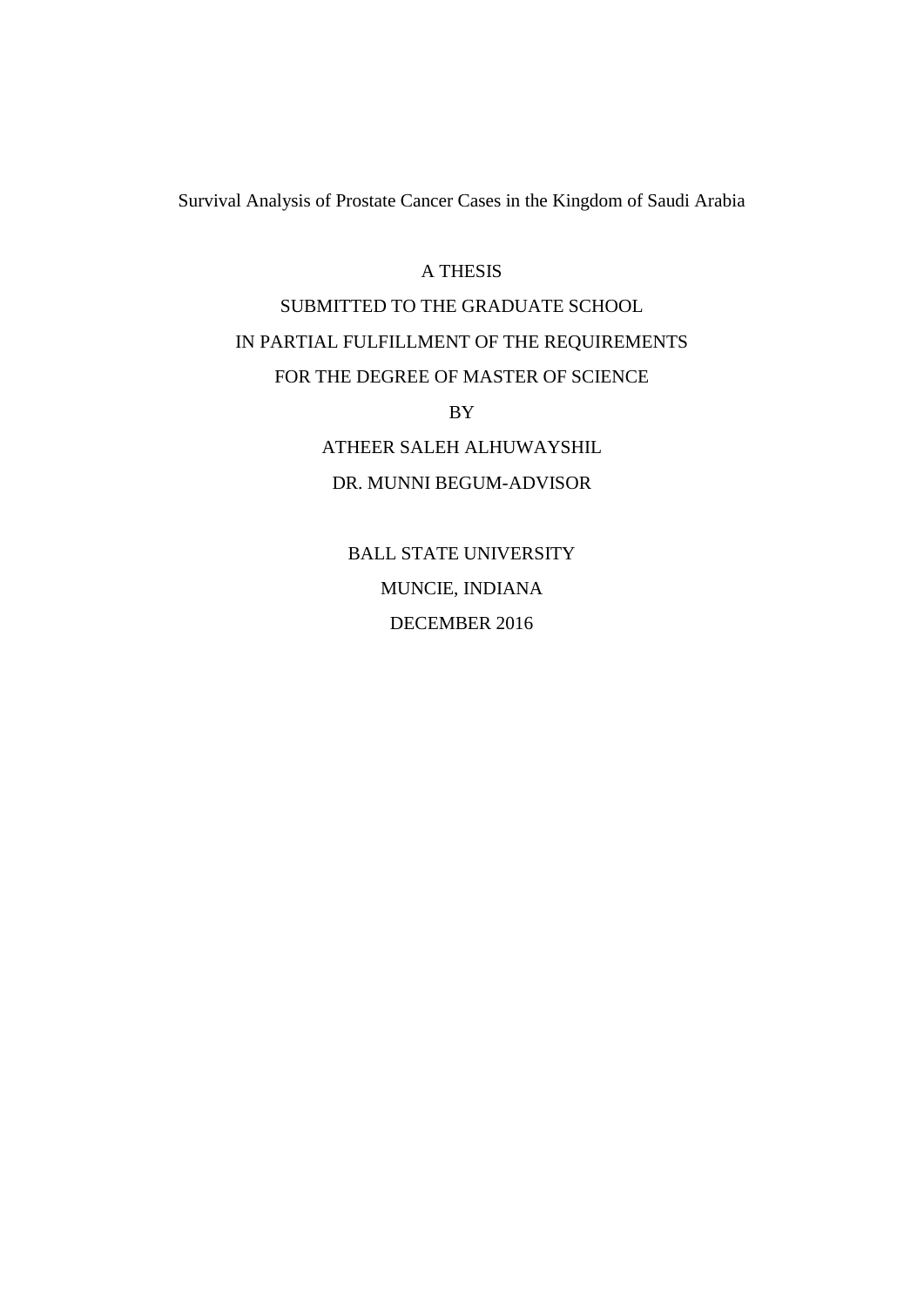# Survival Analysis of Prostate Cancer Cases in the Kingdom of Saudi Arabia

A THESIS

SUBMITTED TO THE GRADUATE SCHOOL

IN PARTIAL FULFILLMENT OF THE REQUIREMENTS

FOR THE DEGREE OF MASTER OF SCIENCE

BY

ATHEER SALEH ALHUWAYSHIL

DR. MUNNI BEGUM-ADVISOR

BALL STATE UNIVERSITY

MUNCIE, INDIANA

DECEMBER 2016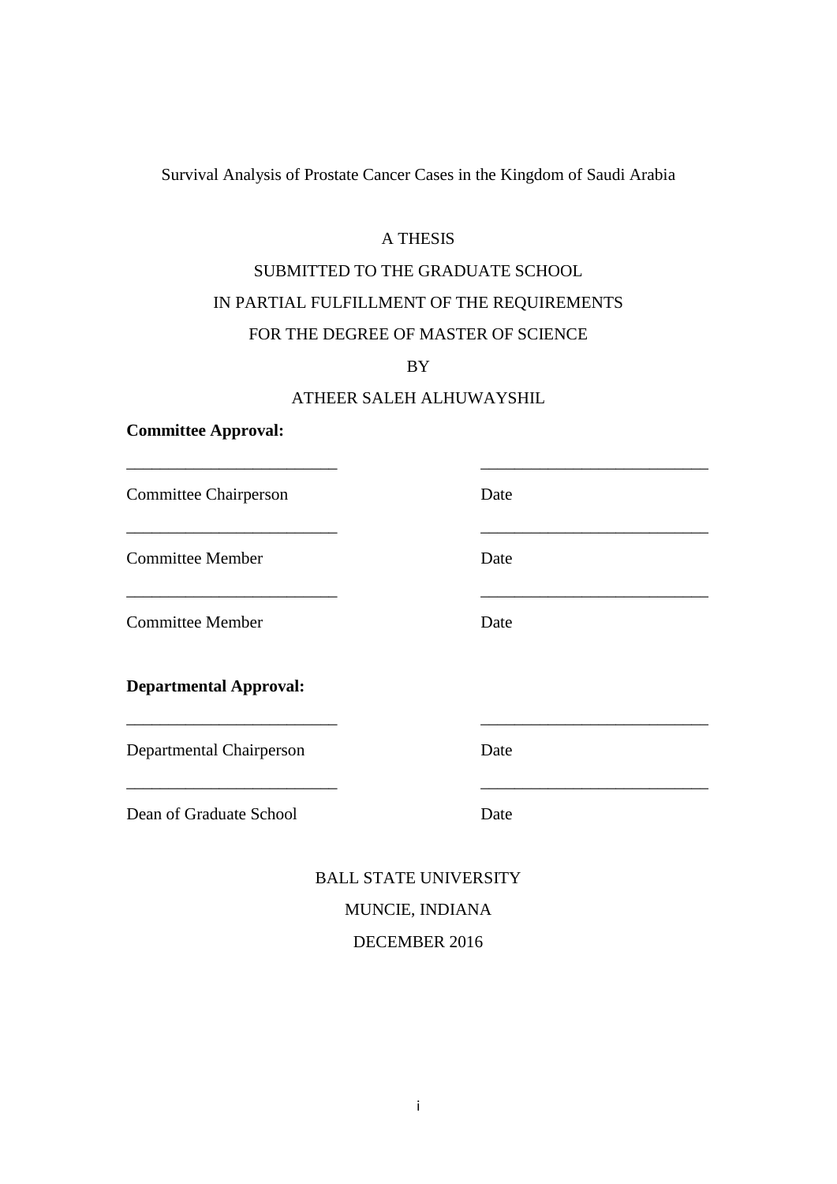Survival Analysis of Prostate Cancer Cases in the Kingdom of Saudi Arabia

A THESIS

SUBMITTED TO THE GRADUATE SCHOOL

IN PARTIAL FULFILLMENT OF THE REQUIREMENTS

FOR THE DEGREE OF MASTER OF SCIENCE

BY

ATHEER SALEH ALHUWAYSHIL

**Committee Approval:**

_________________________ _________________________

Committee Chairperson Date

_________________________ _________________________

Committee Member Date

_________________________ _________________________

Committee Member Date

**Departmental Approval:**

_________________________ _________________________

Departmental Chairperson Date

_________________________ _________________________

Dean of Graduate School Date

BALL STATE UNIVERSITY

MUNCIE, INDIANA

DECEMBER 2016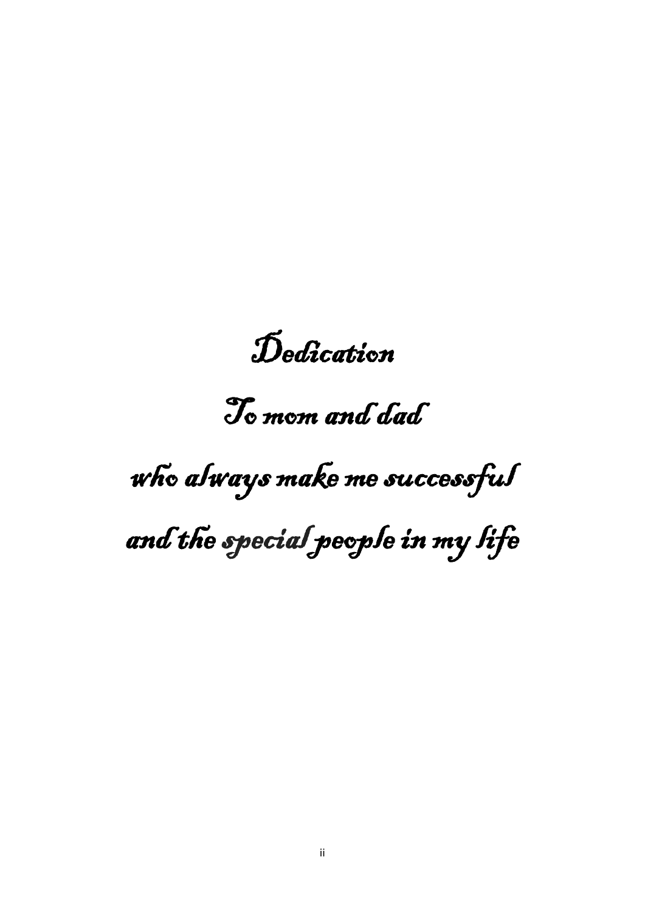# Dedication

To mom and dad

who always make me successful

and the special people in my life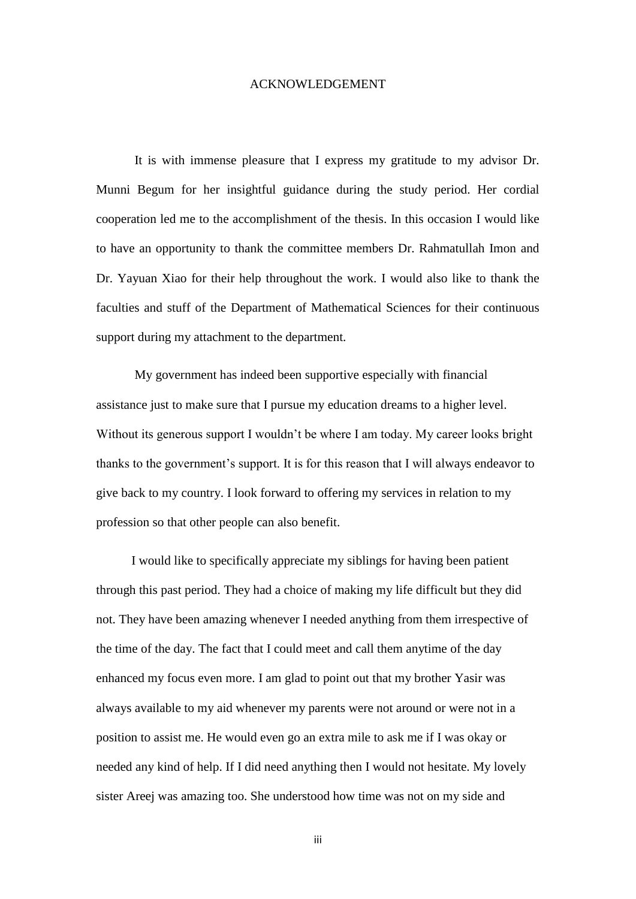# ACKNOWLEDGEMENT

It is with immense pleasure that I express my gratitude to my advisor Dr. Munni Begum for her insightful guidance during the study period. Her cordial cooperation led me to the accomplishment of the thesis. In this occasion I would like to have an opportunity to thank the committee members Dr. Rahmatullah Imon and Dr. Yayuan Xiao for their help throughout the work. I would also like to thank the faculties and stuff of the Department of Mathematical Sciences for their continuous support during my attachment to the department.

My government has indeed been supportive especially with financial assistance just to make sure that I pursue my education dreams to a higher level. Without its generous support I wouldn't be where I am today. My career looks bright thanks to the government's support. It is for this reason that I will always endeavor to give back to my country. I look forward to offering my services in relation to my profession so that other people can also benefit.

I would like to specifically appreciate my siblings for having been patient through this past period. They had a choice of making my life difficult but they did not. They have been amazing whenever I needed anything from them irrespective of the time of the day. The fact that I could meet and call them anytime of the day enhanced my focus even more. I am glad to point out that my brother Yasir was always available to my aid whenever my parents were not around or were not in a position to assist me. He would even go an extra mile to ask me if I was okay or needed any kind of help. If I did need anything then I would not hesitate. My lovely sister Areej was amazing too. She understood how time was not on my side and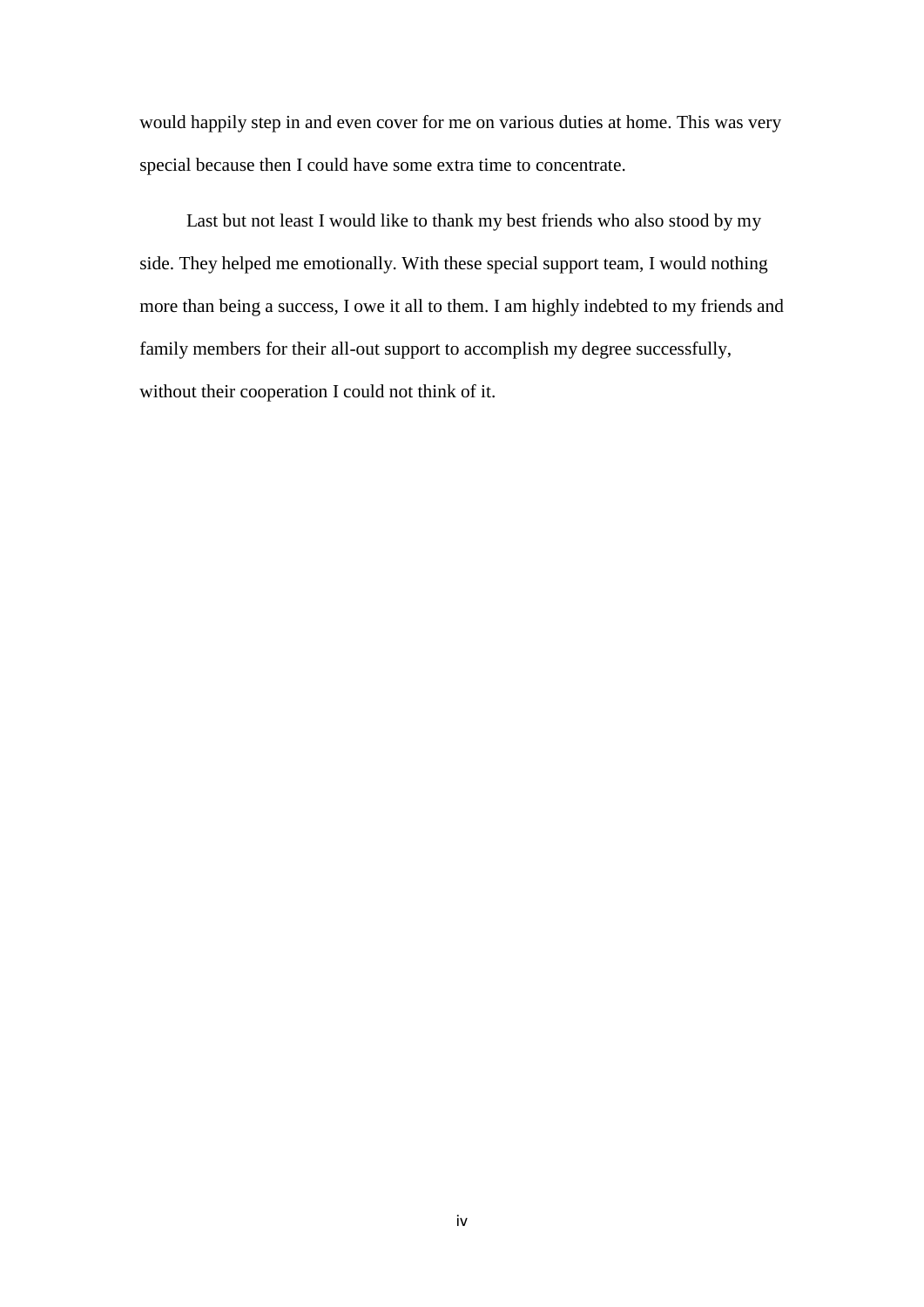would happily step in and even cover for me on various duties at home. This was very special because then I could have some extra time to concentrate.

Last but not least I would like to thank my best friends who also stood by my side. They helped me emotionally. With these special support team, I would nothing more than being a success, I owe it all to them. I am highly indebted to my friends and family members for their all-out support to accomplish my degree successfully, without their cooperation I could not think of it.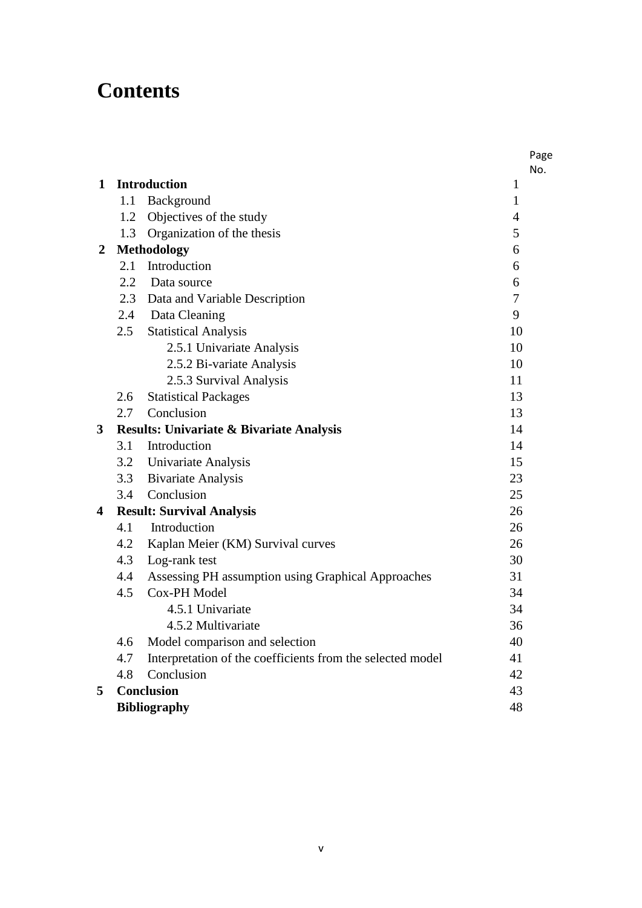# Contents

| | | Page No. |
|---|---|---|
| **1** | **Introduction** | 1 |
| | 1.1 Background | 1 |
| | 1.2 Objectives of the study | 4 |
| | 1.3 Organization of the thesis | 5 |
| **2** | **Methodology** | 6 |
| | 2.1 Introduction | 6 |
| | 2.2 Data source | 6 |
| | 2.3 Data and Variable Description | 7 |
| | 2.4 Data Cleaning | 9 |
| | 2.5 Statistical Analysis | 10 |
| | 2.5.1 Univariate Analysis | 10 |
| | 2.5.2 Bi-variate Analysis | 10 |
| | 2.5.3 Survival Analysis | 11 |
| | 2.6 Statistical Packages | 13 |
| | 2.7 Conclusion | 13 |
| **3** | **Results: Univariate & Bivariate Analysis** | 14 |
| | 3.1 Introduction | 14 |
| | 3.2 Univariate Analysis | 15 |
| | 3.3 Bivariate Analysis | 23 |
| | 3.4 Conclusion | 25 |
| **4** | **Result: Survival Analysis** | 26 |
| | 4.1 Introduction | 26 |
| | 4.2 Kaplan Meier (KM) Survival curves | 26 |
| | 4.3 Log-rank test | 30 |
| | 4.4 Assessing PH assumption using Graphical Approaches | 31 |
| | 4.5 Cox-PH Model | 34 |
| | 4.5.1 Univariate | 34 |
| | 4.5.2 Multivariate | 36 |
| | 4.6 Model comparison and selection | 40 |
| | 4.7 Interpretation of the coefficients from the selected model | 41 |
| | 4.8 Conclusion | 42 |
| **5** | **Conclusion** | 43 |
| | **Bibliography** | 48 |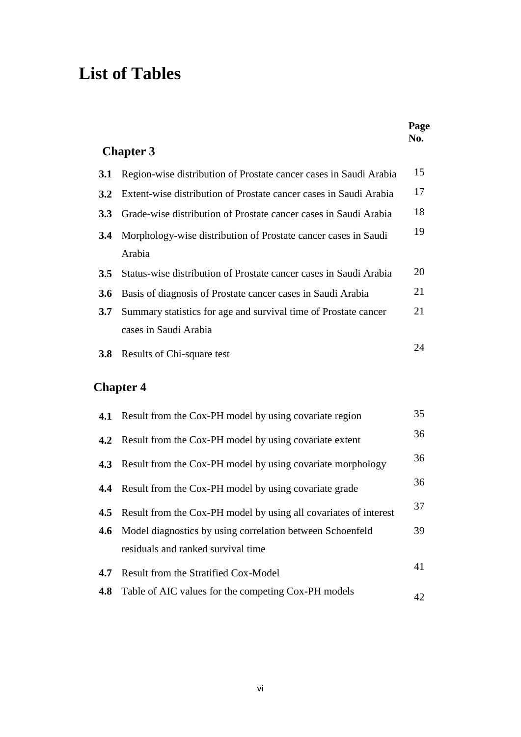# List of Tables

| | | Page No. |
|---|---|---|
| **Chapter 3** | | |
| **3.1** | Region-wise distribution of Prostate cancer cases in Saudi Arabia | 15 |
| **3.2** | Extent-wise distribution of Prostate cancer cases in Saudi Arabia | 17 |
| **3.3** | Grade-wise distribution of Prostate cancer cases in Saudi Arabia | 18 |
| **3.4** | Morphology-wise distribution of Prostate cancer cases in Saudi Arabia | 19 |
| **3.5** | Status-wise distribution of Prostate cancer cases in Saudi Arabia | 20 |
| **3.6** | Basis of diagnosis of Prostate cancer cases in Saudi Arabia | 21 |
| **3.7** | Summary statistics for age and survival time of Prostate cancer cases in Saudi Arabia | 21 |
| **3.8** | Results of Chi-square test | 24 |
| **Chapter 4** | | |
| **4.1** | Result from the Cox-PH model by using covariate region | 35 |
| **4.2** | Result from the Cox-PH model by using covariate extent | 36 |
| **4.3** | Result from the Cox-PH model by using covariate morphology | 36 |
| **4.4** | Result from the Cox-PH model by using covariate grade | 36 |
| **4.5** | Result from the Cox-PH model by using all covariates of interest | 37 |
| **4.6** | Model diagnostics by using correlation between Schoenfeld residuals and ranked survival time | 39 |
| **4.7** | Result from the Stratified Cox-Model | 41 |
| **4.8** | Table of AIC values for the competing Cox-PH models | 42 |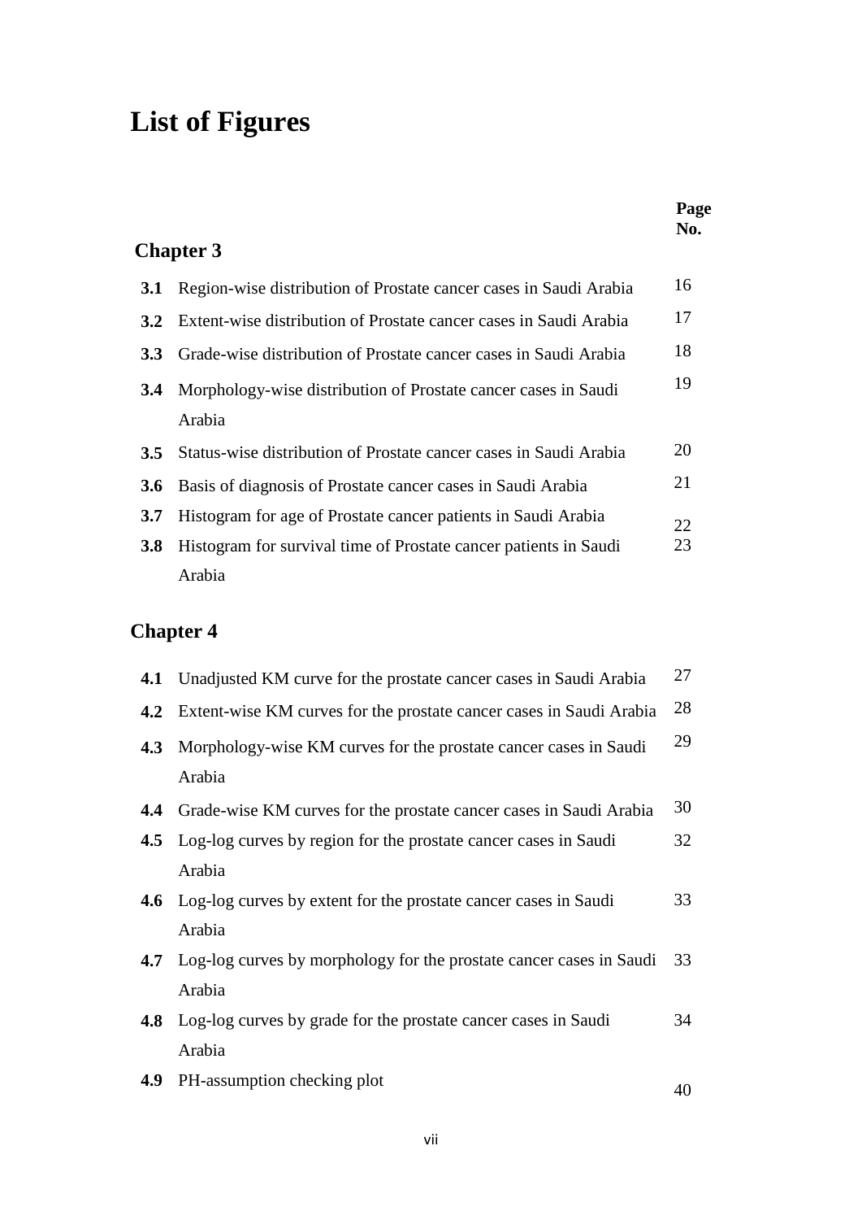# List of Figures

| | | Page No. |
|---|---|---|
| **Chapter 3** | | |
| **3.1** | Region-wise distribution of Prostate cancer cases in Saudi Arabia | 16 |
| **3.2** | Extent-wise distribution of Prostate cancer cases in Saudi Arabia | 17 |
| **3.3** | Grade-wise distribution of Prostate cancer cases in Saudi Arabia | 18 |
| **3.4** | Morphology-wise distribution of Prostate cancer cases in Saudi Arabia | 19 |
| **3.5** | Status-wise distribution of Prostate cancer cases in Saudi Arabia | 20 |
| **3.6** | Basis of diagnosis of Prostate cancer cases in Saudi Arabia | 21 |
| **3.7** | Histogram for age of Prostate cancer patients in Saudi Arabia | 22 |
| **3.8** | Histogram for survival time of Prostate cancer patients in Saudi Arabia | 23 |
| **Chapter 4** | | |
| **4.1** | Unadjusted KM curve for the prostate cancer cases in Saudi Arabia | 27 |
| **4.2** | Extent-wise KM curves for the prostate cancer cases in Saudi Arabia | 28 |
| **4.3** | Morphology-wise KM curves for the prostate cancer cases in Saudi Arabia | 29 |
| **4.4** | Grade-wise KM curves for the prostate cancer cases in Saudi Arabia | 30 |
| **4.5** | Log-log curves by region for the prostate cancer cases in Saudi Arabia | 32 |
| **4.6** | Log-log curves by extent for the prostate cancer cases in Saudi Arabia | 33 |
| **4.7** | Log-log curves by morphology for the prostate cancer cases in Saudi Arabia | 33 |
| **4.8** | Log-log curves by grade for the prostate cancer cases in Saudi Arabia | 34 |
| **4.9** | PH-assumption checking plot | 40 |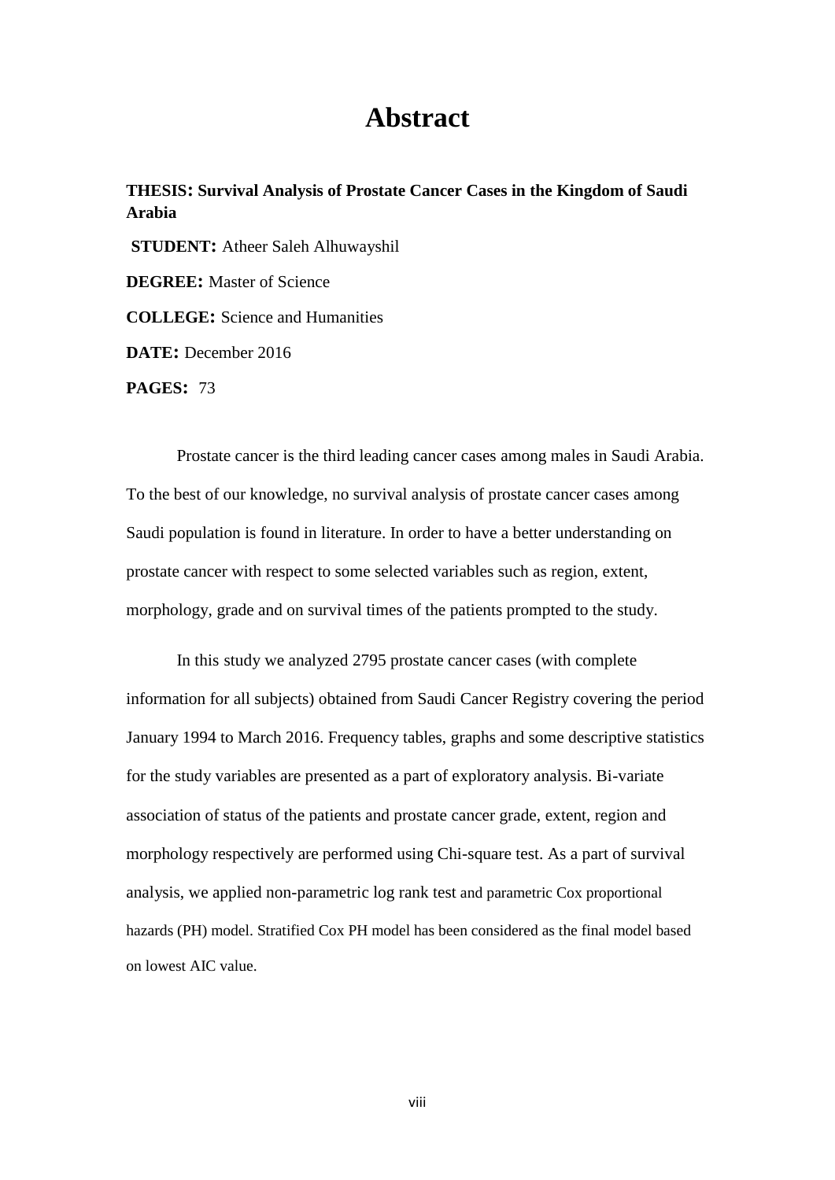# Abstract

**THESIS: Survival Analysis of Prostate Cancer Cases in the Kingdom of Saudi Arabia**

**STUDENT:** Atheer Saleh Alhuwayshil

**DEGREE:** Master of Science

**COLLEGE:** Science and Humanities

**DATE:** December 2016

**PAGES:** 73

Prostate cancer is the third leading cancer cases among males in Saudi Arabia. To the best of our knowledge, no survival analysis of prostate cancer cases among Saudi population is found in literature. In order to have a better understanding on prostate cancer with respect to some selected variables such as region, extent, morphology, grade and on survival times of the patients prompted to the study.

In this study we analyzed 2795 prostate cancer cases (with complete information for all subjects) obtained from Saudi Cancer Registry covering the period January 1994 to March 2016. Frequency tables, graphs and some descriptive statistics for the study variables are presented as a part of exploratory analysis. Bi-variate association of status of the patients and prostate cancer grade, extent, region and morphology respectively are performed using Chi-square test. As a part of survival analysis, we applied non-parametric log rank test and parametric Cox proportional hazards (PH) model. Stratified Cox PH model has been considered as the final model based on lowest AIC value.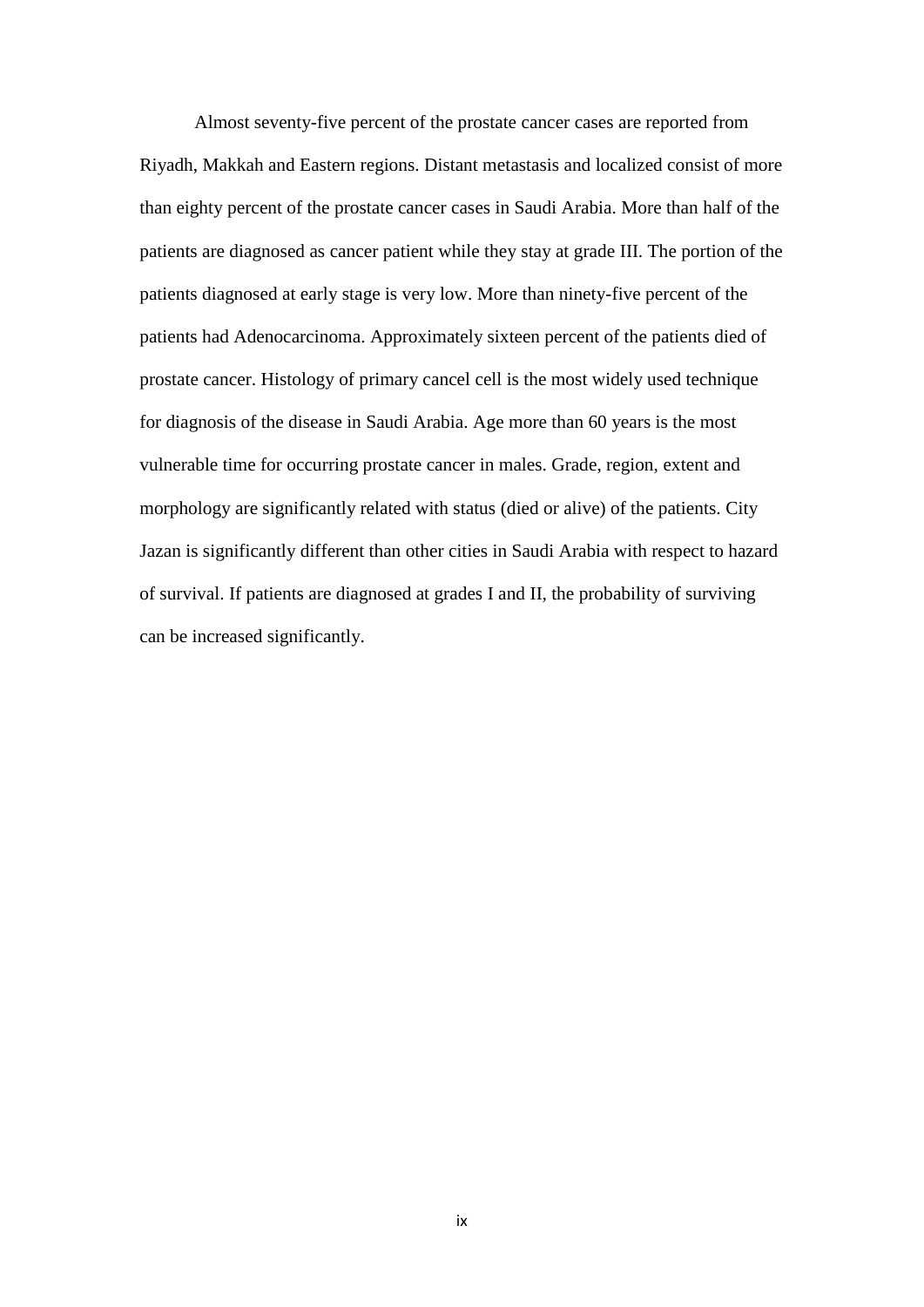Almost seventy-five percent of the prostate cancer cases are reported from Riyadh, Makkah and Eastern regions. Distant metastasis and localized consist of more than eighty percent of the prostate cancer cases in Saudi Arabia. More than half of the patients are diagnosed as cancer patient while they stay at grade III. The portion of the patients diagnosed at early stage is very low. More than ninety-five percent of the patients had Adenocarcinoma. Approximately sixteen percent of the patients died of prostate cancer. Histology of primary cancel cell is the most widely used technique for diagnosis of the disease in Saudi Arabia. Age more than 60 years is the most vulnerable time for occurring prostate cancer in males. Grade, region, extent and morphology are significantly related with status (died or alive) of the patients. City Jazan is significantly different than other cities in Saudi Arabia with respect to hazard of survival. If patients are diagnosed at grades I and II, the probability of surviving can be increased significantly.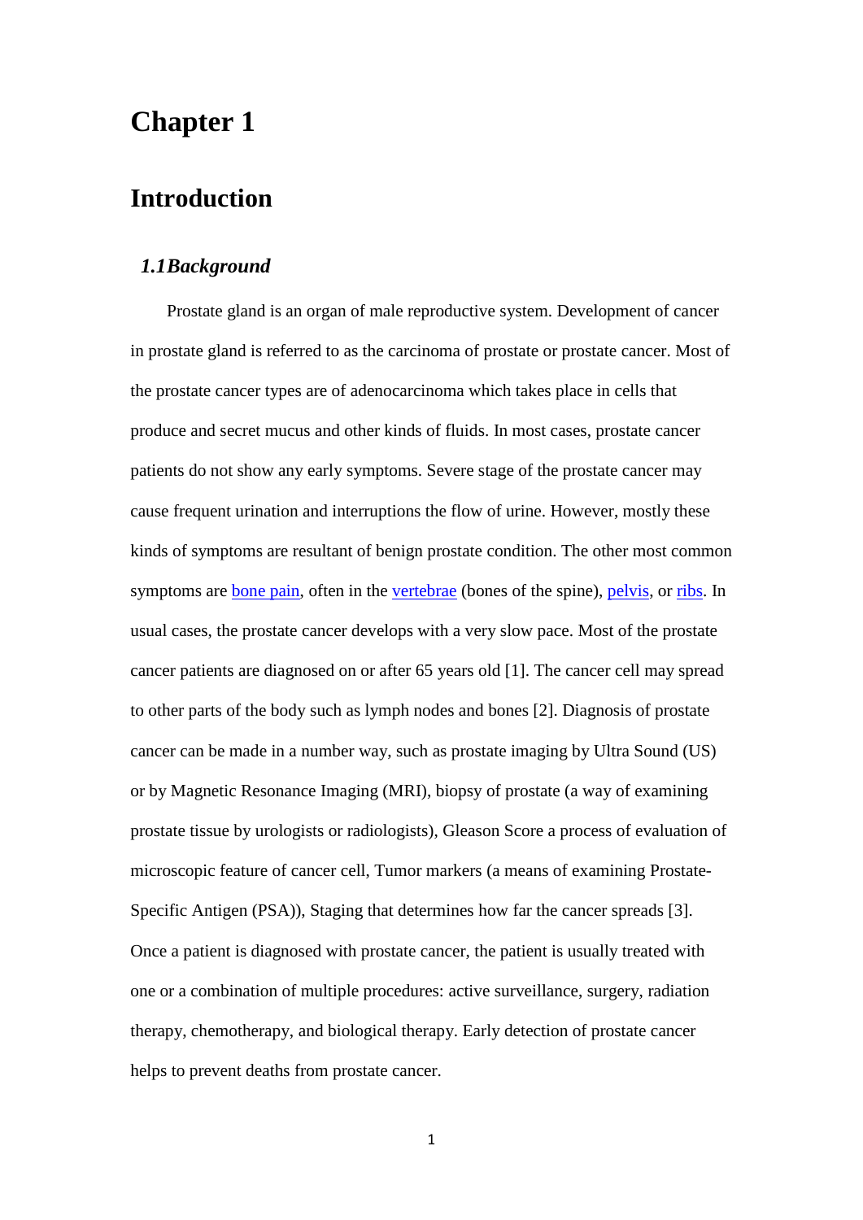# Chapter 1

# Introduction

## *1.1Background*

Prostate gland is an organ of male reproductive system. Development of cancer in prostate gland is referred to as the carcinoma of prostate or prostate cancer. Most of the prostate cancer types are of adenocarcinoma which takes place in cells that produce and secret mucus and other kinds of fluids. In most cases, prostate cancer patients do not show any early symptoms. Severe stage of the prostate cancer may cause frequent urination and interruptions the flow of urine. However, mostly these kinds of symptoms are resultant of benign prostate condition. The other most common symptoms are bone pain, often in the vertebrae (bones of the spine), pelvis, or ribs. In usual cases, the prostate cancer develops with a very slow pace. Most of the prostate cancer patients are diagnosed on or after 65 years old [1]. The cancer cell may spread to other parts of the body such as lymph nodes and bones [2]. Diagnosis of prostate cancer can be made in a number way, such as prostate imaging by Ultra Sound (US) or by Magnetic Resonance Imaging (MRI), biopsy of prostate (a way of examining prostate tissue by urologists or radiologists), Gleason Score a process of evaluation of microscopic feature of cancer cell, Tumor markers (a means of examining Prostate-Specific Antigen (PSA)), Staging that determines how far the cancer spreads [3]. Once a patient is diagnosed with prostate cancer, the patient is usually treated with one or a combination of multiple procedures: active surveillance, surgery, radiation therapy, chemotherapy, and biological therapy. Early detection of prostate cancer helps to prevent deaths from prostate cancer.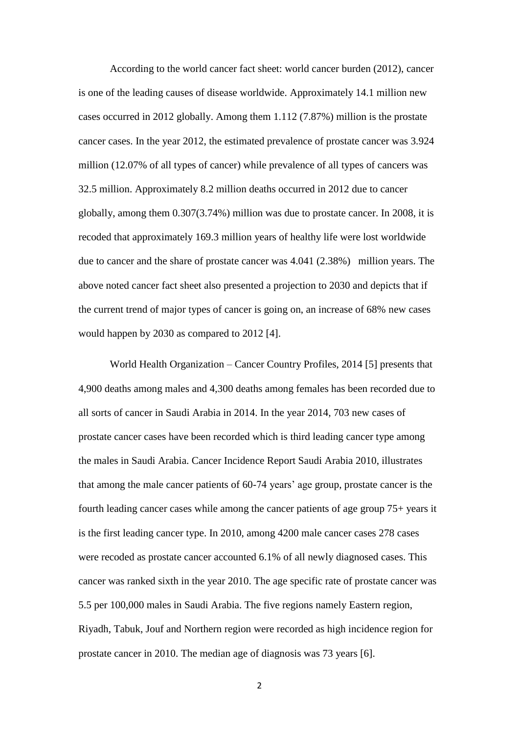According to the world cancer fact sheet: world cancer burden (2012), cancer is one of the leading causes of disease worldwide. Approximately 14.1 million new cases occurred in 2012 globally. Among them 1.112 (7.87%) million is the prostate cancer cases. In the year 2012, the estimated prevalence of prostate cancer was 3.924 million (12.07% of all types of cancer) while prevalence of all types of cancers was 32.5 million. Approximately 8.2 million deaths occurred in 2012 due to cancer globally, among them 0.307(3.74%) million was due to prostate cancer. In 2008, it is recoded that approximately 169.3 million years of healthy life were lost worldwide due to cancer and the share of prostate cancer was 4.041 (2.38%) million years. The above noted cancer fact sheet also presented a projection to 2030 and depicts that if the current trend of major types of cancer is going on, an increase of 68% new cases would happen by 2030 as compared to 2012 [4].

World Health Organization – Cancer Country Profiles, 2014 [5] presents that 4,900 deaths among males and 4,300 deaths among females has been recorded due to all sorts of cancer in Saudi Arabia in 2014. In the year 2014, 703 new cases of prostate cancer cases have been recorded which is third leading cancer type among the males in Saudi Arabia. Cancer Incidence Report Saudi Arabia 2010, illustrates that among the male cancer patients of 60-74 years' age group, prostate cancer is the fourth leading cancer cases while among the cancer patients of age group 75+ years it is the first leading cancer type. In 2010, among 4200 male cancer cases 278 cases were recoded as prostate cancer accounted 6.1% of all newly diagnosed cases. This cancer was ranked sixth in the year 2010. The age specific rate of prostate cancer was 5.5 per 100,000 males in Saudi Arabia. The five regions namely Eastern region, Riyadh, Tabuk, Jouf and Northern region were recorded as high incidence region for prostate cancer in 2010. The median age of diagnosis was 73 years [6].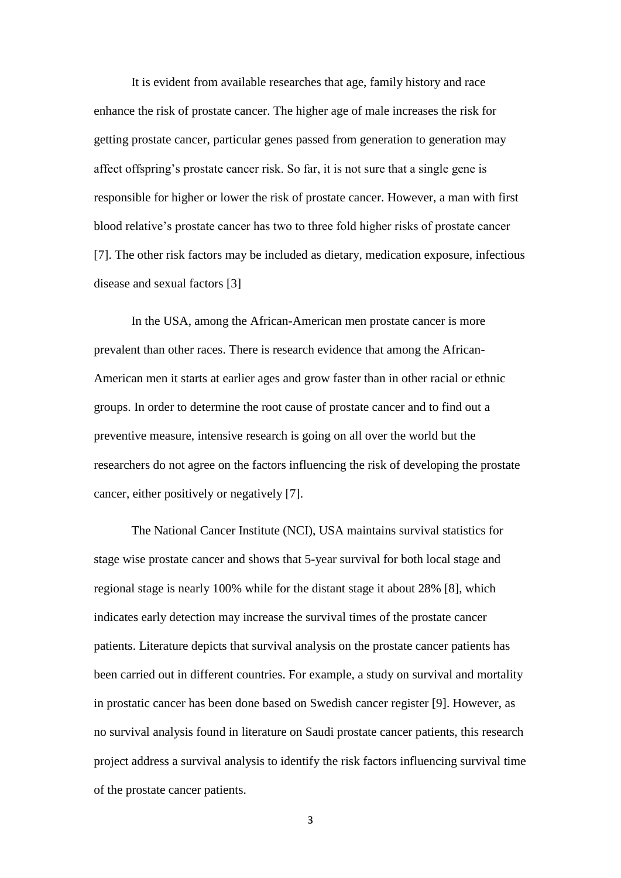It is evident from available researches that age, family history and race enhance the risk of prostate cancer. The higher age of male increases the risk for getting prostate cancer, particular genes passed from generation to generation may affect offspring's prostate cancer risk. So far, it is not sure that a single gene is responsible for higher or lower the risk of prostate cancer. However, a man with first blood relative's prostate cancer has two to three fold higher risks of prostate cancer [7]. The other risk factors may be included as dietary, medication exposure, infectious disease and sexual factors [3]

In the USA, among the African-American men prostate cancer is more prevalent than other races. There is research evidence that among the African-American men it starts at earlier ages and grow faster than in other racial or ethnic groups. In order to determine the root cause of prostate cancer and to find out a preventive measure, intensive research is going on all over the world but the researchers do not agree on the factors influencing the risk of developing the prostate cancer, either positively or negatively [7].

The National Cancer Institute (NCI), USA maintains survival statistics for stage wise prostate cancer and shows that 5-year survival for both local stage and regional stage is nearly 100% while for the distant stage it about 28% [8], which indicates early detection may increase the survival times of the prostate cancer patients. Literature depicts that survival analysis on the prostate cancer patients has been carried out in different countries. For example, a study on survival and mortality in prostatic cancer has been done based on Swedish cancer register [9]. However, as no survival analysis found in literature on Saudi prostate cancer patients, this research project address a survival analysis to identify the risk factors influencing survival time of the prostate cancer patients.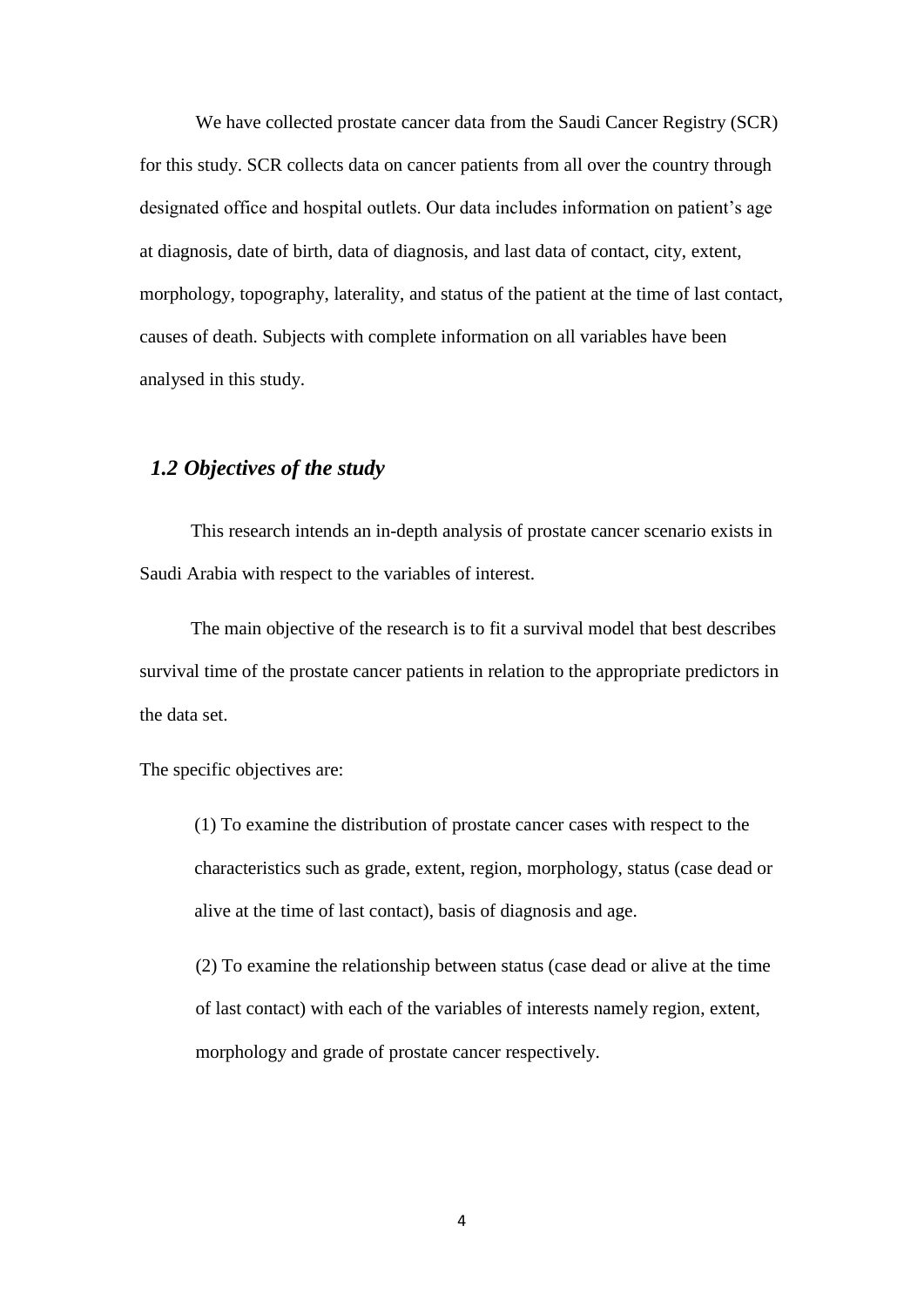We have collected prostate cancer data from the Saudi Cancer Registry (SCR) for this study. SCR collects data on cancer patients from all over the country through designated office and hospital outlets. Our data includes information on patient's age at diagnosis, date of birth, data of diagnosis, and last data of contact, city, extent, morphology, topography, laterality, and status of the patient at the time of last contact, causes of death. Subjects with complete information on all variables have been analysed in this study.

## *1.2 Objectives of the study*

This research intends an in-depth analysis of prostate cancer scenario exists in Saudi Arabia with respect to the variables of interest.

The main objective of the research is to fit a survival model that best describes survival time of the prostate cancer patients in relation to the appropriate predictors in the data set.

The specific objectives are:

(1) To examine the distribution of prostate cancer cases with respect to the characteristics such as grade, extent, region, morphology, status (case dead or alive at the time of last contact), basis of diagnosis and age.

(2) To examine the relationship between status (case dead or alive at the time of last contact) with each of the variables of interests namely region, extent, morphology and grade of prostate cancer respectively.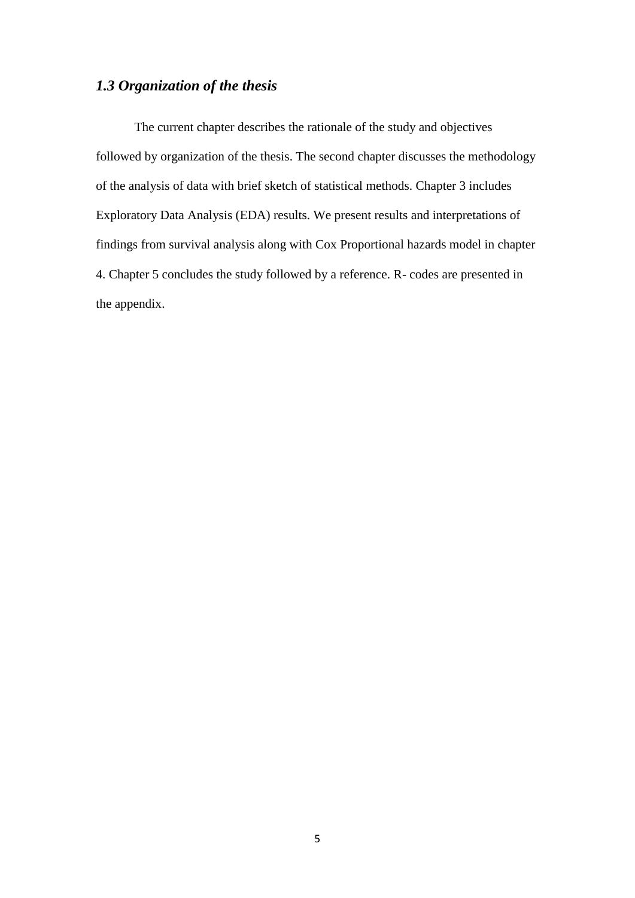### *1.3 Organization of the thesis*

The current chapter describes the rationale of the study and objectives followed by organization of the thesis. The second chapter discusses the methodology of the analysis of data with brief sketch of statistical methods. Chapter 3 includes Exploratory Data Analysis (EDA) results. We present results and interpretations of findings from survival analysis along with Cox Proportional hazards model in chapter 4. Chapter 5 concludes the study followed by a reference. R- codes are presented in the appendix.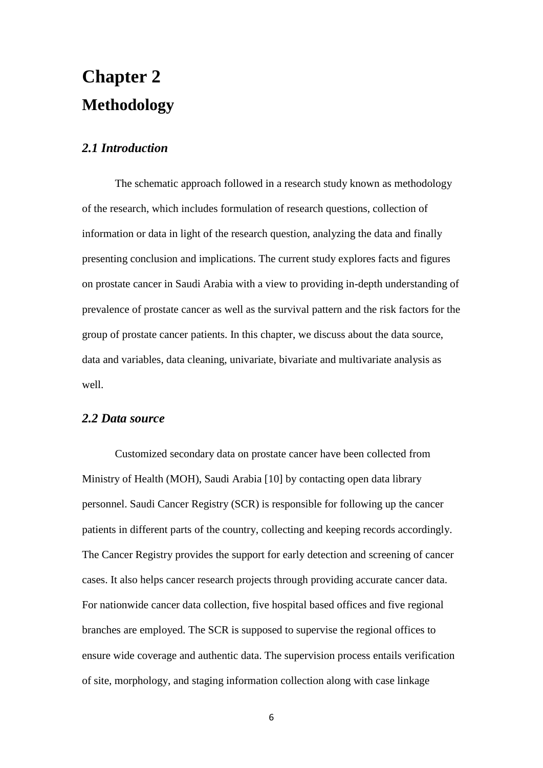# Chapter 2

# Methodology

### *2.1 Introduction*

The schematic approach followed in a research study known as methodology of the research, which includes formulation of research questions, collection of information or data in light of the research question, analyzing the data and finally presenting conclusion and implications. The current study explores facts and figures on prostate cancer in Saudi Arabia with a view to providing in-depth understanding of prevalence of prostate cancer as well as the survival pattern and the risk factors for the group of prostate cancer patients. In this chapter, we discuss about the data source, data and variables, data cleaning, univariate, bivariate and multivariate analysis as well.

### *2.2 Data source*

Customized secondary data on prostate cancer have been collected from Ministry of Health (MOH), Saudi Arabia [10] by contacting open data library personnel. Saudi Cancer Registry (SCR) is responsible for following up the cancer patients in different parts of the country, collecting and keeping records accordingly. The Cancer Registry provides the support for early detection and screening of cancer cases. It also helps cancer research projects through providing accurate cancer data. For nationwide cancer data collection, five hospital based offices and five regional branches are employed. The SCR is supposed to supervise the regional offices to ensure wide coverage and authentic data. The supervision process entails verification of site, morphology, and staging information collection along with case linkage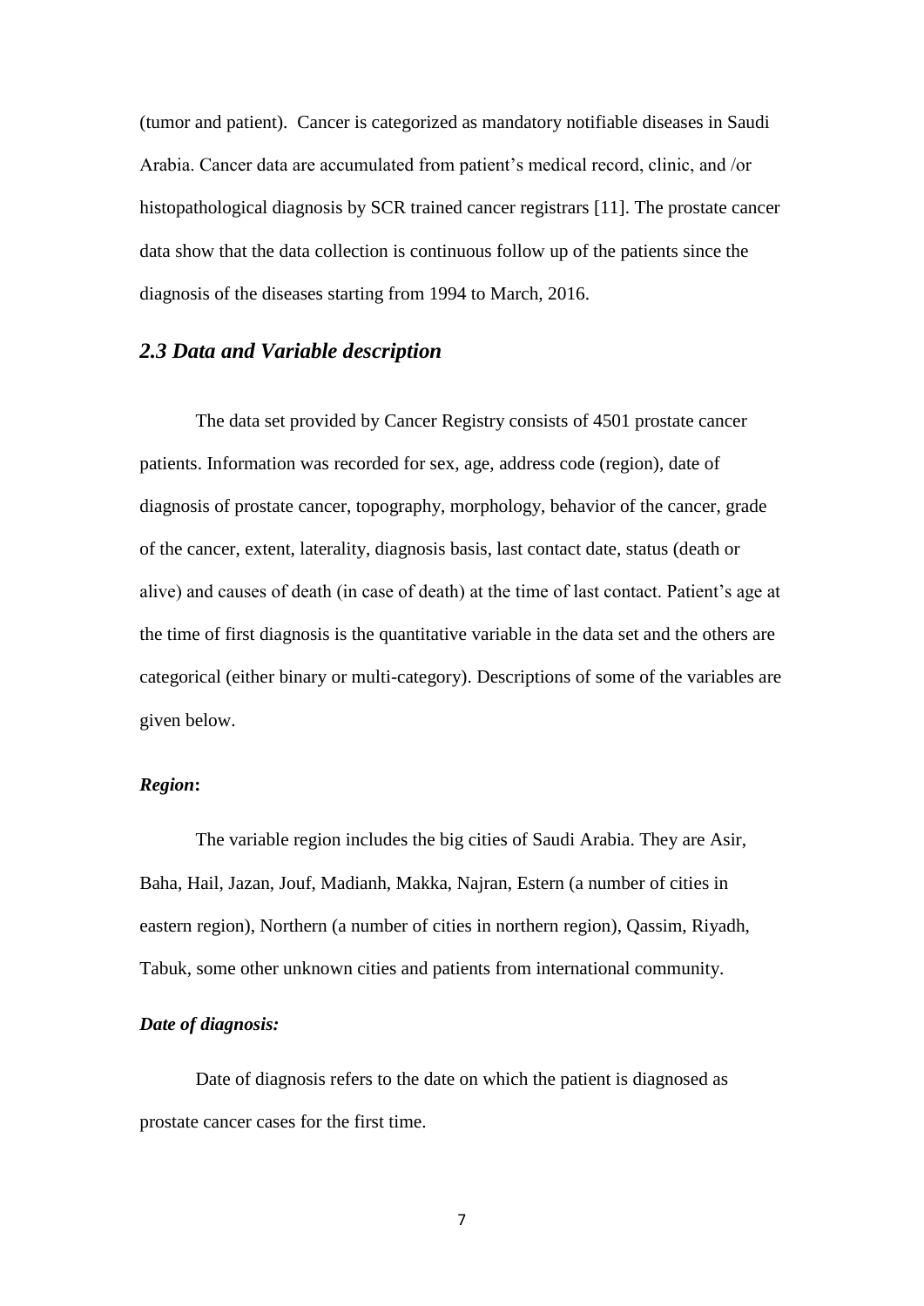(tumor and patient). Cancer is categorized as mandatory notifiable diseases in Saudi Arabia. Cancer data are accumulated from patient's medical record, clinic, and /or histopathological diagnosis by SCR trained cancer registrars [11]. The prostate cancer data show that the data collection is continuous follow up of the patients since the diagnosis of the diseases starting from 1994 to March, 2016.

## *2.3 Data and Variable description*

The data set provided by Cancer Registry consists of 4501 prostate cancer patients. Information was recorded for sex, age, address code (region), date of diagnosis of prostate cancer, topography, morphology, behavior of the cancer, grade of the cancer, extent, laterality, diagnosis basis, last contact date, status (death or alive) and causes of death (in case of death) at the time of last contact. Patient's age at the time of first diagnosis is the quantitative variable in the data set and the others are categorical (either binary or multi-category). Descriptions of some of the variables are given below.

***Region*:**

The variable region includes the big cities of Saudi Arabia. They are Asir, Baha, Hail, Jazan, Jouf, Madianh, Makka, Najran, Estern (a number of cities in eastern region), Northern (a number of cities in northern region), Qassim, Riyadh, Tabuk, some other unknown cities and patients from international community.

***Date of diagnosis:***

Date of diagnosis refers to the date on which the patient is diagnosed as prostate cancer cases for the first time.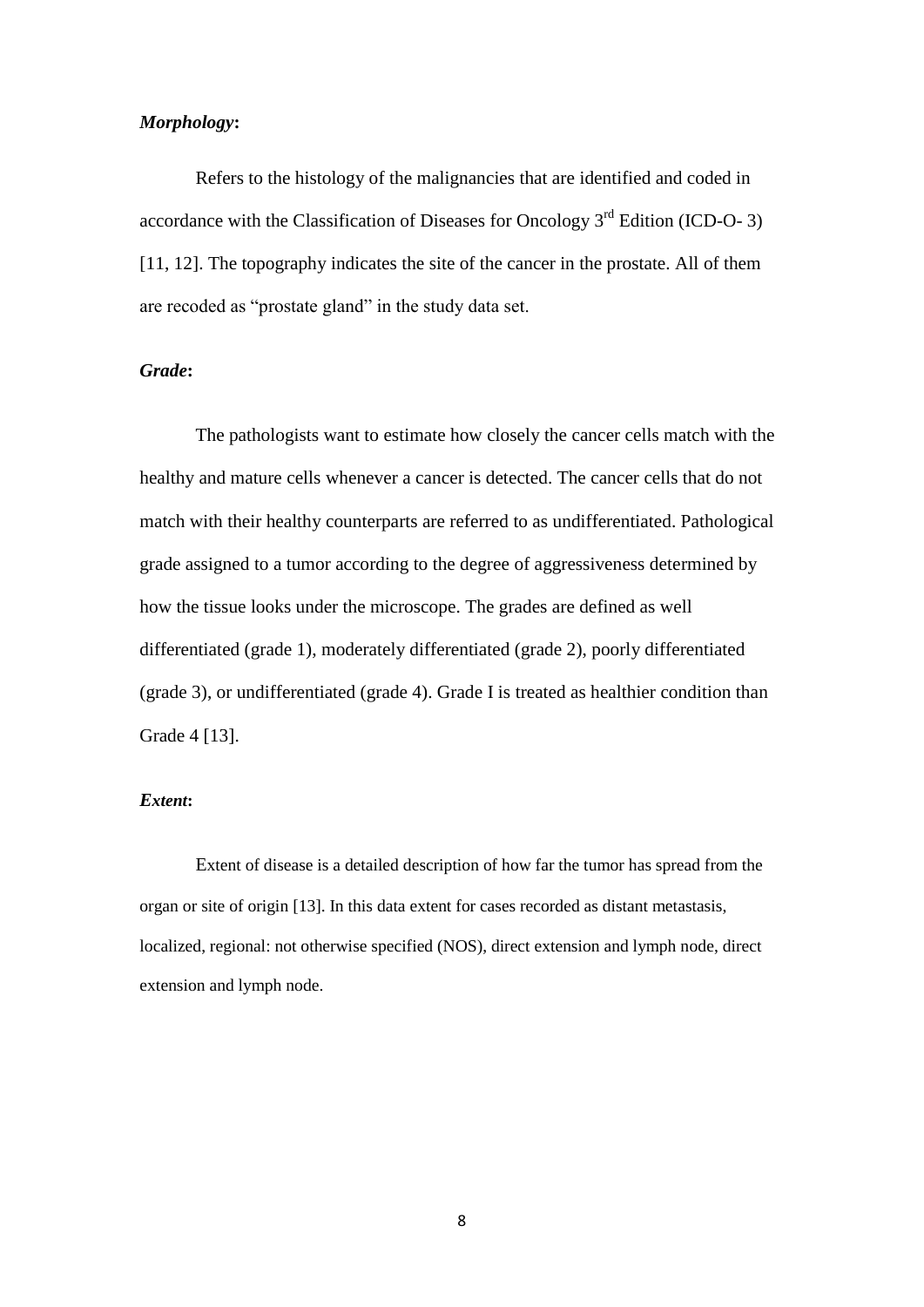***Morphology*:**

Refers to the histology of the malignancies that are identified and coded in accordance with the Classification of Diseases for Oncology 3rd Edition (ICD-O- 3) [11, 12]. The topography indicates the site of the cancer in the prostate. All of them are recoded as "prostate gland" in the study data set.

***Grade*:**

The pathologists want to estimate how closely the cancer cells match with the healthy and mature cells whenever a cancer is detected. The cancer cells that do not match with their healthy counterparts are referred to as undifferentiated. Pathological grade assigned to a tumor according to the degree of aggressiveness determined by how the tissue looks under the microscope. The grades are defined as well differentiated (grade 1), moderately differentiated (grade 2), poorly differentiated (grade 3), or undifferentiated (grade 4). Grade I is treated as healthier condition than Grade 4 [13].

***Extent*:**

Extent of disease is a detailed description of how far the tumor has spread from the organ or site of origin [13]. In this data extent for cases recorded as distant metastasis, localized, regional: not otherwise specified (NOS), direct extension and lymph node, direct extension and lymph node.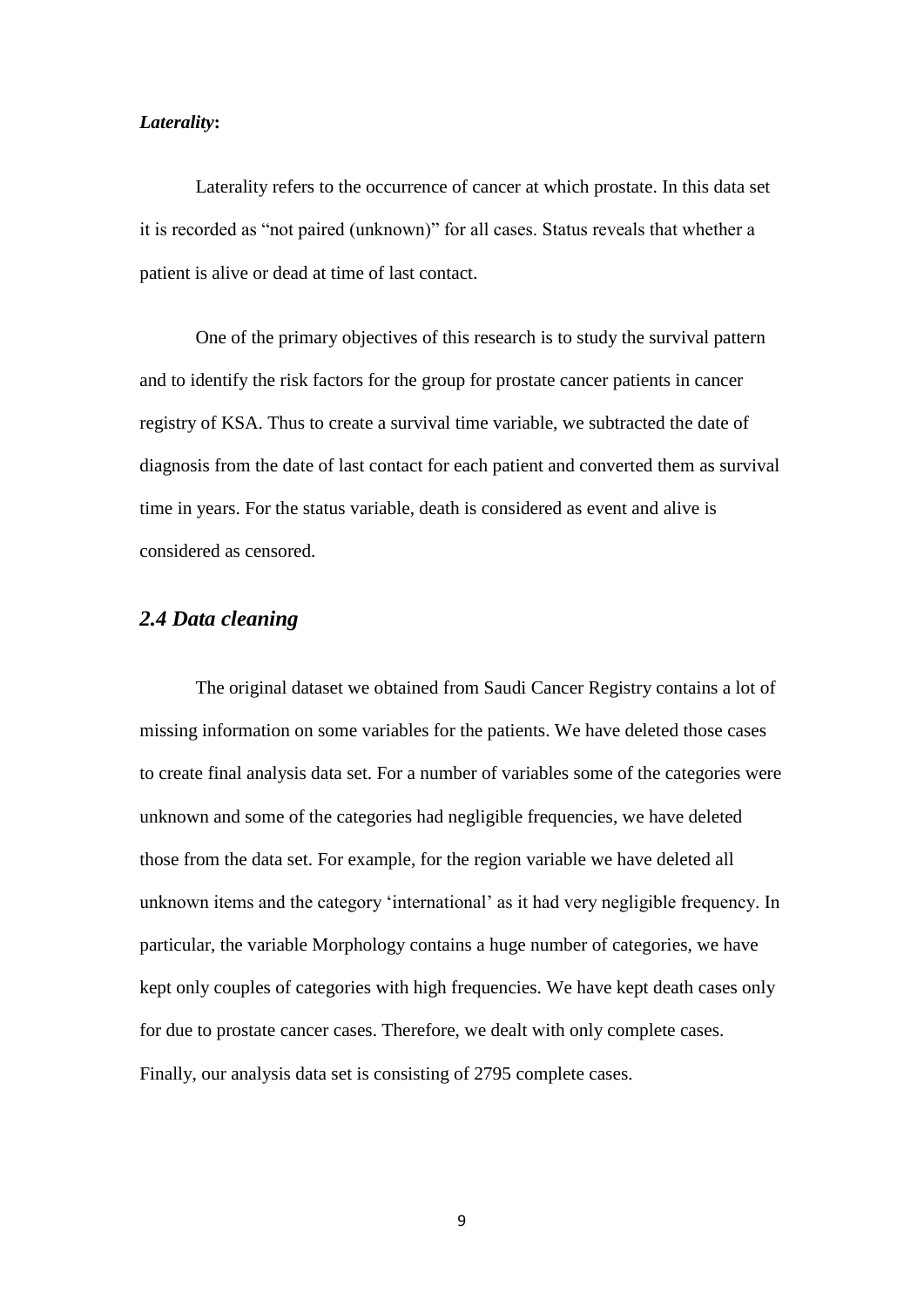***Laterality*:**

Laterality refers to the occurrence of cancer at which prostate. In this data set it is recorded as "not paired (unknown)" for all cases. Status reveals that whether a patient is alive or dead at time of last contact.

One of the primary objectives of this research is to study the survival pattern and to identify the risk factors for the group for prostate cancer patients in cancer registry of KSA. Thus to create a survival time variable, we subtracted the date of diagnosis from the date of last contact for each patient and converted them as survival time in years. For the status variable, death is considered as event and alive is considered as censored.

## *2.4 Data cleaning*

The original dataset we obtained from Saudi Cancer Registry contains a lot of missing information on some variables for the patients. We have deleted those cases to create final analysis data set. For a number of variables some of the categories were unknown and some of the categories had negligible frequencies, we have deleted those from the data set. For example, for the region variable we have deleted all unknown items and the category 'international' as it had very negligible frequency. In particular, the variable Morphology contains a huge number of categories, we have kept only couples of categories with high frequencies. We have kept death cases only for due to prostate cancer cases. Therefore, we dealt with only complete cases. Finally, our analysis data set is consisting of 2795 complete cases.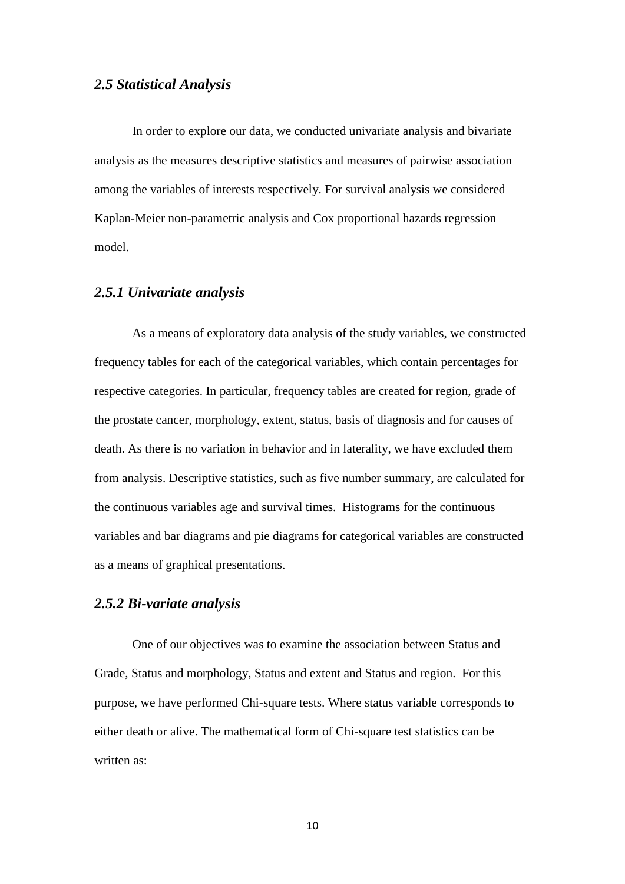### *2.5 Statistical Analysis*

In order to explore our data, we conducted univariate analysis and bivariate analysis as the measures descriptive statistics and measures of pairwise association among the variables of interests respectively. For survival analysis we considered Kaplan-Meier non-parametric analysis and Cox proportional hazards regression model.

### *2.5.1 Univariate analysis*

As a means of exploratory data analysis of the study variables, we constructed frequency tables for each of the categorical variables, which contain percentages for respective categories. In particular, frequency tables are created for region, grade of the prostate cancer, morphology, extent, status, basis of diagnosis and for causes of death. As there is no variation in behavior and in laterality, we have excluded them from analysis. Descriptive statistics, such as five number summary, are calculated for the continuous variables age and survival times. Histograms for the continuous variables and bar diagrams and pie diagrams for categorical variables are constructed as a means of graphical presentations.

### *2.5.2 Bi-variate analysis*

One of our objectives was to examine the association between Status and Grade, Status and morphology, Status and extent and Status and region. For this purpose, we have performed Chi-square tests. Where status variable corresponds to either death or alive. The mathematical form of Chi-square test statistics can be written as: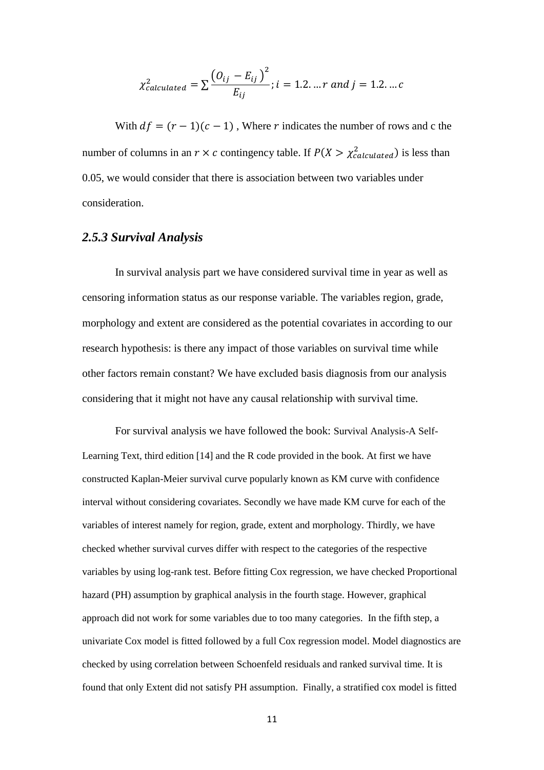$$\chi^2_{calculated} = \sum \frac{\left(O_{ij} - E_{ij}\right)^2}{E_{ij}}; i = 1.2. \ldots r \text{ and } j = 1.2. \ldots c$$

With $df = (r-1)(c-1)$ , Where $r$ indicates the number of rows and c the number of columns in an $r \times c$ contingency table. If $P(X > \chi^2_{calculated})$ is less than 0.05, we would consider that there is association between two variables under consideration.

### *2.5.3 Survival Analysis*

In survival analysis part we have considered survival time in year as well as censoring information status as our response variable. The variables region, grade, morphology and extent are considered as the potential covariates in according to our research hypothesis: is there any impact of those variables on survival time while other factors remain constant? We have excluded basis diagnosis from our analysis considering that it might not have any causal relationship with survival time.

For survival analysis we have followed the book: Survival Analysis-A Self-Learning Text, third edition [14] and the R code provided in the book. At first we have constructed Kaplan-Meier survival curve popularly known as KM curve with confidence interval without considering covariates. Secondly we have made KM curve for each of the variables of interest namely for region, grade, extent and morphology. Thirdly, we have checked whether survival curves differ with respect to the categories of the respective variables by using log-rank test. Before fitting Cox regression, we have checked Proportional hazard (PH) assumption by graphical analysis in the fourth stage. However, graphical approach did not work for some variables due to too many categories. In the fifth step, a univariate Cox model is fitted followed by a full Cox regression model. Model diagnostics are checked by using correlation between Schoenfeld residuals and ranked survival time. It is found that only Extent did not satisfy PH assumption. Finally, a stratified cox model is fitted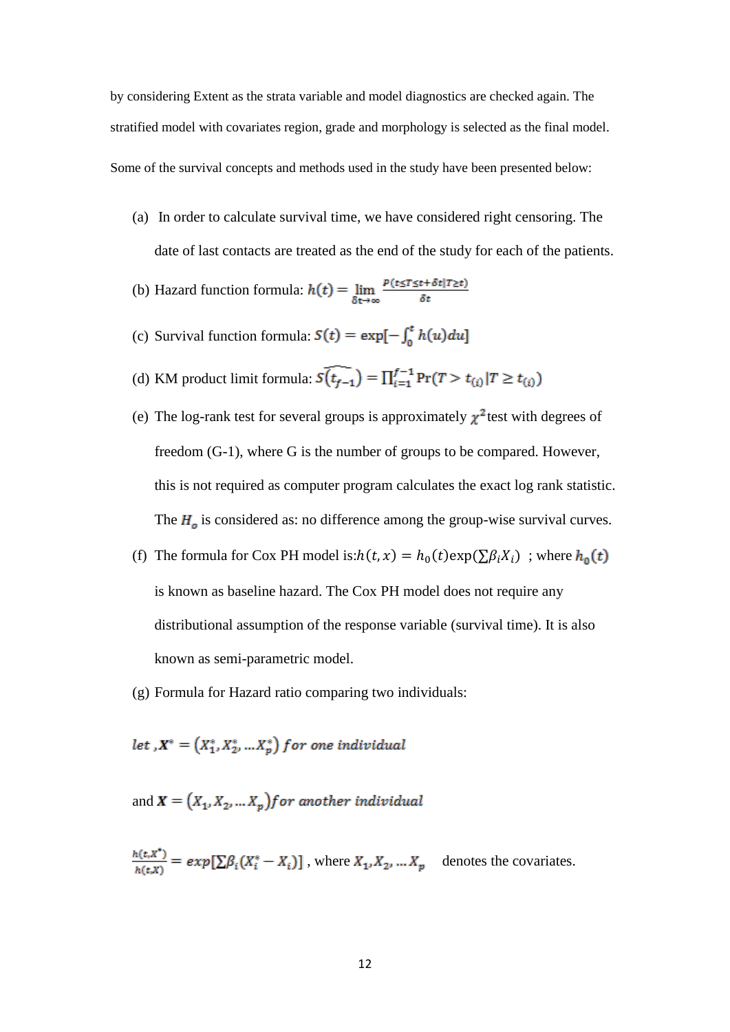by considering Extent as the strata variable and model diagnostics are checked again. The stratified model with covariates region, grade and morphology is selected as the final model.

Some of the survival concepts and methods used in the study have been presented below:

(a) In order to calculate survival time, we have considered right censoring. The date of last contacts are treated as the end of the study for each of the patients.

(b) Hazard function formula: $h(t) = \lim_{\delta t \to \infty} \frac{P(t \leq T \leq t+\delta t | T \geq t)}{\delta t}$

(c) Survival function formula: $S(t) = \exp[-\int_0^t h(u)du]$

(d) KM product limit formula: $\widehat{S(t_{f-1})} = \prod_{i=1}^{f-1} \Pr(T > t_{(i)} | T \geq t_{(i)})$

(e) The log-rank test for several groups is approximately $\chi^2$ test with degrees of freedom (G-1), where G is the number of groups to be compared. However, this is not required as computer program calculates the exact log rank statistic. The $H_o$ is considered as: no difference among the group-wise survival curves.

(f) The formula for Cox PH model is: $h(t, x) = h_0(t)\exp(\sum \beta_i X_i)$ ; where $h_0(t)$ is known as baseline hazard. The Cox PH model does not require any distributional assumption of the response variable (survival time). It is also known as semi-parametric model.

(g) Formula for Hazard ratio comparing two individuals:

$let\ , \boldsymbol{X}^* = (X_1^*, X_2^*, \ldots X_p^*)\ for\ one\ individual$

and $\boldsymbol{X} = (X_1, X_2, \ldots X_p)\ for\ another\ individual$

$\frac{h(t, X^*)}{h(t, X)} = exp[\sum \beta_i (X_i^* - X_i)]$ , where $X_1, X_2, \ldots X_p$ denotes the covariates.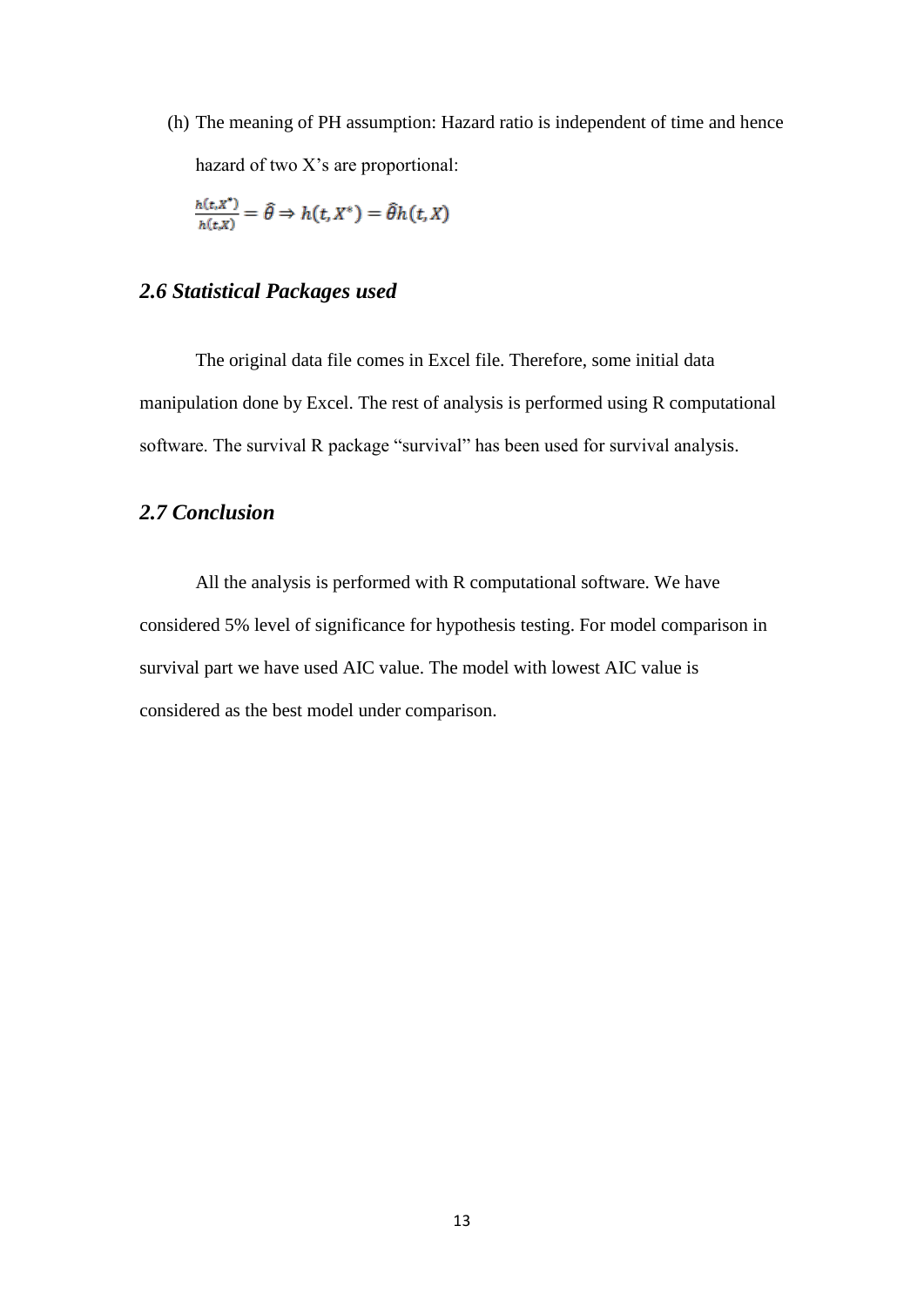(h) The meaning of PH assumption: Hazard ratio is independent of time and hence hazard of two X's are proportional:

$$\frac{h(t,X^*)}{h(t,X)} = \hat{\theta} \Rightarrow h(t,X^*) = \hat{\theta}h(t,X)$$

## *2.6 Statistical Packages used*

The original data file comes in Excel file. Therefore, some initial data manipulation done by Excel. The rest of analysis is performed using R computational software. The survival R package "survival" has been used for survival analysis.

## *2.7 Conclusion*

All the analysis is performed with R computational software. We have considered 5% level of significance for hypothesis testing. For model comparison in survival part we have used AIC value. The model with lowest AIC value is considered as the best model under comparison.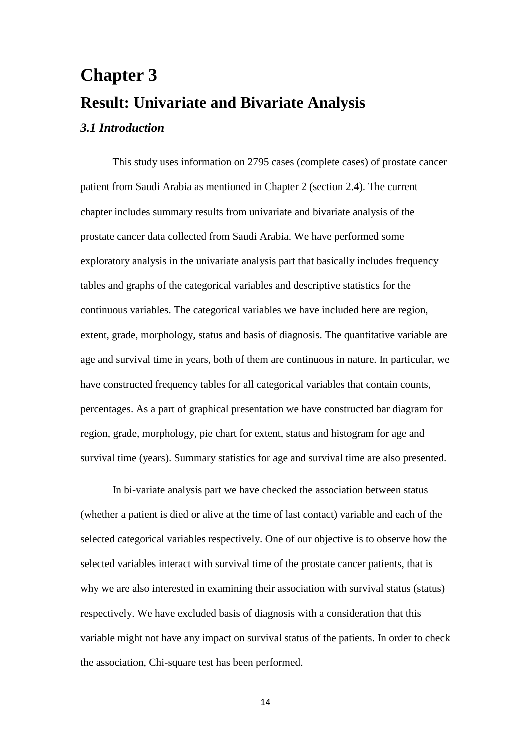# Chapter 3

## Result: Univariate and Bivariate Analysis

### *3.1 Introduction*

This study uses information on 2795 cases (complete cases) of prostate cancer patient from Saudi Arabia as mentioned in Chapter 2 (section 2.4). The current chapter includes summary results from univariate and bivariate analysis of the prostate cancer data collected from Saudi Arabia. We have performed some exploratory analysis in the univariate analysis part that basically includes frequency tables and graphs of the categorical variables and descriptive statistics for the continuous variables. The categorical variables we have included here are region, extent, grade, morphology, status and basis of diagnosis. The quantitative variable are age and survival time in years, both of them are continuous in nature. In particular, we have constructed frequency tables for all categorical variables that contain counts, percentages. As a part of graphical presentation we have constructed bar diagram for region, grade, morphology, pie chart for extent, status and histogram for age and survival time (years). Summary statistics for age and survival time are also presented.

In bi-variate analysis part we have checked the association between status (whether a patient is died or alive at the time of last contact) variable and each of the selected categorical variables respectively. One of our objective is to observe how the selected variables interact with survival time of the prostate cancer patients, that is why we are also interested in examining their association with survival status (status) respectively. We have excluded basis of diagnosis with a consideration that this variable might not have any impact on survival status of the patients. In order to check the association, Chi-square test has been performed.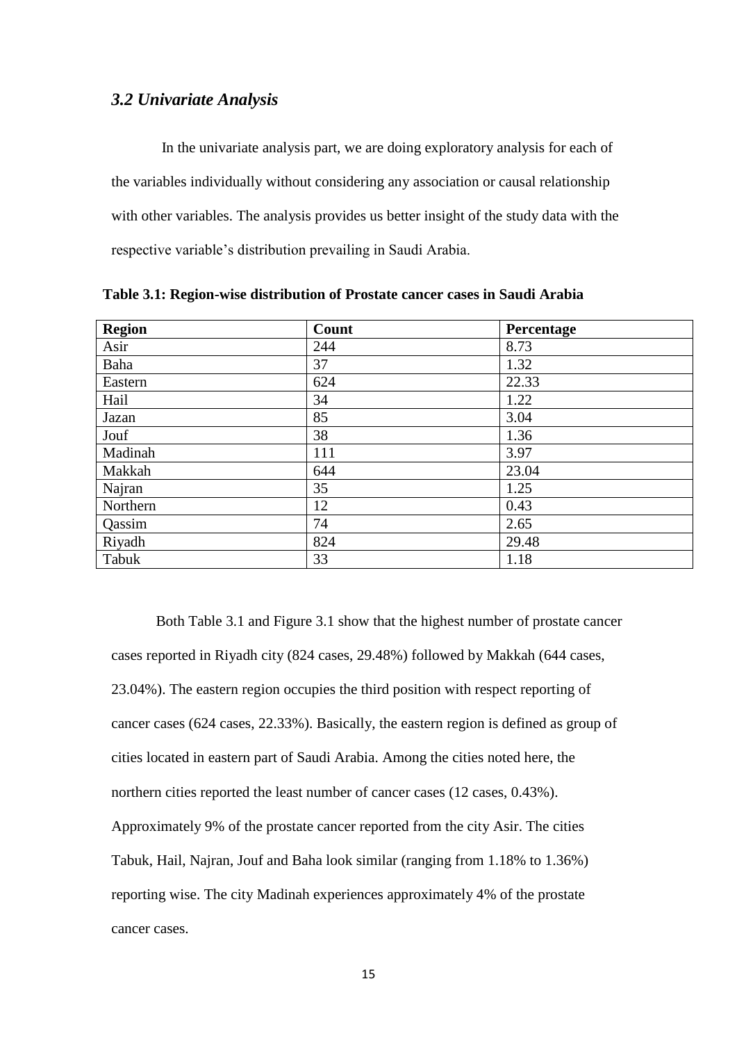### *3.2 Univariate Analysis*

In the univariate analysis part, we are doing exploratory analysis for each of the variables individually without considering any association or causal relationship with other variables. The analysis provides us better insight of the study data with the respective variable's distribution prevailing in Saudi Arabia.

**Table 3.1: Region-wise distribution of Prostate cancer cases in Saudi Arabia**

| **Region** | **Count** | **Percentage** |
|---|---|---|
| Asir | 244 | 8.73 |
| Baha | 37 | 1.32 |
| Eastern | 624 | 22.33 |
| Hail | 34 | 1.22 |
| Jazan | 85 | 3.04 |
| Jouf | 38 | 1.36 |
| Madinah | 111 | 3.97 |
| Makkah | 644 | 23.04 |
| Najran | 35 | 1.25 |
| Northern | 12 | 0.43 |
| Qassim | 74 | 2.65 |
| Riyadh | 824 | 29.48 |
| Tabuk | 33 | 1.18 |

Both Table 3.1 and Figure 3.1 show that the highest number of prostate cancer cases reported in Riyadh city (824 cases, 29.48%) followed by Makkah (644 cases, 23.04%). The eastern region occupies the third position with respect reporting of cancer cases (624 cases, 22.33%). Basically, the eastern region is defined as group of cities located in eastern part of Saudi Arabia. Among the cities noted here, the northern cities reported the least number of cancer cases (12 cases, 0.43%). Approximately 9% of the prostate cancer reported from the city Asir. The cities Tabuk, Hail, Najran, Jouf and Baha look similar (ranging from 1.18% to 1.36%) reporting wise. The city Madinah experiences approximately 4% of the prostate cancer cases.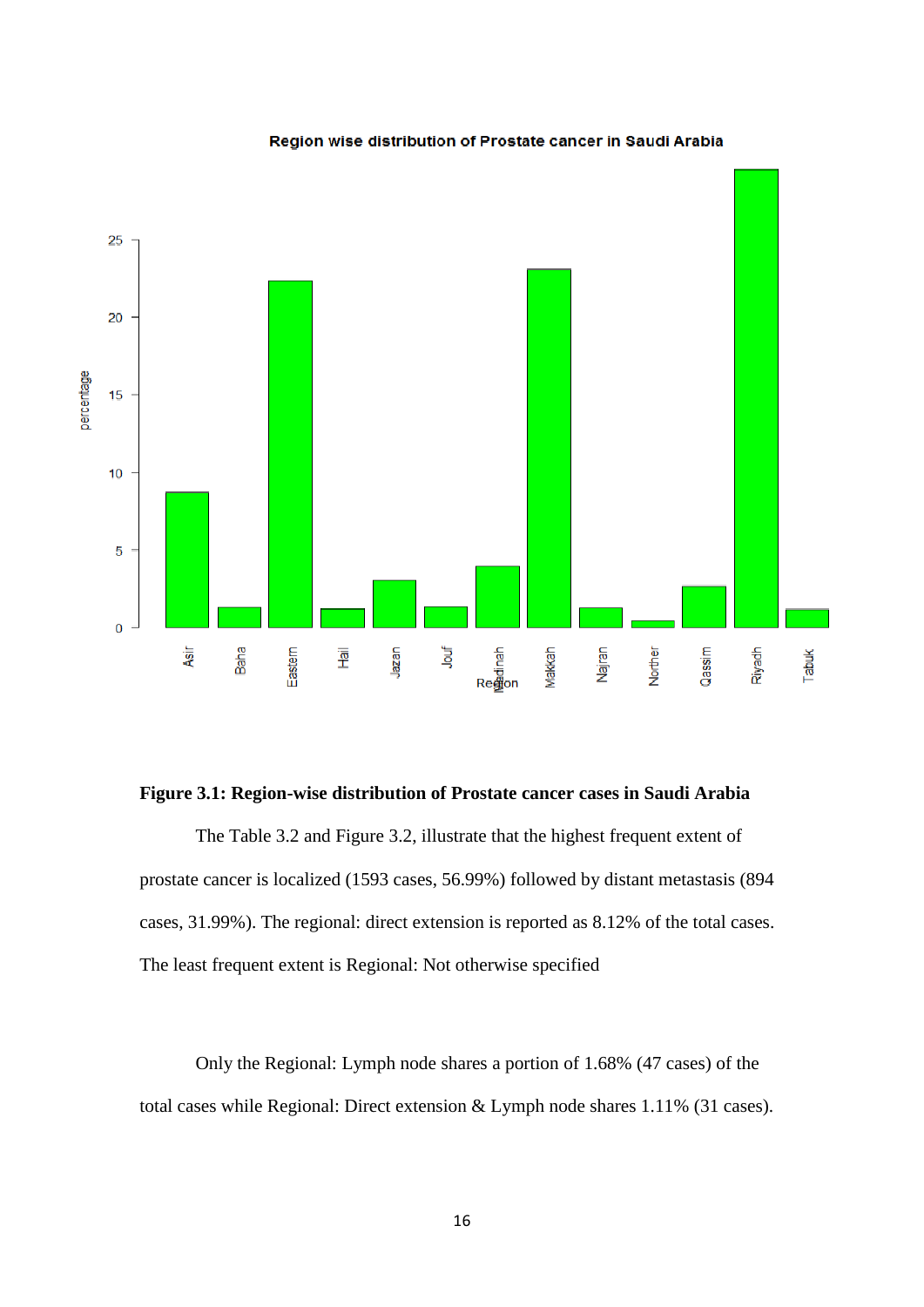**Figure 3.1: Region-wise distribution of Prostate cancer cases in Saudi Arabia**

The Table 3.2 and Figure 3.2, illustrate that the highest frequent extent of prostate cancer is localized (1593 cases, 56.99%) followed by distant metastasis (894 cases, 31.99%). The regional: direct extension is reported as 8.12% of the total cases. The least frequent extent is Regional: Not otherwise specified

Only the Regional: Lymph node shares a portion of 1.68% (47 cases) of the total cases while Regional: Direct extension & Lymph node shares 1.11% (31 cases).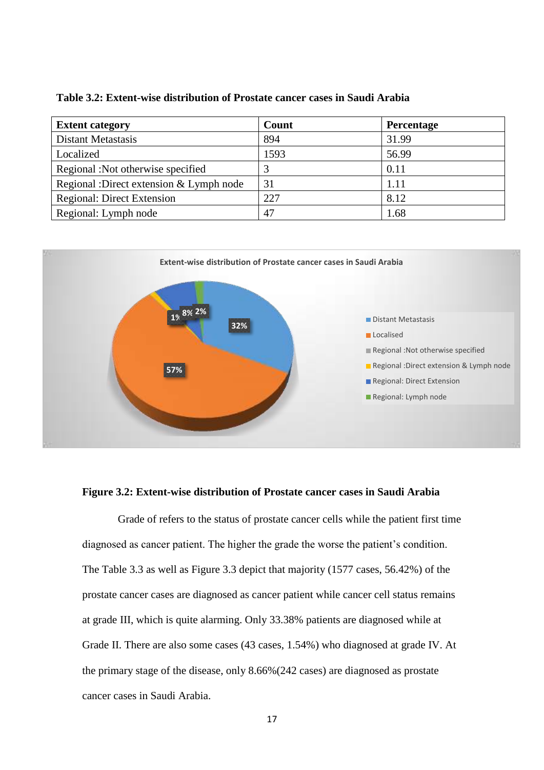**Table 3.2: Extent-wise distribution of Prostate cancer cases in Saudi Arabia**

| Extent category | Count | Percentage |
|---|---|---|
| Distant Metastasis | 894 | 31.99 |
| Localized | 1593 | 56.99 |
| Regional :Not otherwise specified | 3 | 0.11 |
| Regional :Direct extension & Lymph node | 31 | 1.11 |
| Regional: Direct Extension | 227 | 8.12 |
| Regional: Lymph node | 47 | 1.68 |

**Figure 3.2: Extent-wise distribution of Prostate cancer cases in Saudi Arabia**

Grade of refers to the status of prostate cancer cells while the patient first time diagnosed as cancer patient. The higher the grade the worse the patient's condition. The Table 3.3 as well as Figure 3.3 depict that majority (1577 cases, 56.42%) of the prostate cancer cases are diagnosed as cancer patient while cancer cell status remains at grade III, which is quite alarming. Only 33.38% patients are diagnosed while at Grade II. There are also some cases (43 cases, 1.54%) who diagnosed at grade IV. At the primary stage of the disease, only 8.66%(242 cases) are diagnosed as prostate cancer cases in Saudi Arabia.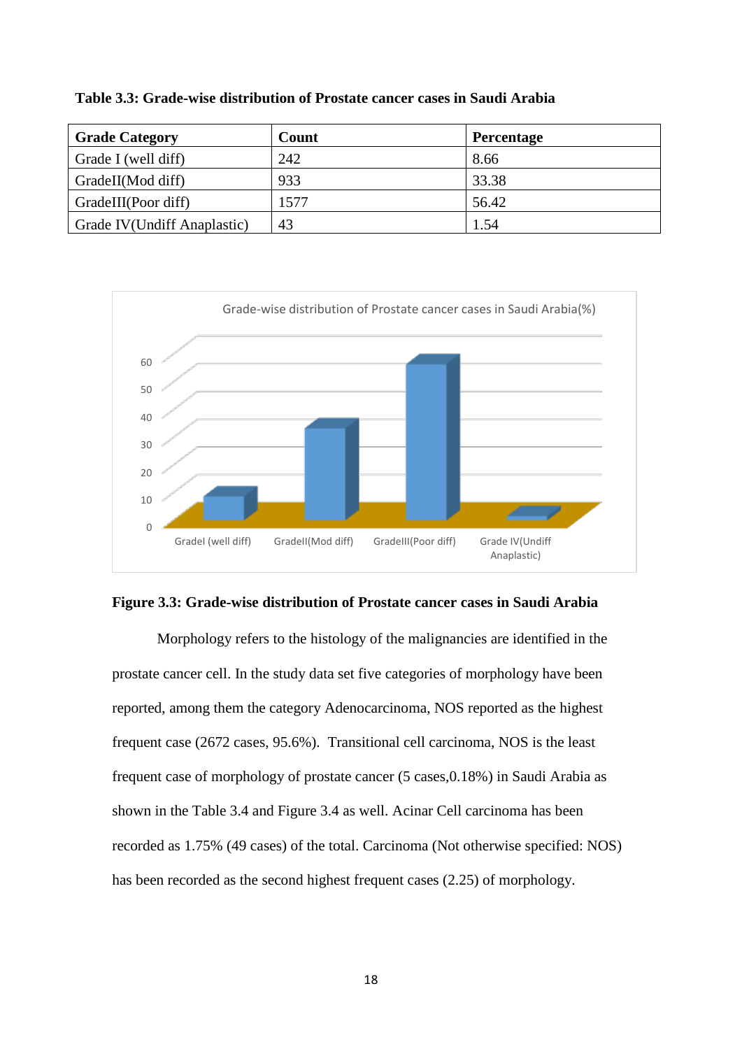**Table 3.3: Grade-wise distribution of Prostate cancer cases in Saudi Arabia**

| Grade Category | Count | Percentage |
|---|---|---|
| Grade I (well diff) | 242 | 8.66 |
| GradeII(Mod diff) | 933 | 33.38 |
| GradeIII(Poor diff) | 1577 | 56.42 |
| Grade IV(Undiff Anaplastic) | 43 | 1.54 |

**Figure 3.3: Grade-wise distribution of Prostate cancer cases in Saudi Arabia**

Morphology refers to the histology of the malignancies are identified in the prostate cancer cell. In the study data set five categories of morphology have been reported, among them the category Adenocarcinoma, NOS reported as the highest frequent case (2672 cases, 95.6%). Transitional cell carcinoma, NOS is the least frequent case of morphology of prostate cancer (5 cases,0.18%) in Saudi Arabia as shown in the Table 3.4 and Figure 3.4 as well. Acinar Cell carcinoma has been recorded as 1.75% (49 cases) of the total. Carcinoma (Not otherwise specified: NOS) has been recorded as the second highest frequent cases (2.25) of morphology.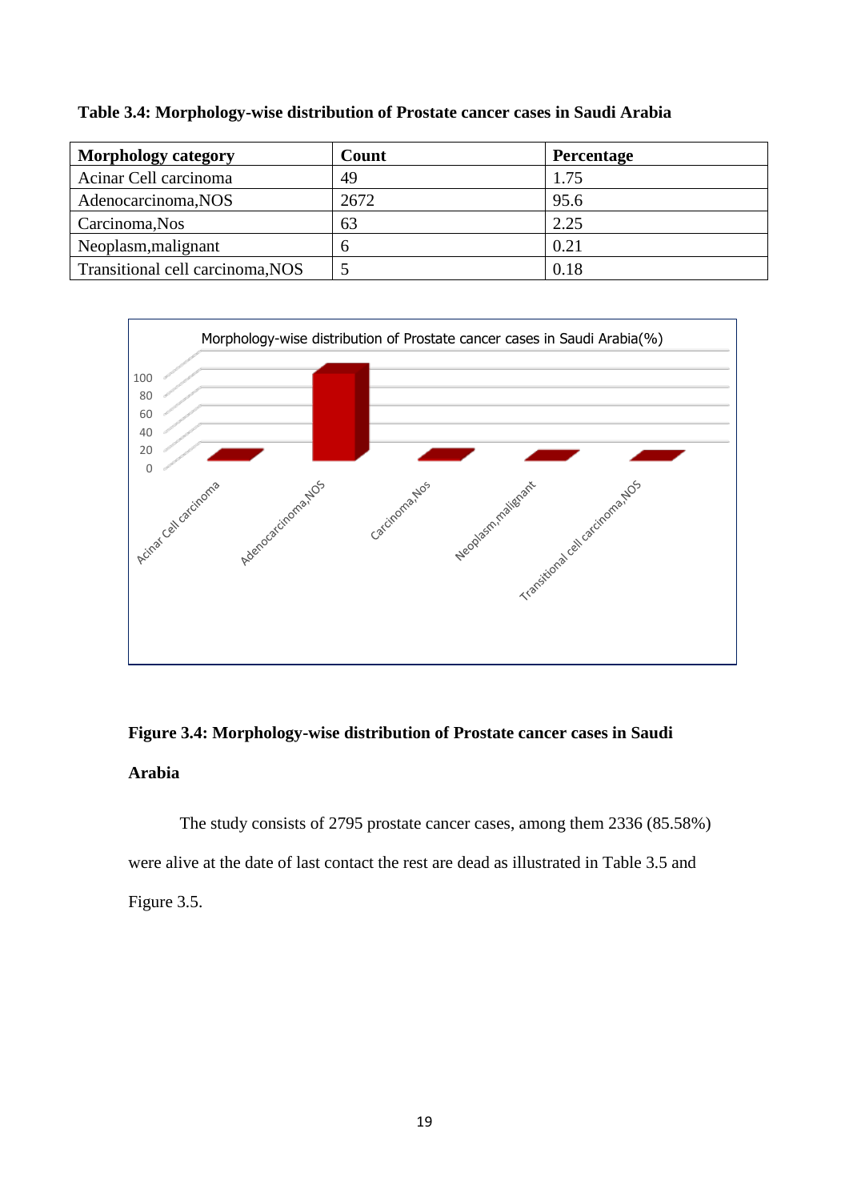**Table 3.4: Morphology-wise distribution of Prostate cancer cases in Saudi Arabia**

| Morphology category | Count | Percentage |
|---|---|---|
| Acinar Cell carcinoma | 49 | 1.75 |
| Adenocarcinoma,NOS | 2672 | 95.6 |
| Carcinoma,Nos | 63 | 2.25 |
| Neoplasm,malignant | 6 | 0.21 |
| Transitional cell carcinoma,NOS | 5 | 0.18 |

**Figure 3.4: Morphology-wise distribution of Prostate cancer cases in Saudi Arabia**

The study consists of 2795 prostate cancer cases, among them 2336 (85.58%) were alive at the date of last contact the rest are dead as illustrated in Table 3.5 and Figure 3.5.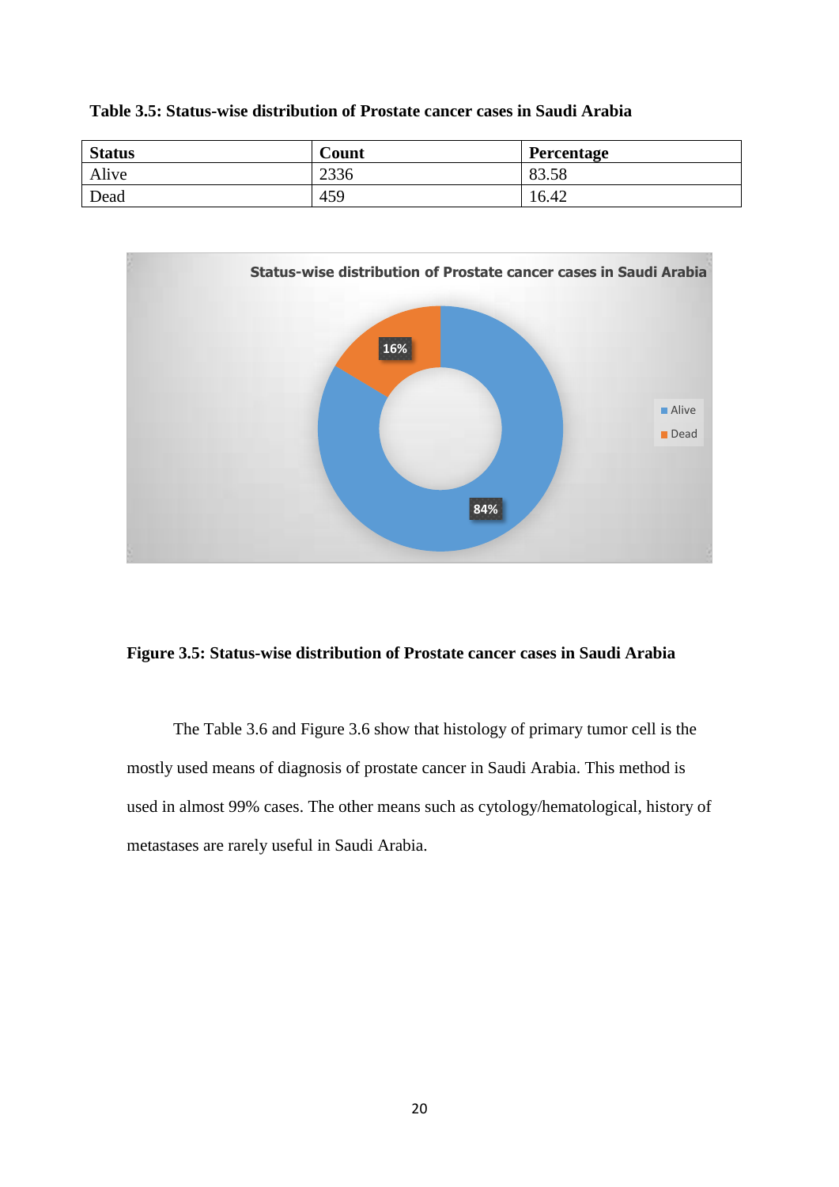**Table 3.5: Status-wise distribution of Prostate cancer cases in Saudi Arabia**

| Status | Count | Percentage |
|---|---|---|
| Alive | 2336 | 83.58 |
| Dead | 459 | 16.42 |

**Figure 3.5: Status-wise distribution of Prostate cancer cases in Saudi Arabia**

The Table 3.6 and Figure 3.6 show that histology of primary tumor cell is the mostly used means of diagnosis of prostate cancer in Saudi Arabia. This method is used in almost 99% cases. The other means such as cytology/hematological, history of metastases are rarely useful in Saudi Arabia.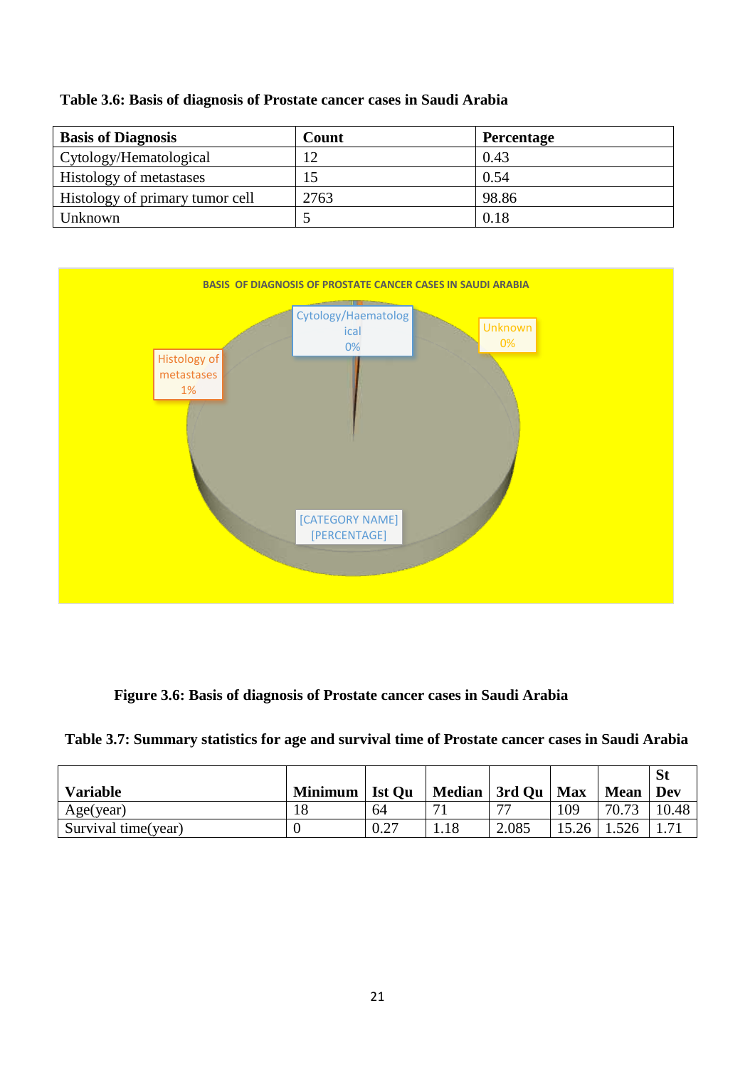**Table 3.6: Basis of diagnosis of Prostate cancer cases in Saudi Arabia**

| Basis of Diagnosis | Count | Percentage |
|---|---|---|
| Cytology/Hematological | 12 | 0.43 |
| Histology of metastases | 15 | 0.54 |
| Histology of primary tumor cell | 2763 | 98.86 |
| Unknown | 5 | 0.18 |

**Figure 3.6: Basis of diagnosis of Prostate cancer cases in Saudi Arabia**

**Table 3.7: Summary statistics for age and survival time of Prostate cancer cases in Saudi Arabia**

| Variable | Minimum | Ist Qu | Median | 3rd Qu | Max | Mean | St Dev |
|---|---|---|---|---|---|---|---|
| Age(year) | 18 | 64 | 71 | 77 | 109 | 70.73 | 10.48 |
| Survival time(year) | 0 | 0.27 | 1.18 | 2.085 | 15.26 | 1.526 | 1.71 |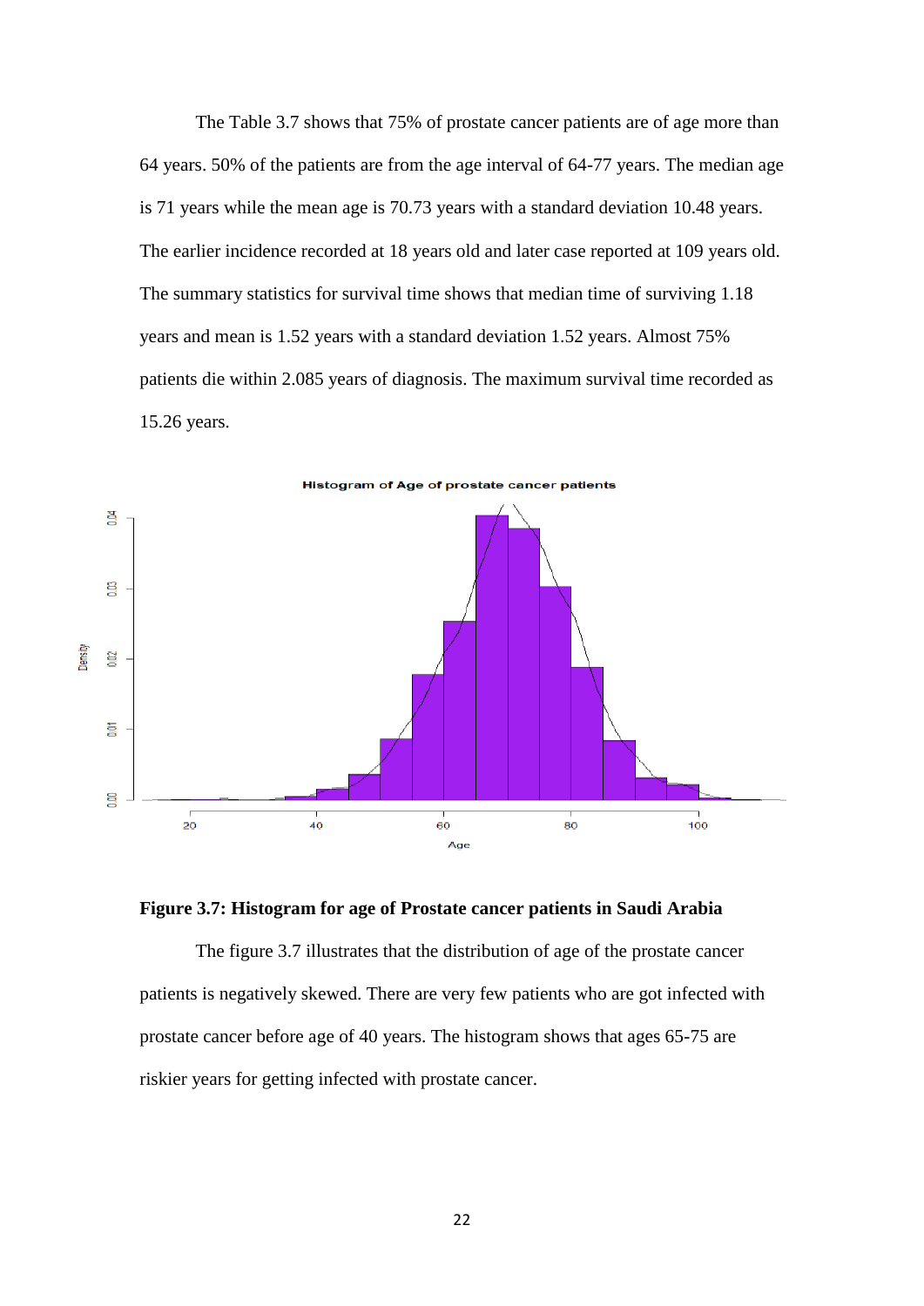The Table 3.7 shows that 75% of prostate cancer patients are of age more than 64 years. 50% of the patients are from the age interval of 64-77 years. The median age is 71 years while the mean age is 70.73 years with a standard deviation 10.48 years. The earlier incidence recorded at 18 years old and later case reported at 109 years old. The summary statistics for survival time shows that median time of surviving 1.18 years and mean is 1.52 years with a standard deviation 1.52 years. Almost 75% patients die within 2.085 years of diagnosis. The maximum survival time recorded as 15.26 years.

**Figure 3.7: Histogram for age of Prostate cancer patients in Saudi Arabia**

The figure 3.7 illustrates that the distribution of age of the prostate cancer patients is negatively skewed. There are very few patients who are got infected with prostate cancer before age of 40 years. The histogram shows that ages 65-75 are riskier years for getting infected with prostate cancer.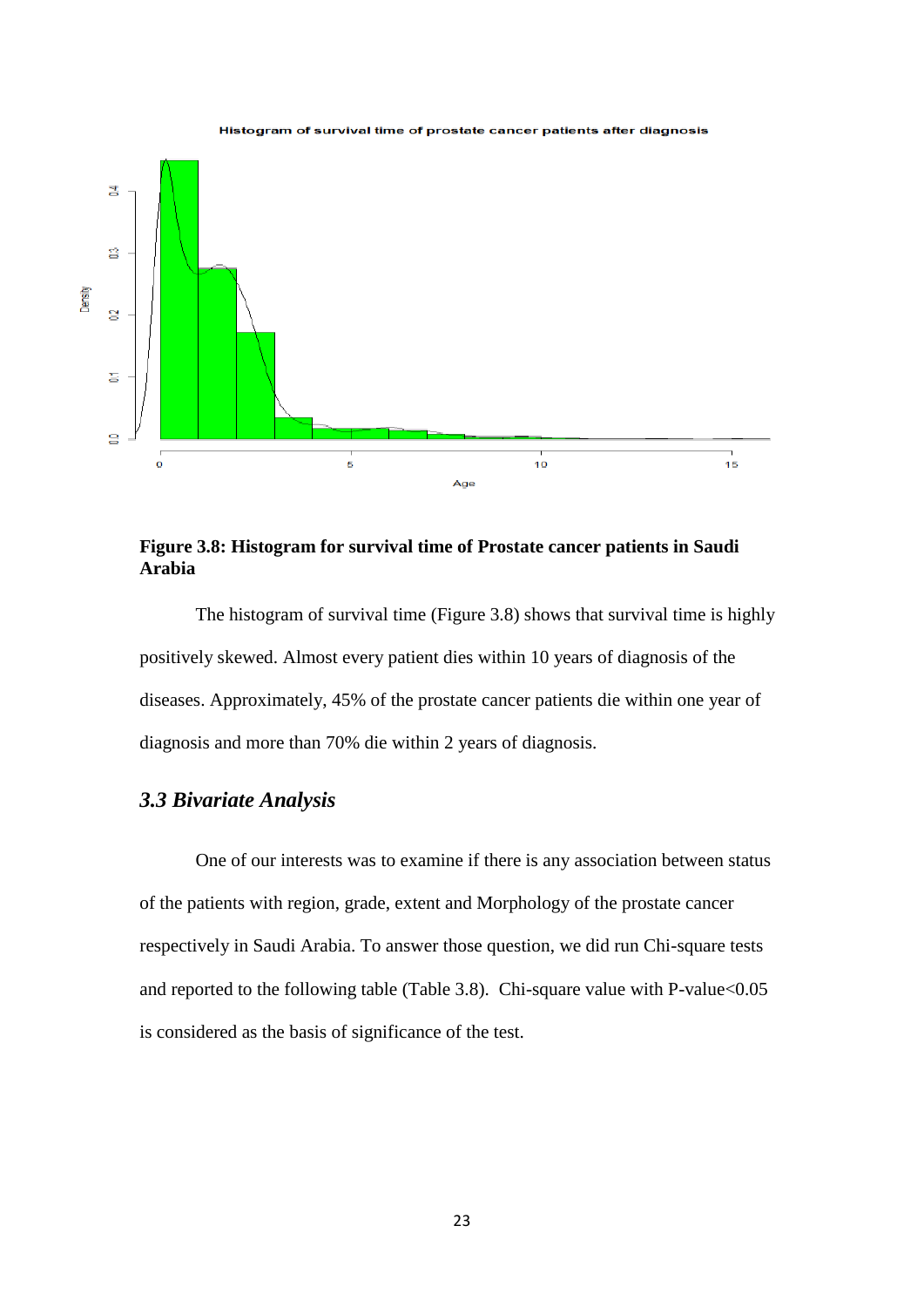**Figure 3.8: Histogram for survival time of Prostate cancer patients in Saudi Arabia**

The histogram of survival time (Figure 3.8) shows that survival time is highly positively skewed. Almost every patient dies within 10 years of diagnosis of the diseases. Approximately, 45% of the prostate cancer patients die within one year of diagnosis and more than 70% die within 2 years of diagnosis.

## *3.3 Bivariate Analysis*

One of our interests was to examine if there is any association between status of the patients with region, grade, extent and Morphology of the prostate cancer respectively in Saudi Arabia. To answer those question, we did run Chi-square tests and reported to the following table (Table 3.8). Chi-square value with P-value<0.05 is considered as the basis of significance of the test.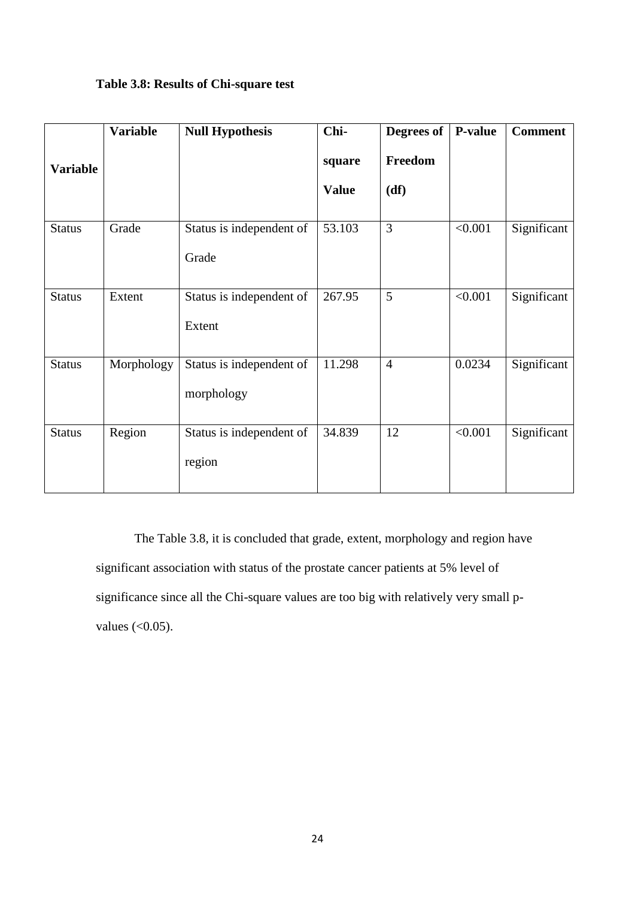**Table 3.8: Results of Chi-square test**

| Variable | Variable | Null Hypothesis | Chi-square Value | Degrees of Freedom (df) | P-value | Comment |
|---|---|---|---|---|---|---|
| Status | Grade | Status is independent of Grade | 53.103 | 3 | <0.001 | Significant |
| Status | Extent | Status is independent of Extent | 267.95 | 5 | <0.001 | Significant |
| Status | Morphology | Status is independent of morphology | 11.298 | 4 | 0.0234 | Significant |
| Status | Region | Status is independent of region | 34.839 | 12 | <0.001 | Significant |

The Table 3.8, it is concluded that grade, extent, morphology and region have significant association with status of the prostate cancer patients at 5% level of significance since all the Chi-square values are too big with relatively very small p-values (<0.05).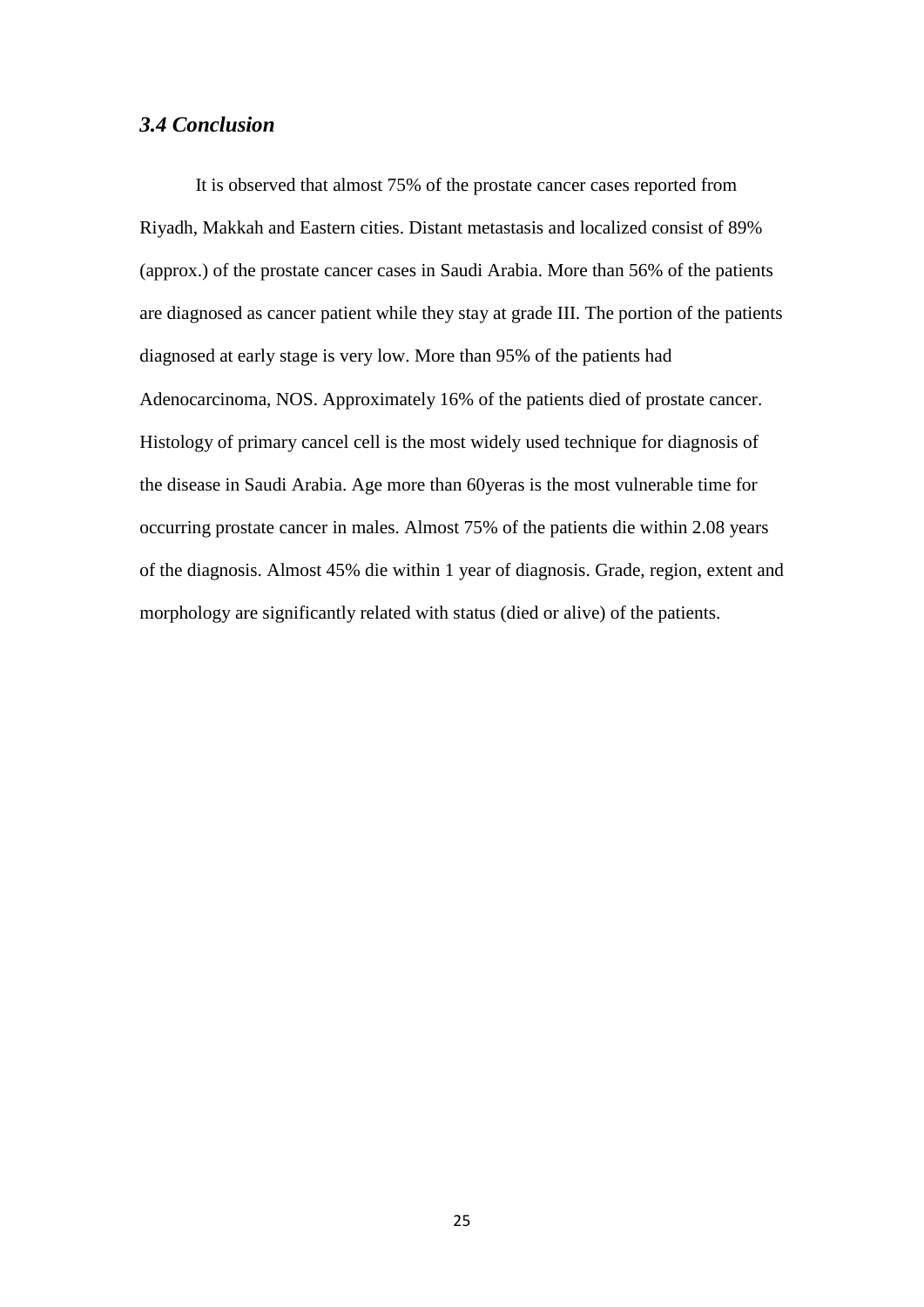### *3.4 Conclusion*

It is observed that almost 75% of the prostate cancer cases reported from Riyadh, Makkah and Eastern cities. Distant metastasis and localized consist of 89% (approx.) of the prostate cancer cases in Saudi Arabia. More than 56% of the patients are diagnosed as cancer patient while they stay at grade III. The portion of the patients diagnosed at early stage is very low. More than 95% of the patients had Adenocarcinoma, NOS. Approximately 16% of the patients died of prostate cancer. Histology of primary cancel cell is the most widely used technique for diagnosis of the disease in Saudi Arabia. Age more than 60yeras is the most vulnerable time for occurring prostate cancer in males. Almost 75% of the patients die within 2.08 years of the diagnosis. Almost 45% die within 1 year of diagnosis. Grade, region, extent and morphology are significantly related with status (died or alive) of the patients.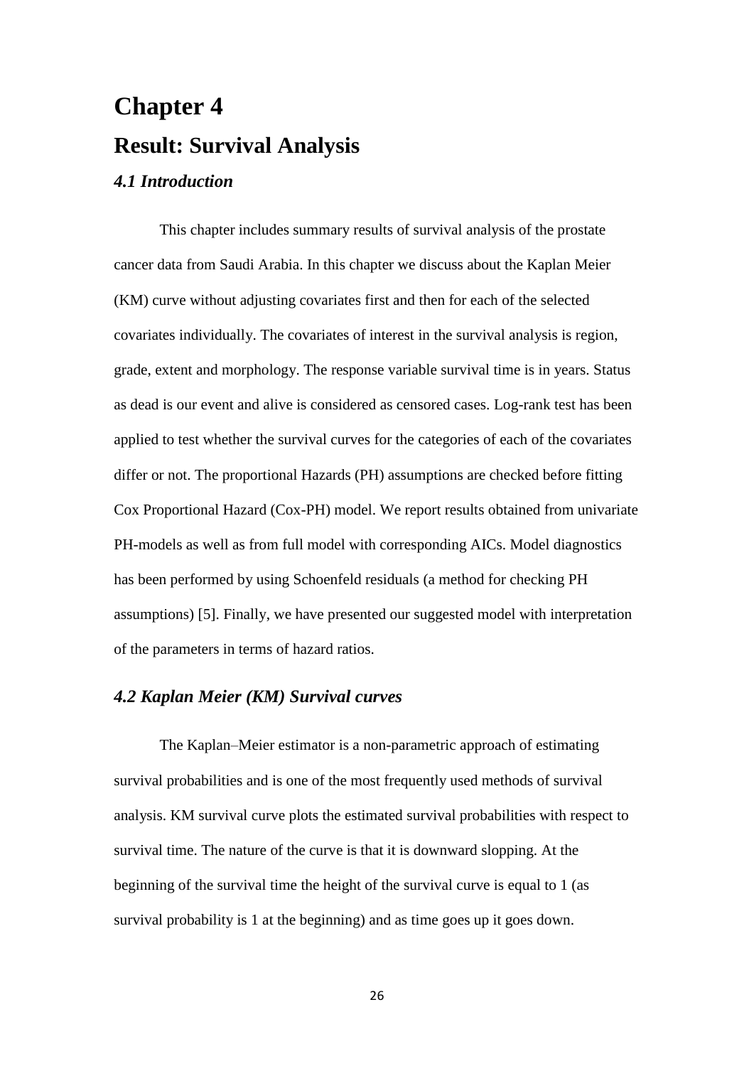# Chapter 4

## Result: Survival Analysis

### *4.1 Introduction*

This chapter includes summary results of survival analysis of the prostate cancer data from Saudi Arabia. In this chapter we discuss about the Kaplan Meier (KM) curve without adjusting covariates first and then for each of the selected covariates individually. The covariates of interest in the survival analysis is region, grade, extent and morphology. The response variable survival time is in years. Status as dead is our event and alive is considered as censored cases. Log-rank test has been applied to test whether the survival curves for the categories of each of the covariates differ or not. The proportional Hazards (PH) assumptions are checked before fitting Cox Proportional Hazard (Cox-PH) model. We report results obtained from univariate PH-models as well as from full model with corresponding AICs. Model diagnostics has been performed by using Schoenfeld residuals (a method for checking PH assumptions) [5]. Finally, we have presented our suggested model with interpretation of the parameters in terms of hazard ratios.

### *4.2 Kaplan Meier (KM) Survival curves*

The Kaplan–Meier estimator is a non-parametric approach of estimating survival probabilities and is one of the most frequently used methods of survival analysis. KM survival curve plots the estimated survival probabilities with respect to survival time. The nature of the curve is that it is downward slopping. At the beginning of the survival time the height of the survival curve is equal to 1 (as survival probability is 1 at the beginning) and as time goes up it goes down.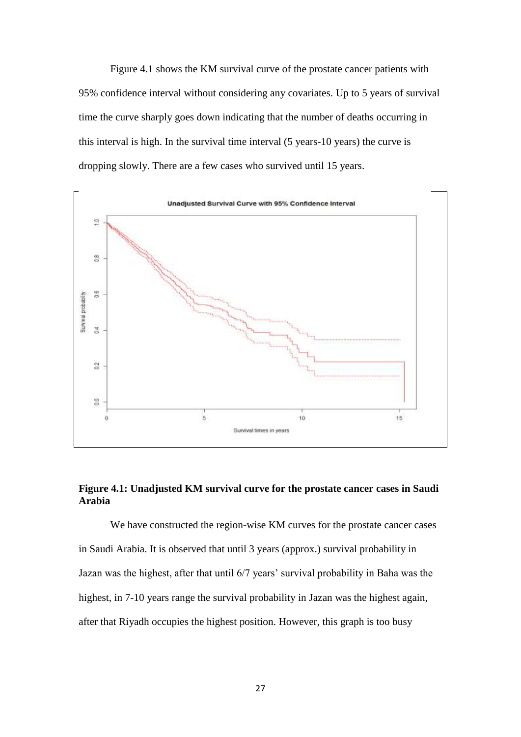Figure 4.1 shows the KM survival curve of the prostate cancer patients with 95% confidence interval without considering any covariates. Up to 5 years of survival time the curve sharply goes down indicating that the number of deaths occurring in this interval is high. In the survival time interval (5 years-10 years) the curve is dropping slowly. There are a few cases who survived until 15 years.

**Figure 4.1: Unadjusted KM survival curve for the prostate cancer cases in Saudi Arabia**

We have constructed the region-wise KM curves for the prostate cancer cases in Saudi Arabia. It is observed that until 3 years (approx.) survival probability in Jazan was the highest, after that until 6/7 years' survival probability in Baha was the highest, in 7-10 years range the survival probability in Jazan was the highest again, after that Riyadh occupies the highest position. However, this graph is too busy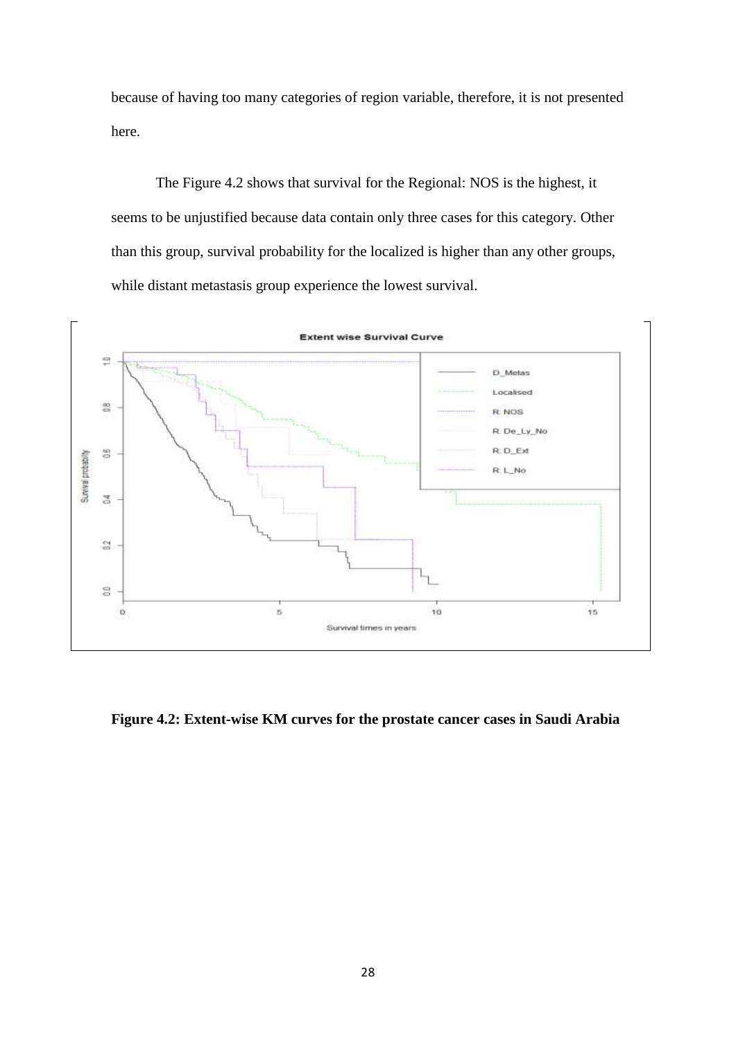because of having too many categories of region variable, therefore, it is not presented here.

The Figure 4.2 shows that survival for the Regional: NOS is the highest, it seems to be unjustified because data contain only three cases for this category. Other than this group, survival probability for the localized is higher than any other groups, while distant metastasis group experience the lowest survival.

**Figure 4.2: Extent-wise KM curves for the prostate cancer cases in Saudi Arabia**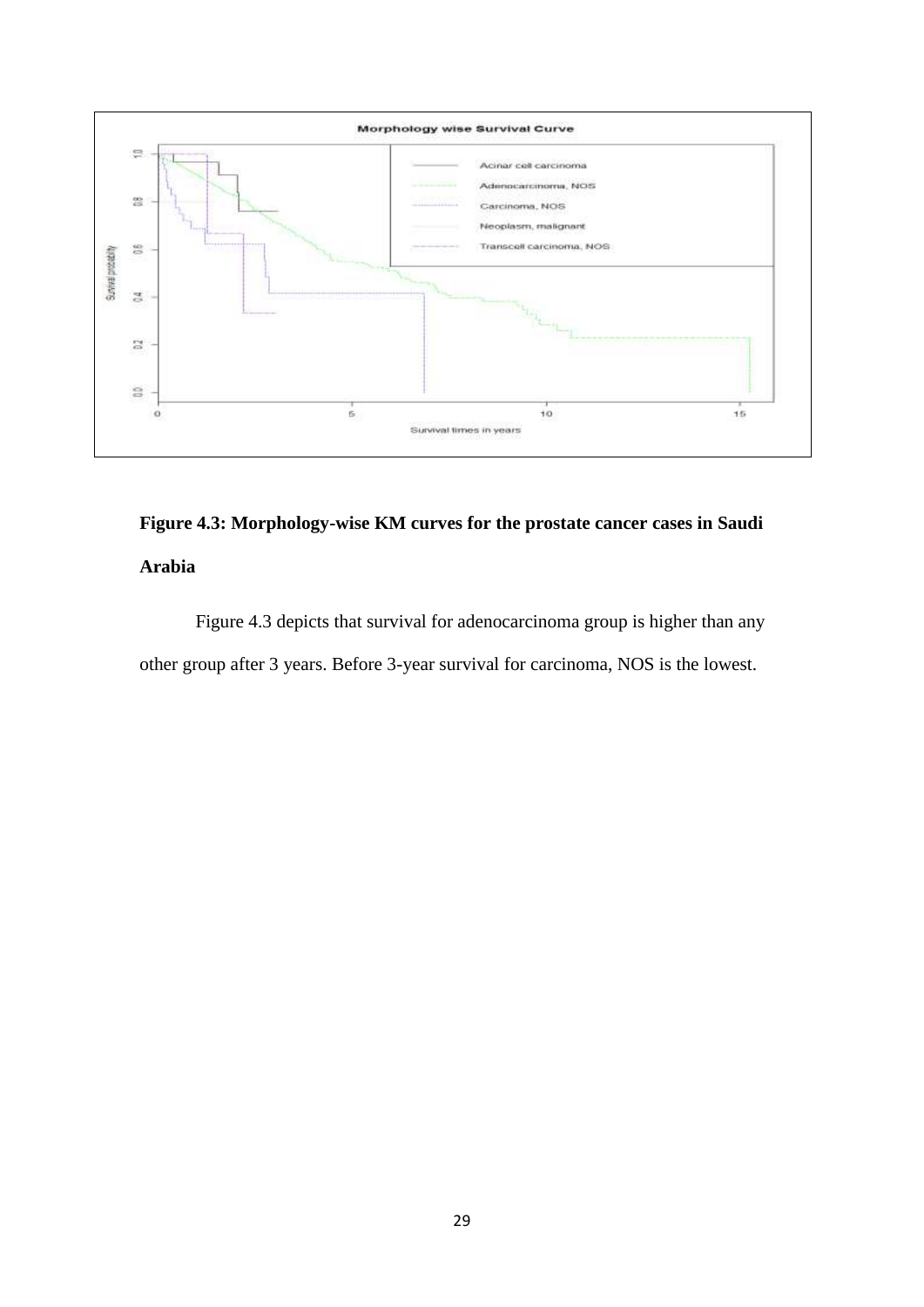**Figure 4.3: Morphology-wise KM curves for the prostate cancer cases in Saudi Arabia**

Figure 4.3 depicts that survival for adenocarcinoma group is higher than any other group after 3 years. Before 3-year survival for carcinoma, NOS is the lowest.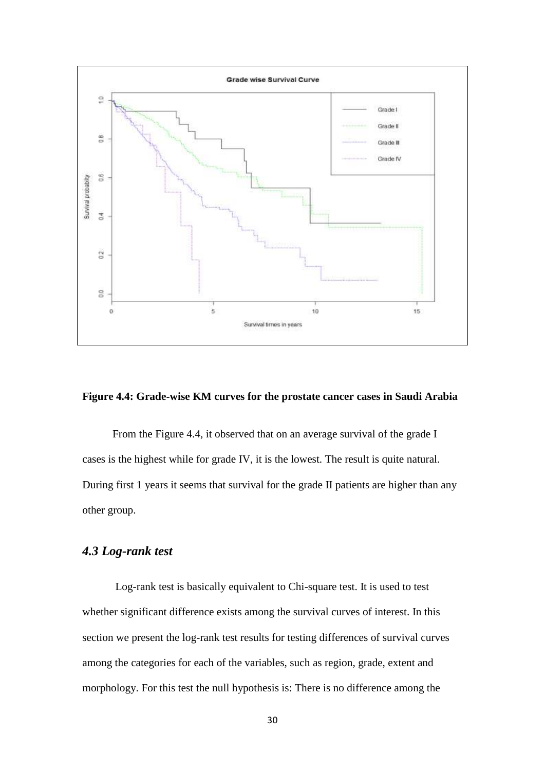**Figure 4.4: Grade-wise KM curves for the prostate cancer cases in Saudi Arabia**

From the Figure 4.4, it observed that on an average survival of the grade I cases is the highest while for grade IV, it is the lowest. The result is quite natural. During first 1 years it seems that survival for the grade II patients are higher than any other group.

### *4.3 Log-rank test*

Log-rank test is basically equivalent to Chi-square test. It is used to test whether significant difference exists among the survival curves of interest. In this section we present the log-rank test results for testing differences of survival curves among the categories for each of the variables, such as region, grade, extent and morphology. For this test the null hypothesis is: There is no difference among the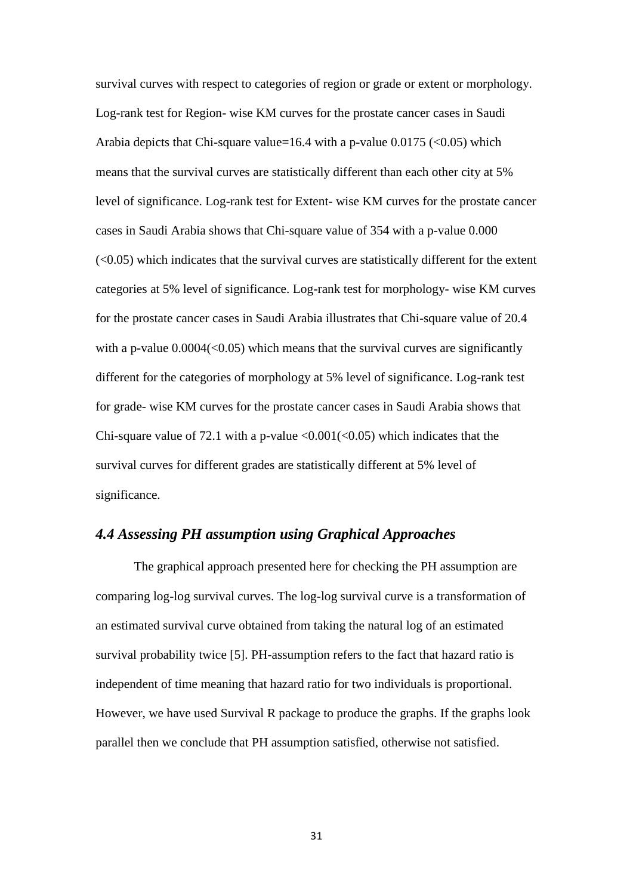survival curves with respect to categories of region or grade or extent or morphology. Log-rank test for Region- wise KM curves for the prostate cancer cases in Saudi Arabia depicts that Chi-square value=16.4 with a p-value 0.0175 (<0.05) which means that the survival curves are statistically different than each other city at 5% level of significance. Log-rank test for Extent- wise KM curves for the prostate cancer cases in Saudi Arabia shows that Chi-square value of 354 with a p-value 0.000 (<0.05) which indicates that the survival curves are statistically different for the extent categories at 5% level of significance. Log-rank test for morphology- wise KM curves for the prostate cancer cases in Saudi Arabia illustrates that Chi-square value of 20.4 with a p-value 0.0004(<0.05) which means that the survival curves are significantly different for the categories of morphology at 5% level of significance. Log-rank test for grade- wise KM curves for the prostate cancer cases in Saudi Arabia shows that Chi-square value of 72.1 with a p-value <0.001(<0.05) which indicates that the survival curves for different grades are statistically different at 5% level of significance.

### *4.4 Assessing PH assumption using Graphical Approaches*

The graphical approach presented here for checking the PH assumption are comparing log-log survival curves. The log-log survival curve is a transformation of an estimated survival curve obtained from taking the natural log of an estimated survival probability twice [5]. PH-assumption refers to the fact that hazard ratio is independent of time meaning that hazard ratio for two individuals is proportional. However, we have used Survival R package to produce the graphs. If the graphs look parallel then we conclude that PH assumption satisfied, otherwise not satisfied.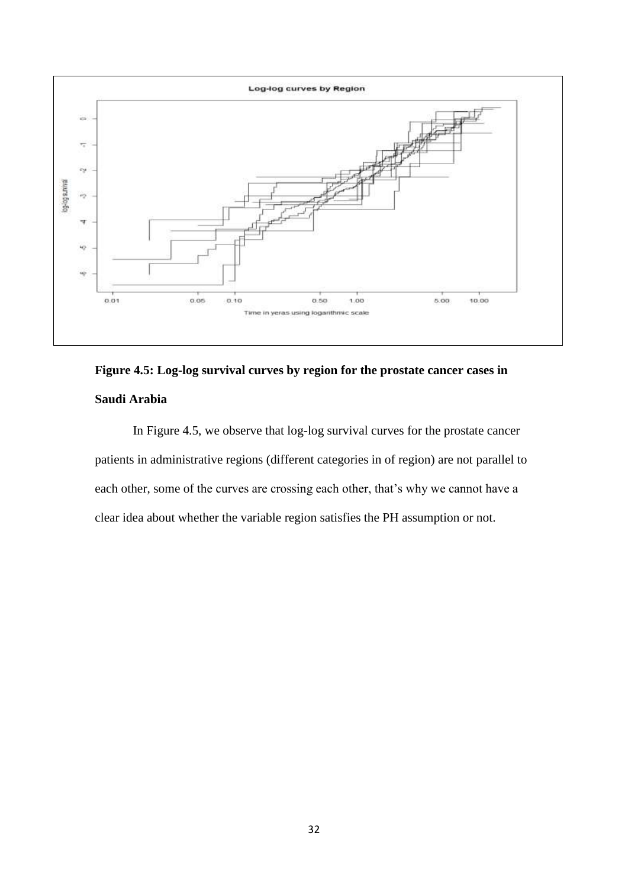**Figure 4.5: Log-log survival curves by region for the prostate cancer cases in Saudi Arabia**

In Figure 4.5, we observe that log-log survival curves for the prostate cancer patients in administrative regions (different categories in of region) are not parallel to each other, some of the curves are crossing each other, that's why we cannot have a clear idea about whether the variable region satisfies the PH assumption or not.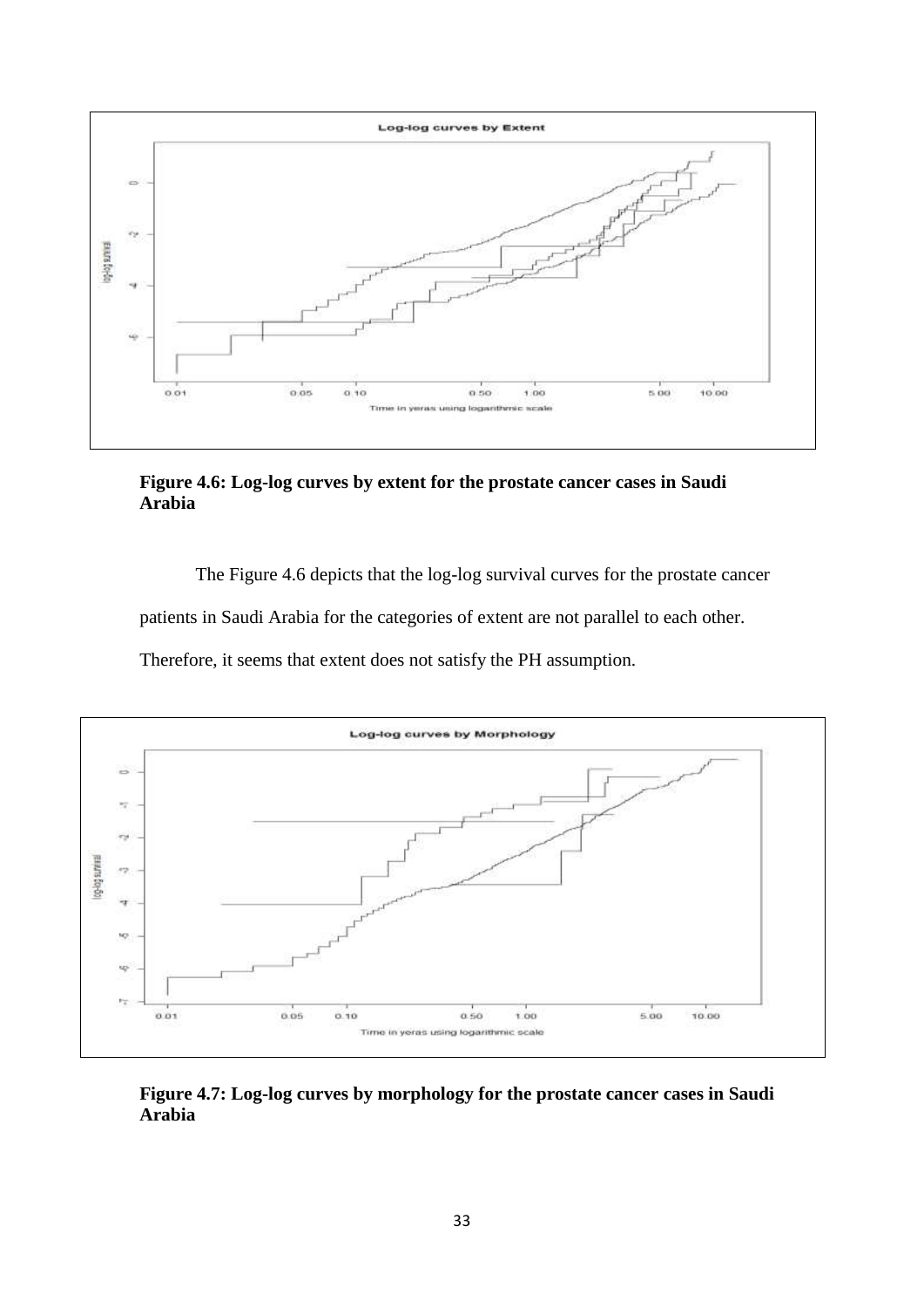**Figure 4.6: Log-log curves by extent for the prostate cancer cases in Saudi Arabia**

The Figure 4.6 depicts that the log-log survival curves for the prostate cancer patients in Saudi Arabia for the categories of extent are not parallel to each other. Therefore, it seems that extent does not satisfy the PH assumption.

**Figure 4.7: Log-log curves by morphology for the prostate cancer cases in Saudi Arabia**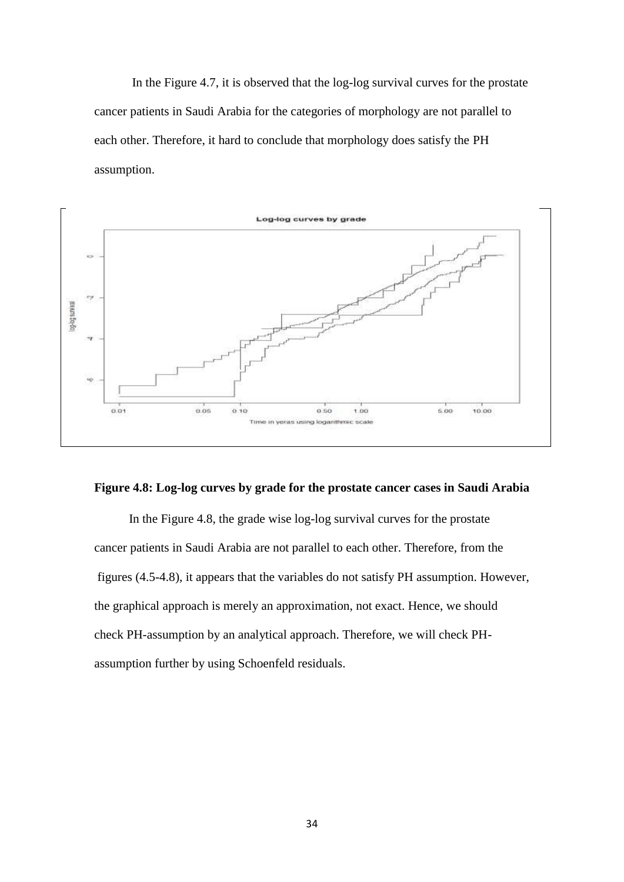In the Figure 4.7, it is observed that the log-log survival curves for the prostate cancer patients in Saudi Arabia for the categories of morphology are not parallel to each other. Therefore, it hard to conclude that morphology does satisfy the PH assumption.

**Figure 4.8: Log-log curves by grade for the prostate cancer cases in Saudi Arabia**

In the Figure 4.8, the grade wise log-log survival curves for the prostate cancer patients in Saudi Arabia are not parallel to each other. Therefore, from the figures (4.5-4.8), it appears that the variables do not satisfy PH assumption. However, the graphical approach is merely an approximation, not exact. Hence, we should check PH-assumption by an analytical approach. Therefore, we will check PH-assumption further by using Schoenfeld residuals.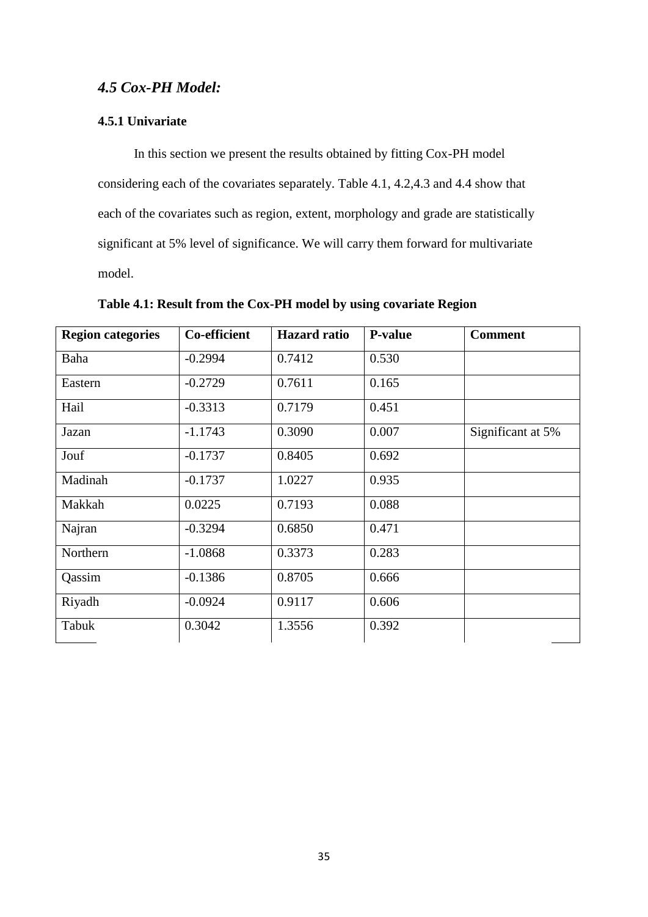## *4.5 Cox-PH Model:*

### 4.5.1 Univariate

In this section we present the results obtained by fitting Cox-PH model considering each of the covariates separately. Table 4.1, 4.2,4.3 and 4.4 show that each of the covariates such as region, extent, morphology and grade are statistically significant at 5% level of significance. We will carry them forward for multivariate model.

**Table 4.1: Result from the Cox-PH model by using covariate Region**

| Region categories | Co-efficient | Hazard ratio | P-value | Comment |
|---|---|---|---|---|
| Baha | -0.2994 | 0.7412 | 0.530 | |
| Eastern | -0.2729 | 0.7611 | 0.165 | |
| Hail | -0.3313 | 0.7179 | 0.451 | |
| Jazan | -1.1743 | 0.3090 | 0.007 | Significant at 5% |
| Jouf | -0.1737 | 0.8405 | 0.692 | |
| Madinah | -0.1737 | 1.0227 | 0.935 | |
| Makkah | 0.0225 | 0.7193 | 0.088 | |
| Najran | -0.3294 | 0.6850 | 0.471 | |
| Northern | -1.0868 | 0.3373 | 0.283 | |
| Qassim | -0.1386 | 0.8705 | 0.666 | |
| Riyadh | -0.0924 | 0.9117 | 0.606 | |
| Tabuk | 0.3042 | 1.3556 | 0.392 | |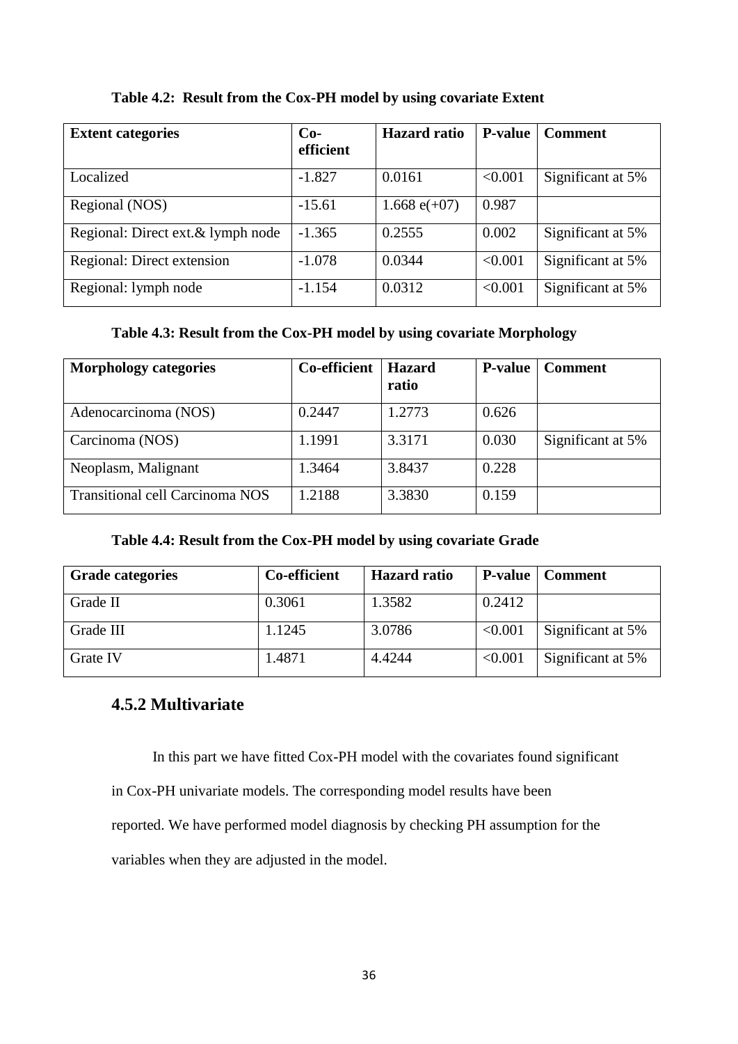**Table 4.2: Result from the Cox-PH model by using covariate Extent**

| Extent categories | Co-efficient | Hazard ratio | P-value | Comment |
|---|---|---|---|---|
| Localized | -1.827 | 0.0161 | <0.001 | Significant at 5% |
| Regional (NOS) | -15.61 | 1.668 e(+07) | 0.987 | |
| Regional: Direct ext.& lymph node | -1.365 | 0.2555 | 0.002 | Significant at 5% |
| Regional: Direct extension | -1.078 | 0.0344 | <0.001 | Significant at 5% |
| Regional: lymph node | -1.154 | 0.0312 | <0.001 | Significant at 5% |

**Table 4.3: Result from the Cox-PH model by using covariate Morphology**

| Morphology categories | Co-efficient | Hazard ratio | P-value | Comment |
|---|---|---|---|---|
| Adenocarcinoma (NOS) | 0.2447 | 1.2773 | 0.626 | |
| Carcinoma (NOS) | 1.1991 | 3.3171 | 0.030 | Significant at 5% |
| Neoplasm, Malignant | 1.3464 | 3.8437 | 0.228 | |
| Transitional cell Carcinoma NOS | 1.2188 | 3.3830 | 0.159 | |

**Table 4.4: Result from the Cox-PH model by using covariate Grade**

| Grade categories | Co-efficient | Hazard ratio | P-value | Comment |
|---|---|---|---|---|
| Grade II | 0.3061 | 1.3582 | 0.2412 | |
| Grade III | 1.1245 | 3.0786 | <0.001 | Significant at 5% |
| Grate IV | 1.4871 | 4.4244 | <0.001 | Significant at 5% |

## 4.5.2 Multivariate

In this part we have fitted Cox-PH model with the covariates found significant in Cox-PH univariate models. The corresponding model results have been reported. We have performed model diagnosis by checking PH assumption for the variables when they are adjusted in the model.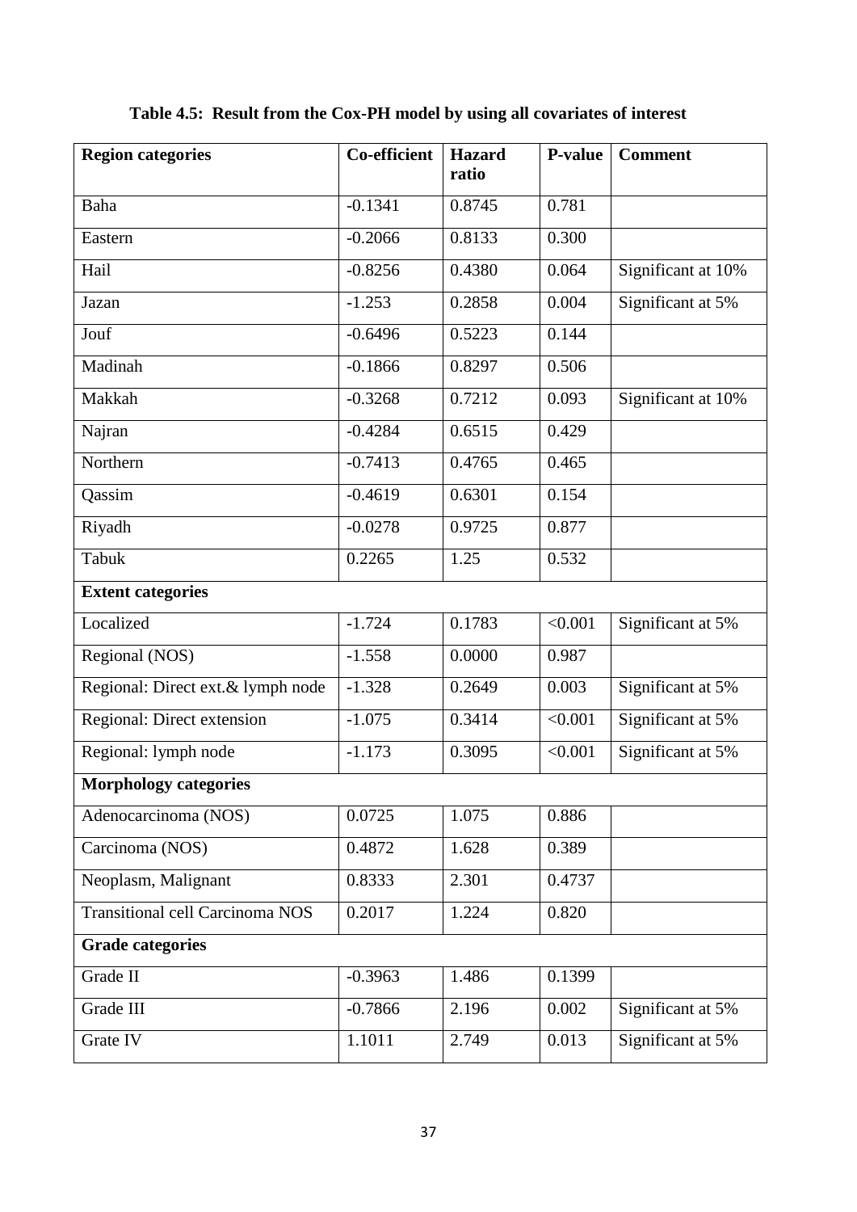**Table 4.5: Result from the Cox-PH model by using all covariates of interest**

| Region categories | Co-efficient | Hazard ratio | P-value | Comment |
|---|---|---|---|---|
| Baha | -0.1341 | 0.8745 | 0.781 | |
| Eastern | -0.2066 | 0.8133 | 0.300 | |
| Hail | -0.8256 | 0.4380 | 0.064 | Significant at 10% |
| Jazan | -1.253 | 0.2858 | 0.004 | Significant at 5% |
| Jouf | -0.6496 | 0.5223 | 0.144 | |
| Madinah | -0.1866 | 0.8297 | 0.506 | |
| Makkah | -0.3268 | 0.7212 | 0.093 | Significant at 10% |
| Najran | -0.4284 | 0.6515 | 0.429 | |
| Northern | -0.7413 | 0.4765 | 0.465 | |
| Qassim | -0.4619 | 0.6301 | 0.154 | |
| Riyadh | -0.0278 | 0.9725 | 0.877 | |
| Tabuk | 0.2265 | 1.25 | 0.532 | |
| **Extent categories** | | | | |
| Localized | -1.724 | 0.1783 | <0.001 | Significant at 5% |
| Regional (NOS) | -1.558 | 0.0000 | 0.987 | |
| Regional: Direct ext.& lymph node | -1.328 | 0.2649 | 0.003 | Significant at 5% |
| Regional: Direct extension | -1.075 | 0.3414 | <0.001 | Significant at 5% |
| Regional: lymph node | -1.173 | 0.3095 | <0.001 | Significant at 5% |
| **Morphology categories** | | | | |
| Adenocarcinoma (NOS) | 0.0725 | 1.075 | 0.886 | |
| Carcinoma (NOS) | 0.4872 | 1.628 | 0.389 | |
| Neoplasm, Malignant | 0.8333 | 2.301 | 0.4737 | |
| Transitional cell Carcinoma NOS | 0.2017 | 1.224 | 0.820 | |
| **Grade categories** | | | | |
| Grade II | -0.3963 | 1.486 | 0.1399 | |
| Grade III | -0.7866 | 2.196 | 0.002 | Significant at 5% |
| Grate IV | 1.1011 | 2.749 | 0.013 | Significant at 5% |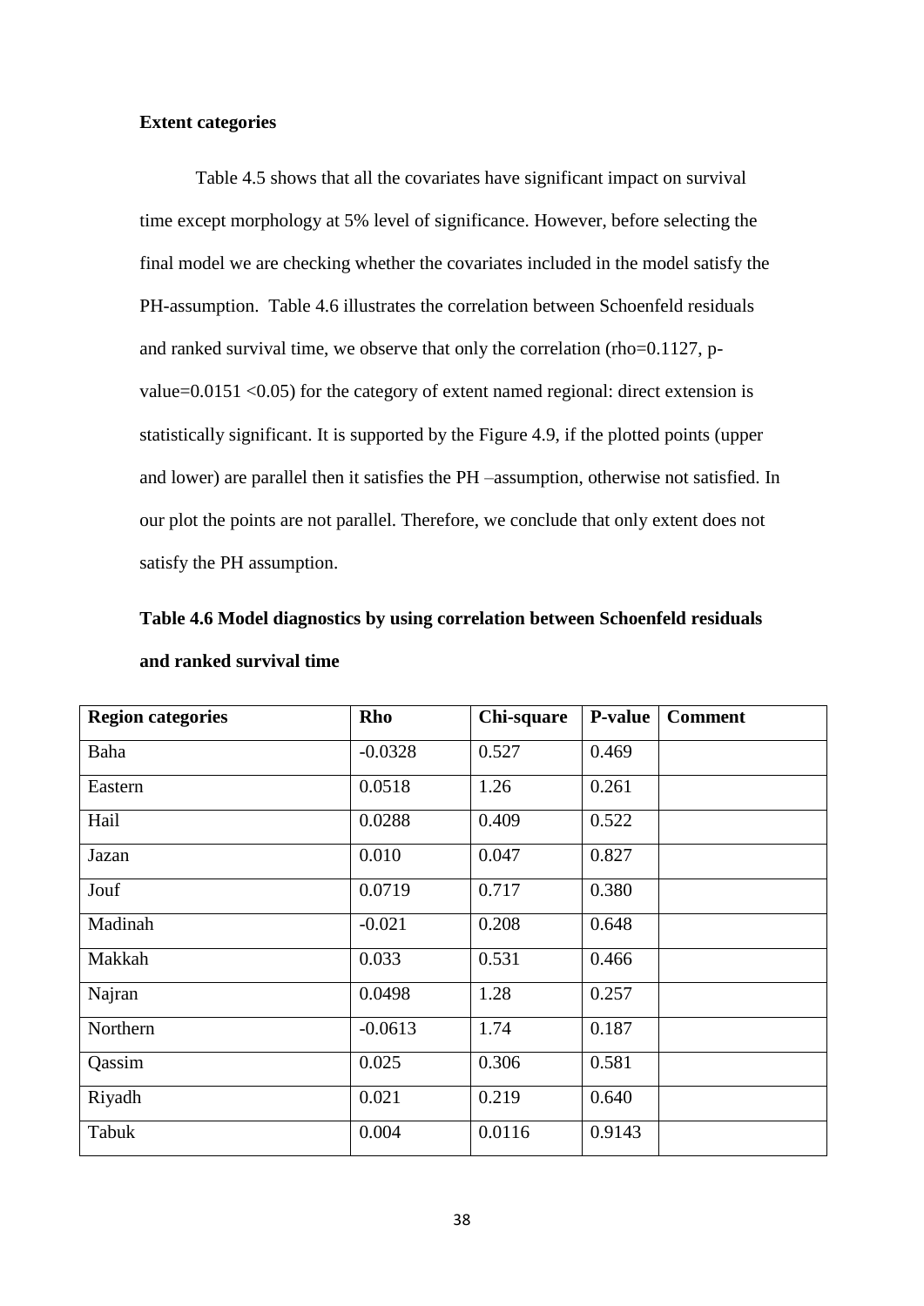**Extent categories**

Table 4.5 shows that all the covariates have significant impact on survival time except morphology at 5% level of significance. However, before selecting the final model we are checking whether the covariates included in the model satisfy the PH-assumption. Table 4.6 illustrates the correlation between Schoenfeld residuals and ranked survival time, we observe that only the correlation (rho=0.1127, p-value=0.0151 <0.05) for the category of extent named regional: direct extension is statistically significant. It is supported by the Figure 4.9, if the plotted points (upper and lower) are parallel then it satisfies the PH –assumption, otherwise not satisfied. In our plot the points are not parallel. Therefore, we conclude that only extent does not satisfy the PH assumption.

**Table 4.6 Model diagnostics by using correlation between Schoenfeld residuals and ranked survival time**

| Region categories | Rho | Chi-square | P-value | Comment |
|---|---|---|---|---|
| Baha | -0.0328 | 0.527 | 0.469 | |
| Eastern | 0.0518 | 1.26 | 0.261 | |
| Hail | 0.0288 | 0.409 | 0.522 | |
| Jazan | 0.010 | 0.047 | 0.827 | |
| Jouf | 0.0719 | 0.717 | 0.380 | |
| Madinah | -0.021 | 0.208 | 0.648 | |
| Makkah | 0.033 | 0.531 | 0.466 | |
| Najran | 0.0498 | 1.28 | 0.257 | |
| Northern | -0.0613 | 1.74 | 0.187 | |
| Qassim | 0.025 | 0.306 | 0.581 | |
| Riyadh | 0.021 | 0.219 | 0.640 | |
| Tabuk | 0.004 | 0.0116 | 0.9143 | |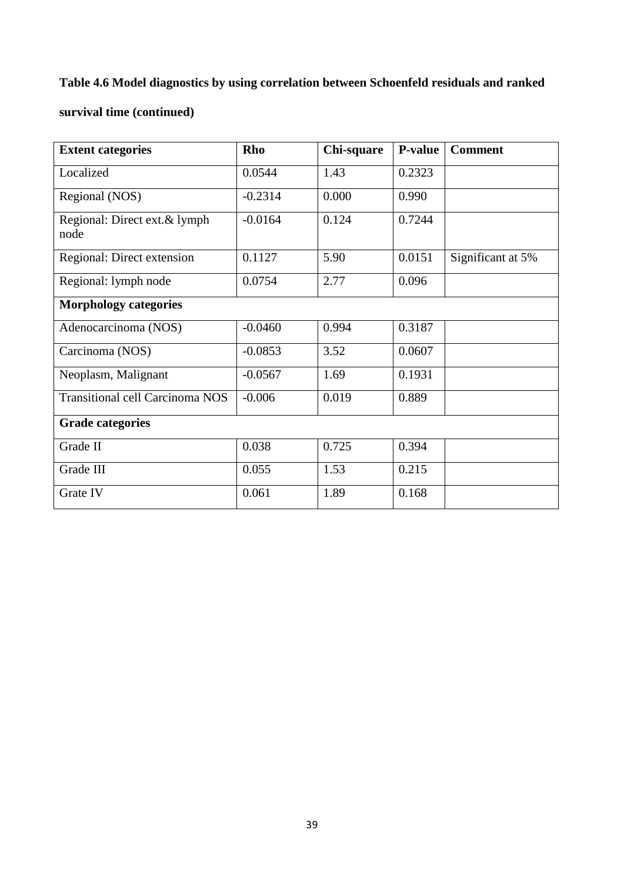**Table 4.6 Model diagnostics by using correlation between Schoenfeld residuals and ranked survival time (continued)**

| **Extent categories** | **Rho** | **Chi-square** | **P-value** | **Comment** |
|---|---|---|---|---|
| Localized | 0.0544 | 1.43 | 0.2323 | |
| Regional (NOS) | -0.2314 | 0.000 | 0.990 | |
| Regional: Direct ext.& lymph node | -0.0164 | 0.124 | 0.7244 | |
| Regional: Direct extension | 0.1127 | 5.90 | 0.0151 | Significant at 5% |
| Regional: lymph node | 0.0754 | 2.77 | 0.096 | |
| **Morphology categories** | | | | |
| Adenocarcinoma (NOS) | -0.0460 | 0.994 | 0.3187 | |
| Carcinoma (NOS) | -0.0853 | 3.52 | 0.0607 | |
| Neoplasm, Malignant | -0.0567 | 1.69 | 0.1931 | |
| Transitional cell Carcinoma NOS | -0.006 | 0.019 | 0.889 | |
| **Grade categories** | | | | |
| Grade II | 0.038 | 0.725 | 0.394 | |
| Grade III | 0.055 | 1.53 | 0.215 | |
| Grate IV | 0.061 | 1.89 | 0.168 | |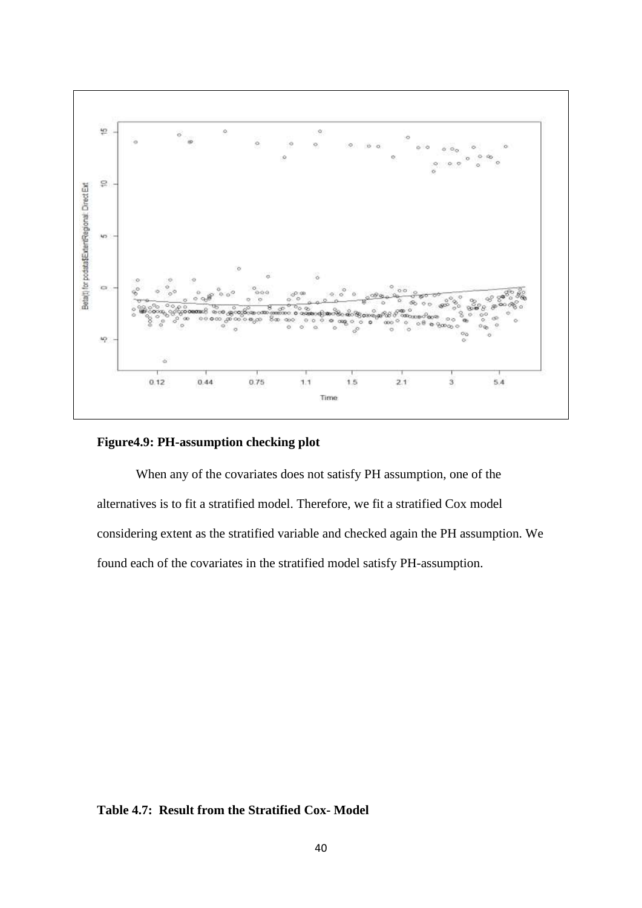**Figure4.9: PH-assumption checking plot**

When any of the covariates does not satisfy PH assumption, one of the alternatives is to fit a stratified model. Therefore, we fit a stratified Cox model considering extent as the stratified variable and checked again the PH assumption. We found each of the covariates in the stratified model satisfy PH-assumption.

**Table 4.7: Result from the Stratified Cox- Model**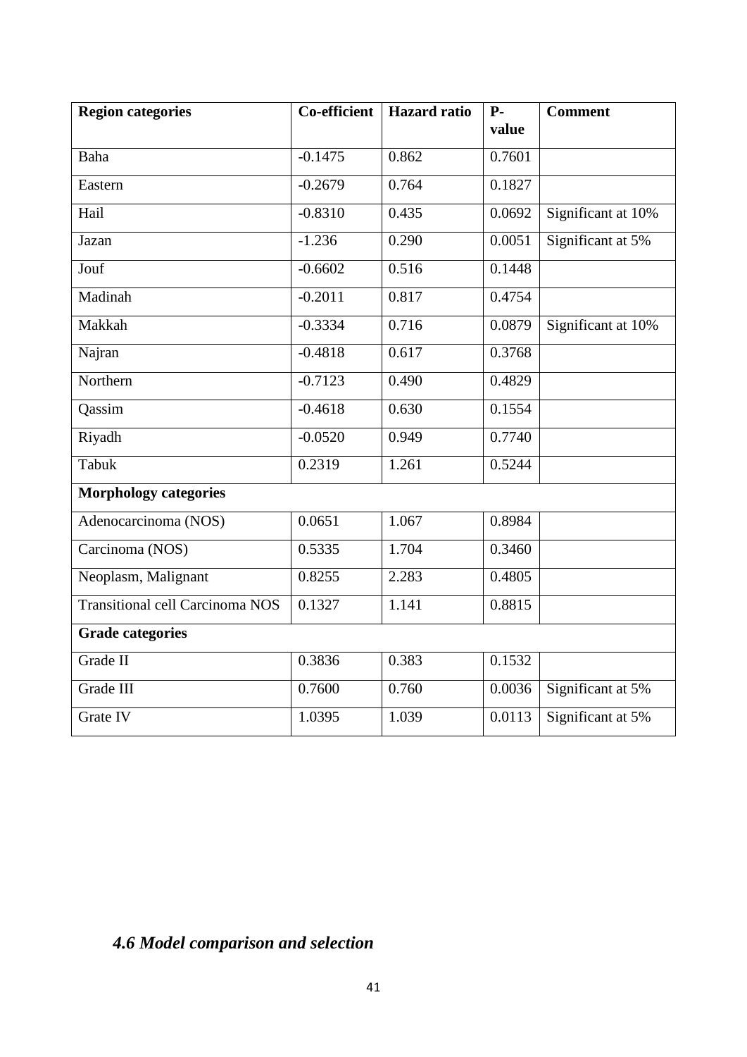| Region categories | Co-efficient | Hazard ratio | P-value | Comment |
|---|---|---|---|---|
| Baha | -0.1475 | 0.862 | 0.7601 | |
| Eastern | -0.2679 | 0.764 | 0.1827 | |
| Hail | -0.8310 | 0.435 | 0.0692 | Significant at 10% |
| Jazan | -1.236 | 0.290 | 0.0051 | Significant at 5% |
| Jouf | -0.6602 | 0.516 | 0.1448 | |
| Madinah | -0.2011 | 0.817 | 0.4754 | |
| Makkah | -0.3334 | 0.716 | 0.0879 | Significant at 10% |
| Najran | -0.4818 | 0.617 | 0.3768 | |
| Northern | -0.7123 | 0.490 | 0.4829 | |
| Qassim | -0.4618 | 0.630 | 0.1554 | |
| Riyadh | -0.0520 | 0.949 | 0.7740 | |
| Tabuk | 0.2319 | 1.261 | 0.5244 | |
| **Morphology categories** | | | | |
| Adenocarcinoma (NOS) | 0.0651 | 1.067 | 0.8984 | |
| Carcinoma (NOS) | 0.5335 | 1.704 | 0.3460 | |
| Neoplasm, Malignant | 0.8255 | 2.283 | 0.4805 | |
| Transitional cell Carcinoma NOS | 0.1327 | 1.141 | 0.8815 | |
| **Grade categories** | | | | |
| Grade II | 0.3836 | 0.383 | 0.1532 | |
| Grade III | 0.7600 | 0.760 | 0.0036 | Significant at 5% |
| Grate IV | 1.0395 | 1.039 | 0.0113 | Significant at 5% |

### *4.6 Model comparison and selection*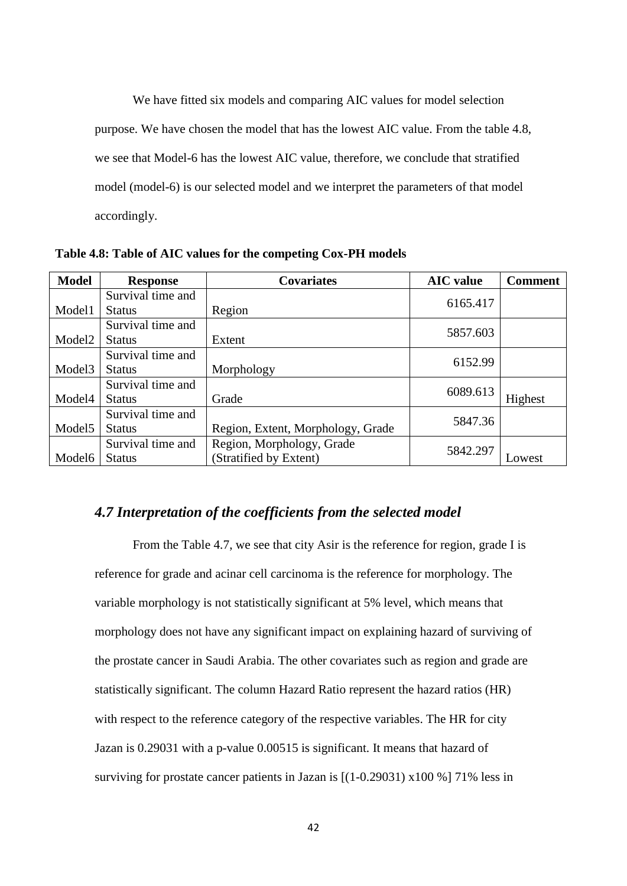We have fitted six models and comparing AIC values for model selection purpose. We have chosen the model that has the lowest AIC value. From the table 4.8, we see that Model-6 has the lowest AIC value, therefore, we conclude that stratified model (model-6) is our selected model and we interpret the parameters of that model accordingly.

**Table 4.8: Table of AIC values for the competing Cox-PH models**

| Model | Response | Covariates | AIC value | Comment |
|---|---|---|---|---|
| Model1 | Survival time and Status | Region | 6165.417 | |
| Model2 | Survival time and Status | Extent | 5857.603 | |
| Model3 | Survival time and Status | Morphology | 6152.99 | |
| Model4 | Survival time and Status | Grade | 6089.613 | Highest |
| Model5 | Survival time and Status | Region, Extent, Morphology, Grade | 5847.36 | |
| Model6 | Survival time and Status | Region, Morphology, Grade (Stratified by Extent) | 5842.297 | Lowest |

## *4.7 Interpretation of the coefficients from the selected model*

From the Table 4.7, we see that city Asir is the reference for region, grade I is reference for grade and acinar cell carcinoma is the reference for morphology. The variable morphology is not statistically significant at 5% level, which means that morphology does not have any significant impact on explaining hazard of surviving of the prostate cancer in Saudi Arabia. The other covariates such as region and grade are statistically significant. The column Hazard Ratio represent the hazard ratios (HR) with respect to the reference category of the respective variables. The HR for city Jazan is 0.29031 with a p-value 0.00515 is significant. It means that hazard of surviving for prostate cancer patients in Jazan is [(1-0.29031) x100 %] 71% less in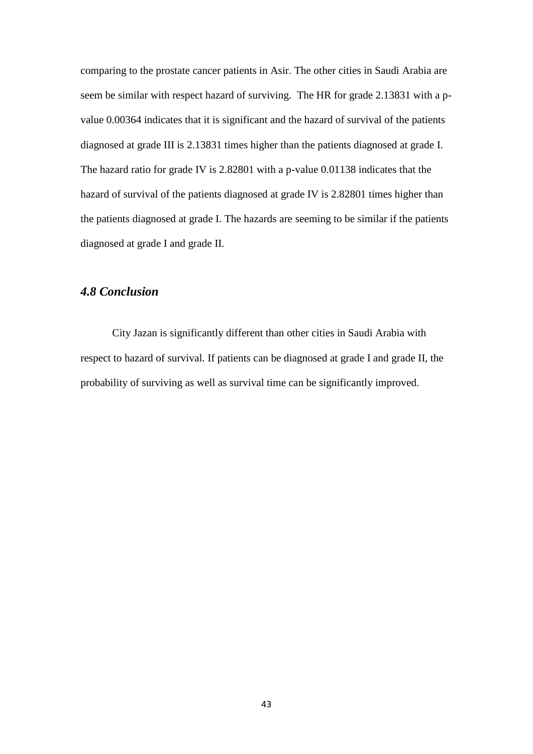comparing to the prostate cancer patients in Asir. The other cities in Saudi Arabia are seem be similar with respect hazard of surviving. The HR for grade 2.13831 with a p-value 0.00364 indicates that it is significant and the hazard of survival of the patients diagnosed at grade III is 2.13831 times higher than the patients diagnosed at grade I. The hazard ratio for grade IV is 2.82801 with a p-value 0.01138 indicates that the hazard of survival of the patients diagnosed at grade IV is 2.82801 times higher than the patients diagnosed at grade I. The hazards are seeming to be similar if the patients diagnosed at grade I and grade II.

### *4.8 Conclusion*

City Jazan is significantly different than other cities in Saudi Arabia with respect to hazard of survival. If patients can be diagnosed at grade I and grade II, the probability of surviving as well as survival time can be significantly improved.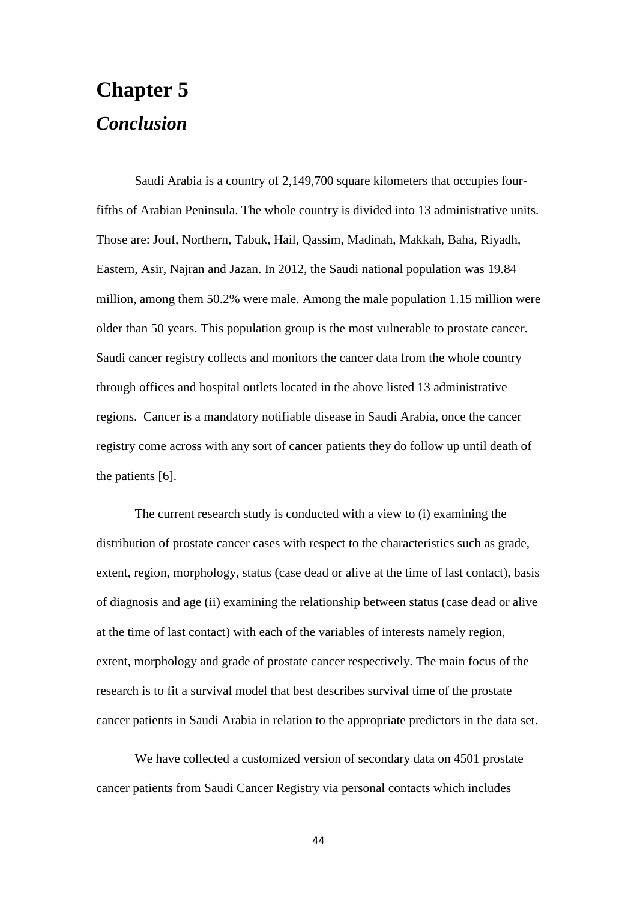# Chapter 5

## *Conclusion*

Saudi Arabia is a country of 2,149,700 square kilometers that occupies four-fifths of Arabian Peninsula. The whole country is divided into 13 administrative units. Those are: Jouf, Northern, Tabuk, Hail, Qassim, Madinah, Makkah, Baha, Riyadh, Eastern, Asir, Najran and Jazan. In 2012, the Saudi national population was 19.84 million, among them 50.2% were male. Among the male population 1.15 million were older than 50 years. This population group is the most vulnerable to prostate cancer. Saudi cancer registry collects and monitors the cancer data from the whole country through offices and hospital outlets located in the above listed 13 administrative regions. Cancer is a mandatory notifiable disease in Saudi Arabia, once the cancer registry come across with any sort of cancer patients they do follow up until death of the patients [6].

The current research study is conducted with a view to (i) examining the distribution of prostate cancer cases with respect to the characteristics such as grade, extent, region, morphology, status (case dead or alive at the time of last contact), basis of diagnosis and age (ii) examining the relationship between status (case dead or alive at the time of last contact) with each of the variables of interests namely region, extent, morphology and grade of prostate cancer respectively. The main focus of the research is to fit a survival model that best describes survival time of the prostate cancer patients in Saudi Arabia in relation to the appropriate predictors in the data set.

We have collected a customized version of secondary data on 4501 prostate cancer patients from Saudi Cancer Registry via personal contacts which includes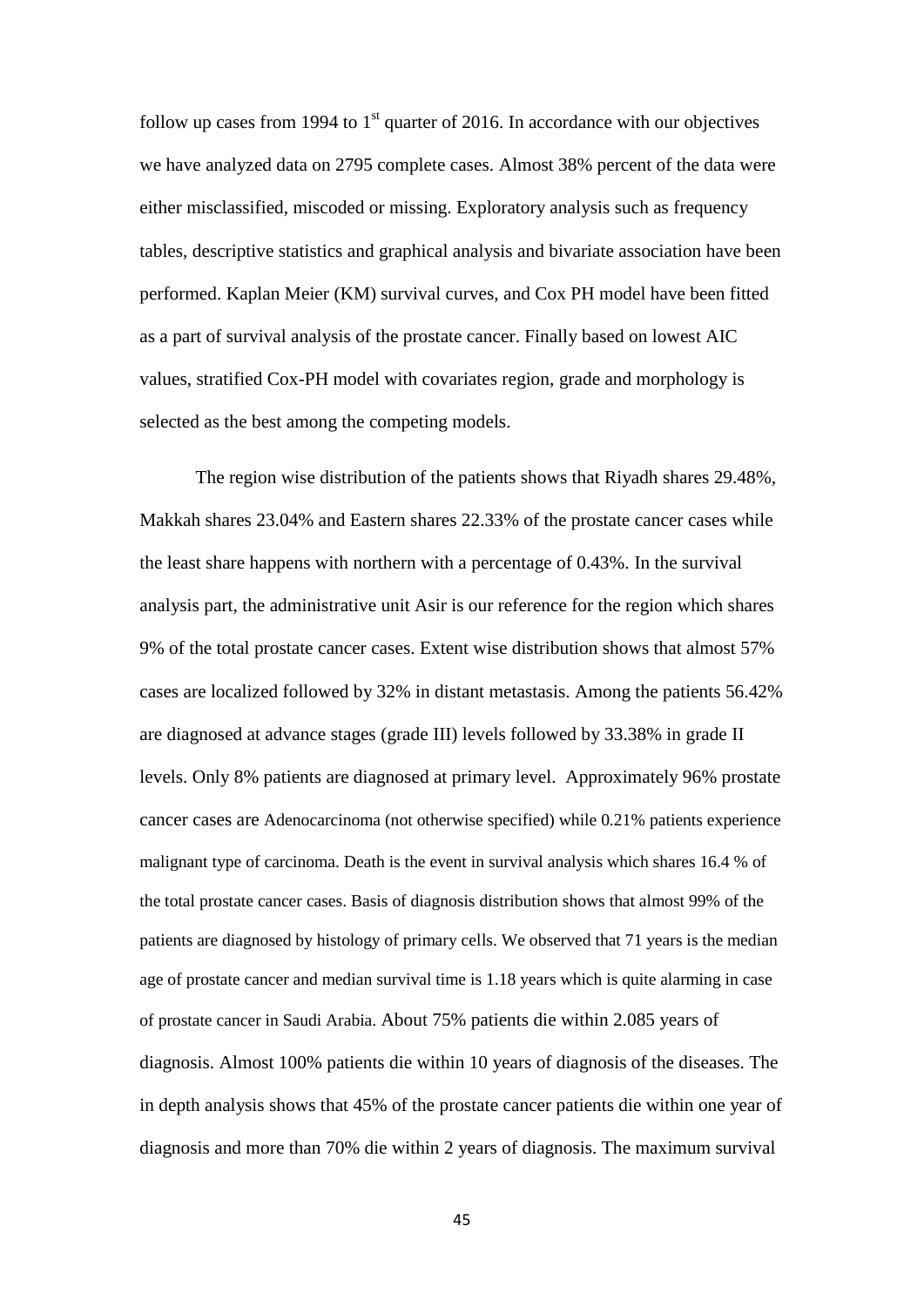follow up cases from 1994 to 1st quarter of 2016. In accordance with our objectives we have analyzed data on 2795 complete cases. Almost 38% percent of the data were either misclassified, miscoded or missing. Exploratory analysis such as frequency tables, descriptive statistics and graphical analysis and bivariate association have been performed. Kaplan Meier (KM) survival curves, and Cox PH model have been fitted as a part of survival analysis of the prostate cancer. Finally based on lowest AIC values, stratified Cox-PH model with covariates region, grade and morphology is selected as the best among the competing models.

The region wise distribution of the patients shows that Riyadh shares 29.48%, Makkah shares 23.04% and Eastern shares 22.33% of the prostate cancer cases while the least share happens with northern with a percentage of 0.43%. In the survival analysis part, the administrative unit Asir is our reference for the region which shares 9% of the total prostate cancer cases. Extent wise distribution shows that almost 57% cases are localized followed by 32% in distant metastasis. Among the patients 56.42% are diagnosed at advance stages (grade III) levels followed by 33.38% in grade II levels. Only 8% patients are diagnosed at primary level. Approximately 96% prostate cancer cases are Adenocarcinoma (not otherwise specified) while 0.21% patients experience malignant type of carcinoma. Death is the event in survival analysis which shares 16.4 % of the total prostate cancer cases. Basis of diagnosis distribution shows that almost 99% of the patients are diagnosed by histology of primary cells. We observed that 71 years is the median age of prostate cancer and median survival time is 1.18 years which is quite alarming in case of prostate cancer in Saudi Arabia. About 75% patients die within 2.085 years of diagnosis. Almost 100% patients die within 10 years of diagnosis of the diseases. The in depth analysis shows that 45% of the prostate cancer patients die within one year of diagnosis and more than 70% die within 2 years of diagnosis. The maximum survival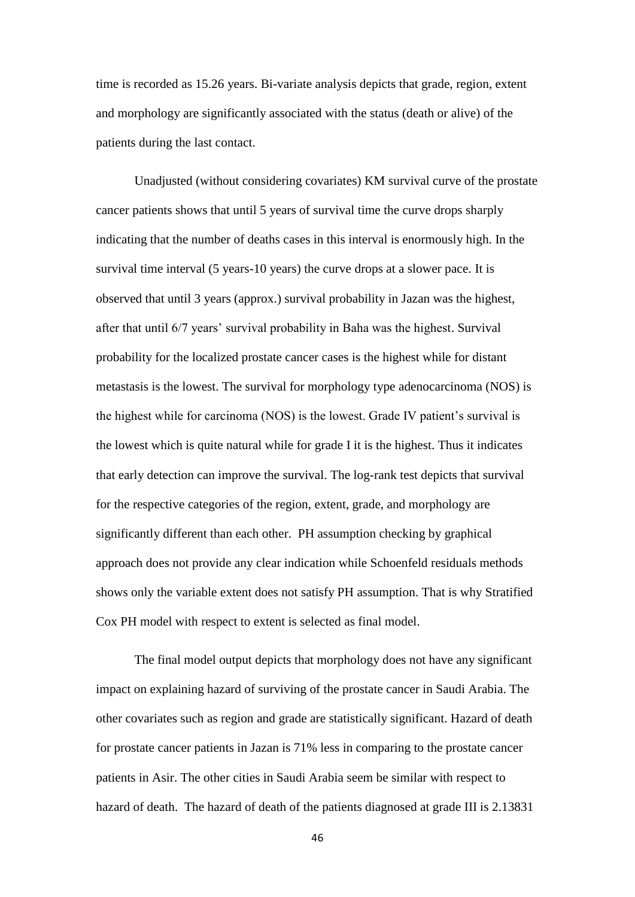time is recorded as 15.26 years. Bi-variate analysis depicts that grade, region, extent and morphology are significantly associated with the status (death or alive) of the patients during the last contact.

Unadjusted (without considering covariates) KM survival curve of the prostate cancer patients shows that until 5 years of survival time the curve drops sharply indicating that the number of deaths cases in this interval is enormously high. In the survival time interval (5 years-10 years) the curve drops at a slower pace. It is observed that until 3 years (approx.) survival probability in Jazan was the highest, after that until 6/7 years' survival probability in Baha was the highest. Survival probability for the localized prostate cancer cases is the highest while for distant metastasis is the lowest. The survival for morphology type adenocarcinoma (NOS) is the highest while for carcinoma (NOS) is the lowest. Grade IV patient's survival is the lowest which is quite natural while for grade I it is the highest. Thus it indicates that early detection can improve the survival. The log-rank test depicts that survival for the respective categories of the region, extent, grade, and morphology are significantly different than each other. PH assumption checking by graphical approach does not provide any clear indication while Schoenfeld residuals methods shows only the variable extent does not satisfy PH assumption. That is why Stratified Cox PH model with respect to extent is selected as final model.

The final model output depicts that morphology does not have any significant impact on explaining hazard of surviving of the prostate cancer in Saudi Arabia. The other covariates such as region and grade are statistically significant. Hazard of death for prostate cancer patients in Jazan is 71% less in comparing to the prostate cancer patients in Asir. The other cities in Saudi Arabia seem be similar with respect to hazard of death. The hazard of death of the patients diagnosed at grade III is 2.13831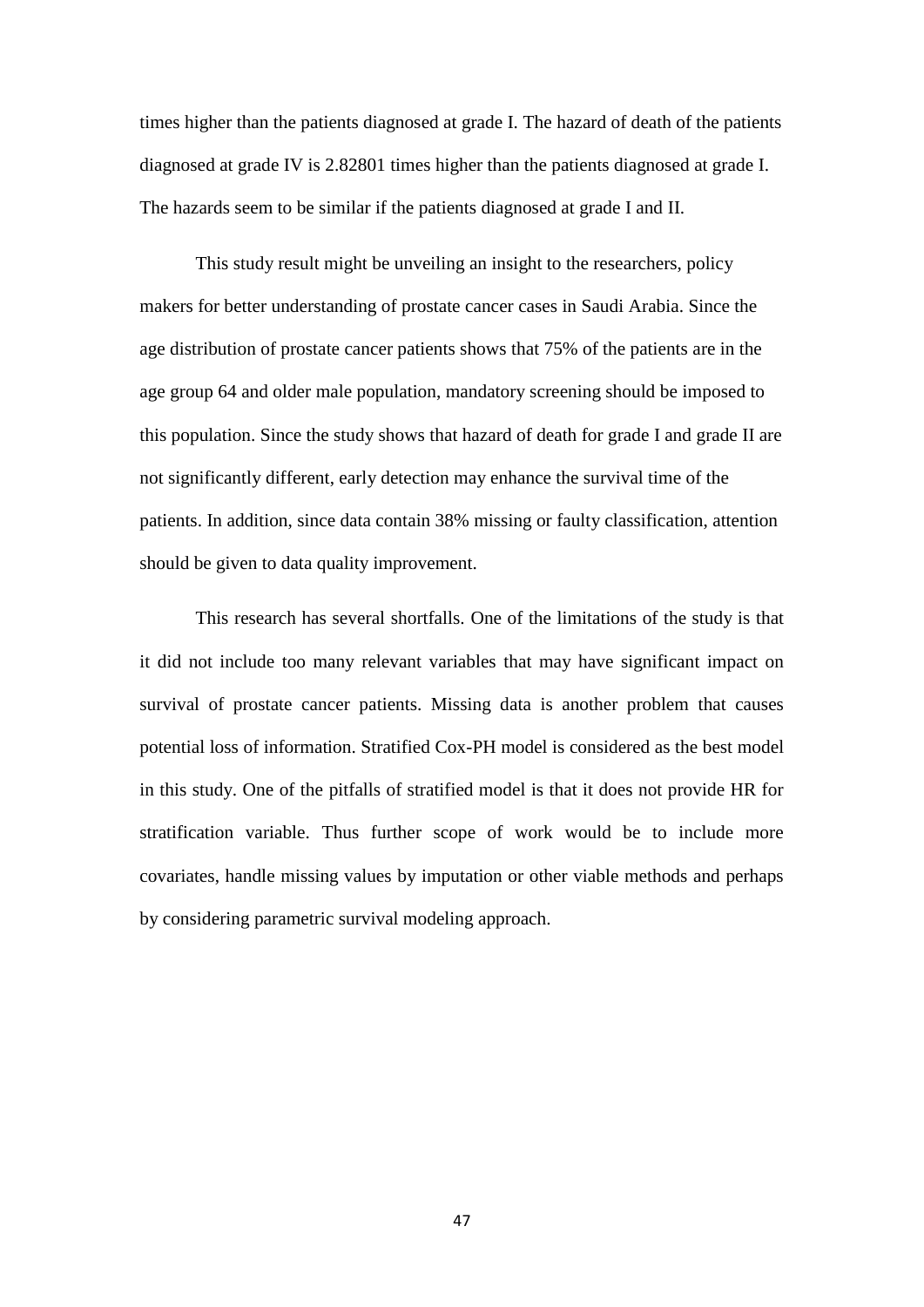times higher than the patients diagnosed at grade I. The hazard of death of the patients diagnosed at grade IV is 2.82801 times higher than the patients diagnosed at grade I. The hazards seem to be similar if the patients diagnosed at grade I and II.

This study result might be unveiling an insight to the researchers, policy makers for better understanding of prostate cancer cases in Saudi Arabia. Since the age distribution of prostate cancer patients shows that 75% of the patients are in the age group 64 and older male population, mandatory screening should be imposed to this population. Since the study shows that hazard of death for grade I and grade II are not significantly different, early detection may enhance the survival time of the patients. In addition, since data contain 38% missing or faulty classification, attention should be given to data quality improvement.

This research has several shortfalls. One of the limitations of the study is that it did not include too many relevant variables that may have significant impact on survival of prostate cancer patients. Missing data is another problem that causes potential loss of information. Stratified Cox-PH model is considered as the best model in this study. One of the pitfalls of stratified model is that it does not provide HR for stratification variable. Thus further scope of work would be to include more covariates, handle missing values by imputation or other viable methods and perhaps by considering parametric survival modeling approach.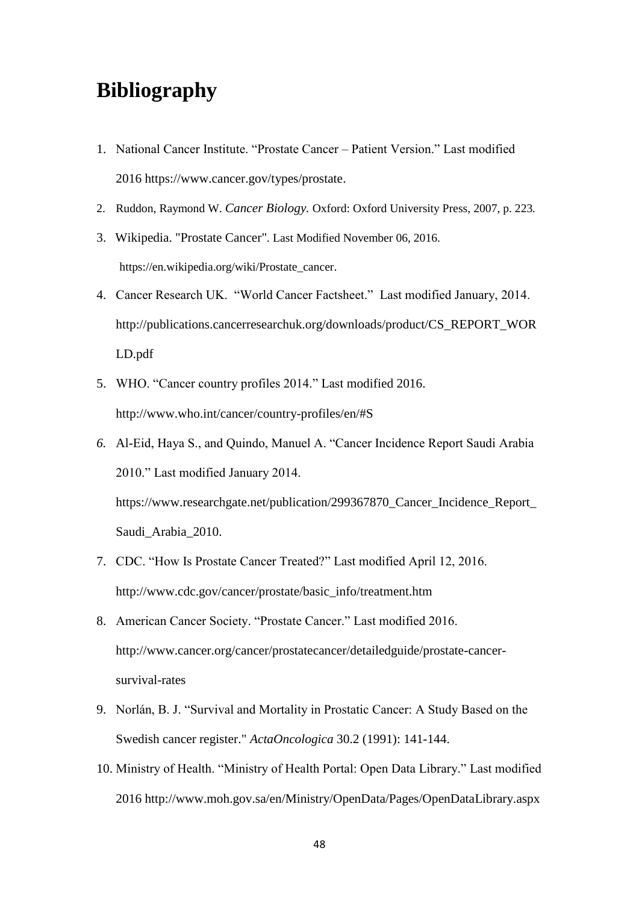# Bibliography

1. National Cancer Institute. “Prostate Cancer – Patient Version.” Last modified 2016 https://www.cancer.gov/types/prostate.
2. Ruddon, Raymond W. *Cancer Biology.* Oxford: Oxford University Press, 2007, p. 223.
3. Wikipedia. "Prostate Cancer". Last Modified November 06, 2016. https://en.wikipedia.org/wiki/Prostate_cancer.
4. Cancer Research UK. “World Cancer Factsheet.” Last modified January, 2014. http://publications.cancerresearchuk.org/downloads/product/CS_REPORT_WORLD.pdf
5. WHO. “Cancer country profiles 2014.” Last modified 2016. http://www.who.int/cancer/country-profiles/en/#S
6. Al-Eid, Haya S., and Quindo, Manuel A. “Cancer Incidence Report Saudi Arabia 2010.” Last modified January 2014. https://www.researchgate.net/publication/299367870_Cancer_Incidence_Report_Saudi_Arabia_2010.
7. CDC. “How Is Prostate Cancer Treated?” Last modified April 12, 2016. http://www.cdc.gov/cancer/prostate/basic_info/treatment.htm
8. American Cancer Society. “Prostate Cancer.” Last modified 2016. http://www.cancer.org/cancer/prostatecancer/detailedguide/prostate-cancer-survival-rates
9. Norlán, B. J. “Survival and Mortality in Prostatic Cancer: A Study Based on the Swedish cancer register." *ActaOncologica* 30.2 (1991): 141-144.
10. Ministry of Health. “Ministry of Health Portal: Open Data Library.” Last modified 2016 http://www.moh.gov.sa/en/Ministry/OpenData/Pages/OpenDataLibrary.aspx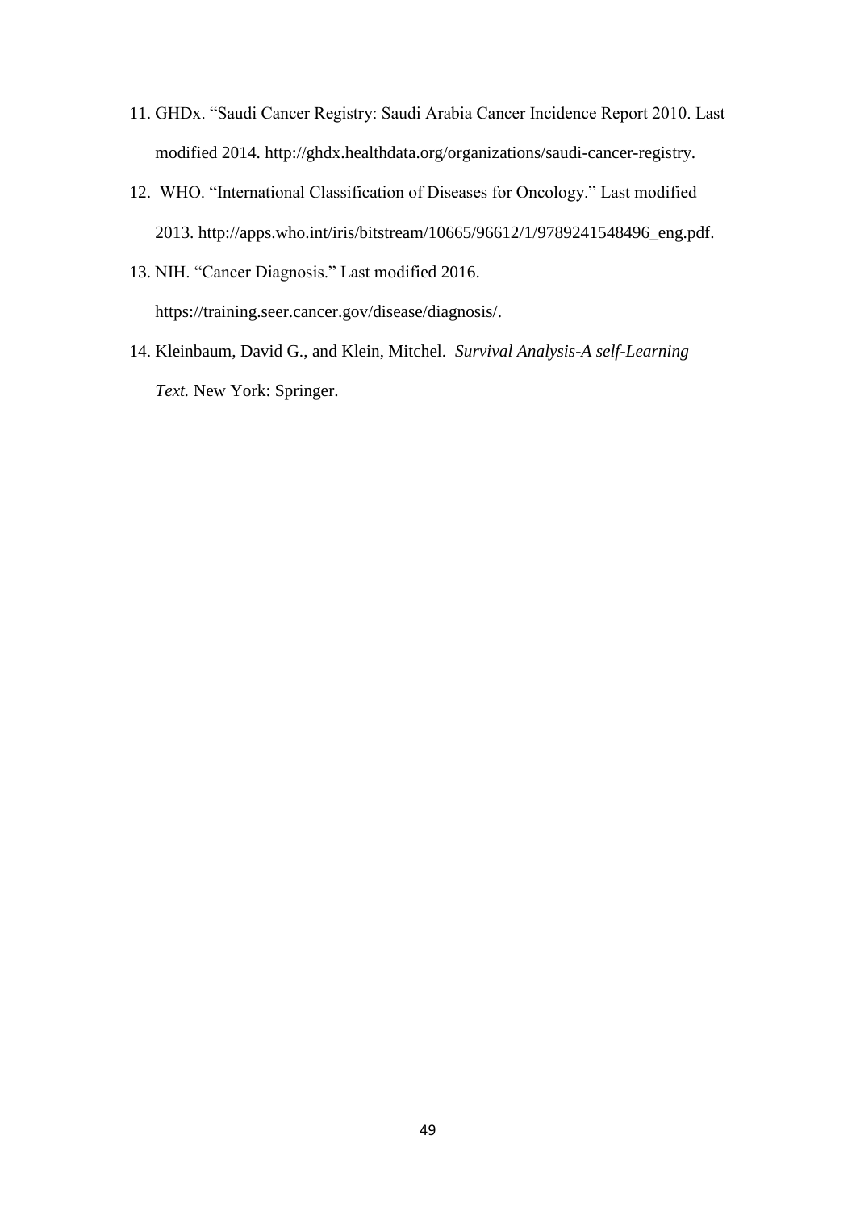11. GHDx. "Saudi Cancer Registry: Saudi Arabia Cancer Incidence Report 2010. Last modified 2014. http://ghdx.healthdata.org/organizations/saudi-cancer-registry.
12. WHO. "International Classification of Diseases for Oncology." Last modified 2013. http://apps.who.int/iris/bitstream/10665/96612/1/9789241548496_eng.pdf.
13. NIH. "Cancer Diagnosis." Last modified 2016. https://training.seer.cancer.gov/disease/diagnosis/.
14. Kleinbaum, David G., and Klein, Mitchel. *Survival Analysis-A self-Learning Text.* New York: Springer.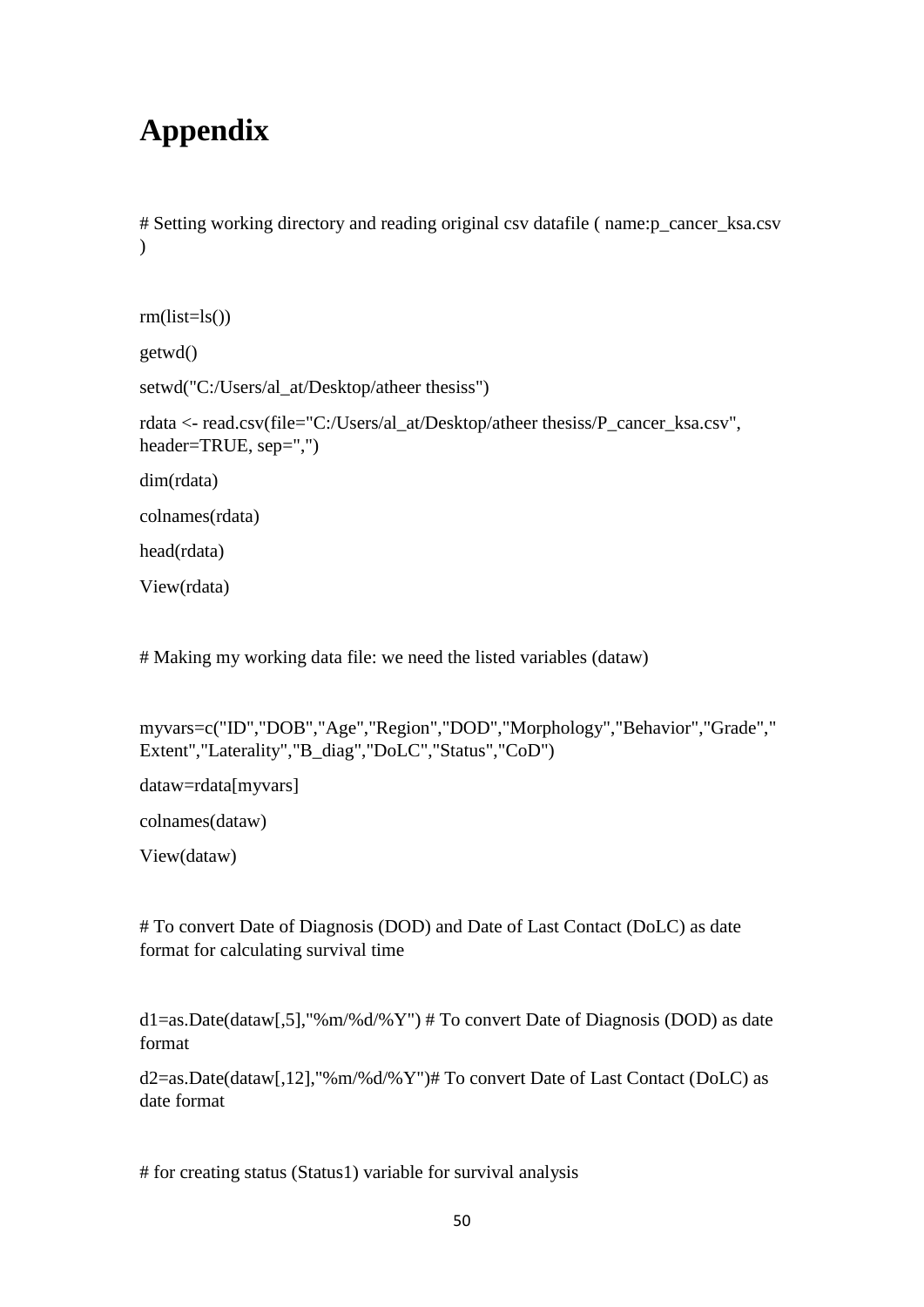# Appendix

# Setting working directory and reading original csv datafile ( name:p_cancer_ksa.csv )

```
rm(list=ls())

getwd()

setwd("C:/Users/al_at/Desktop/atheer thesiss")

rdata <- read.csv(file="C:/Users/al_at/Desktop/atheer thesiss/P_cancer_ksa.csv", header=TRUE, sep=",")

dim(rdata)

colnames(rdata)

head(rdata)

View(rdata)
```

# Making my working data file: we need the listed variables (dataw)

```
myvars=c("ID","DOB","Age","Region","DOD","Morphology","Behavior","Grade","Extent","Laterality","B_diag","DoLC","Status","CoD")

dataw=rdata[myvars]

colnames(dataw)

View(dataw)
```

# To convert Date of Diagnosis (DOD) and Date of Last Contact (DoLC) as date format for calculating survival time

```
d1=as.Date(dataw[,5],"%m/%d/%Y") # To convert Date of Diagnosis (DOD) as date format

d2=as.Date(dataw[,12],"%m/%d/%Y")# To convert Date of Last Contact (DoLC) as date format
```

# for creating status (Status1) variable for survival analysis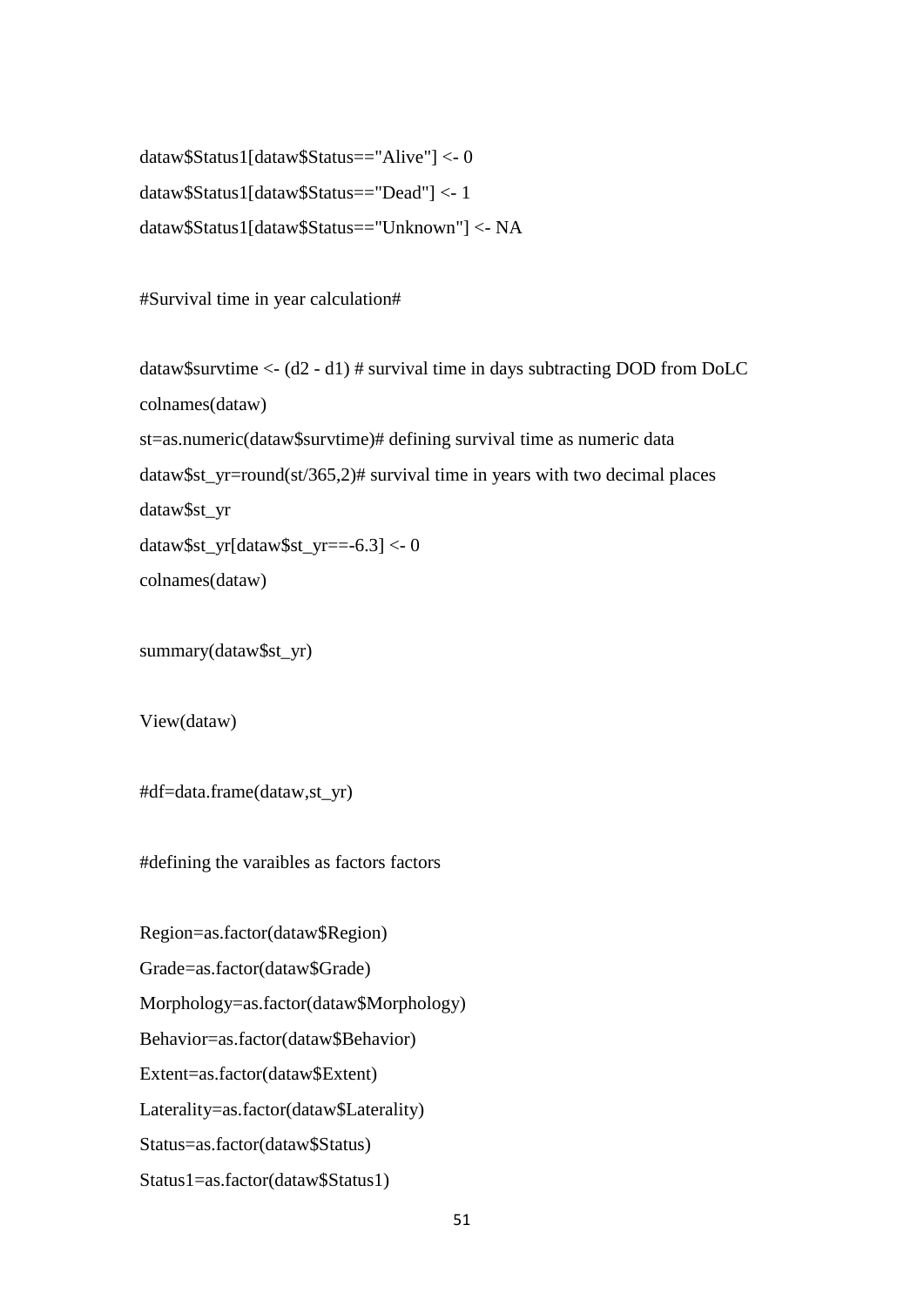```
dataw$Status1[dataw$Status=="Alive"] <- 0
dataw$Status1[dataw$Status=="Dead"] <- 1
dataw$Status1[dataw$Status=="Unknown"] <- NA

#Survival time in year calculation#

dataw$survtime <- (d2 - d1) # survival time in days subtracting DOD from DoLC
colnames(dataw)
st=as.numeric(dataw$survtime)# defining survival time as numeric data
dataw$st_yr=round(st/365,2)# survival time in years with two decimal places
dataw$st_yr
dataw$st_yr[dataw$st_yr==-6.3] <- 0
colnames(dataw)

summary(dataw$st_yr)

View(dataw)

#df=data.frame(dataw,st_yr)

#defining the varaibles as factors factors

Region=as.factor(dataw$Region)
Grade=as.factor(dataw$Grade)
Morphology=as.factor(dataw$Morphology)
Behavior=as.factor(dataw$Behavior)
Extent=as.factor(dataw$Extent)
Laterality=as.factor(dataw$Laterality)
Status=as.factor(dataw$Status)
Status1=as.factor(dataw$Status1)
```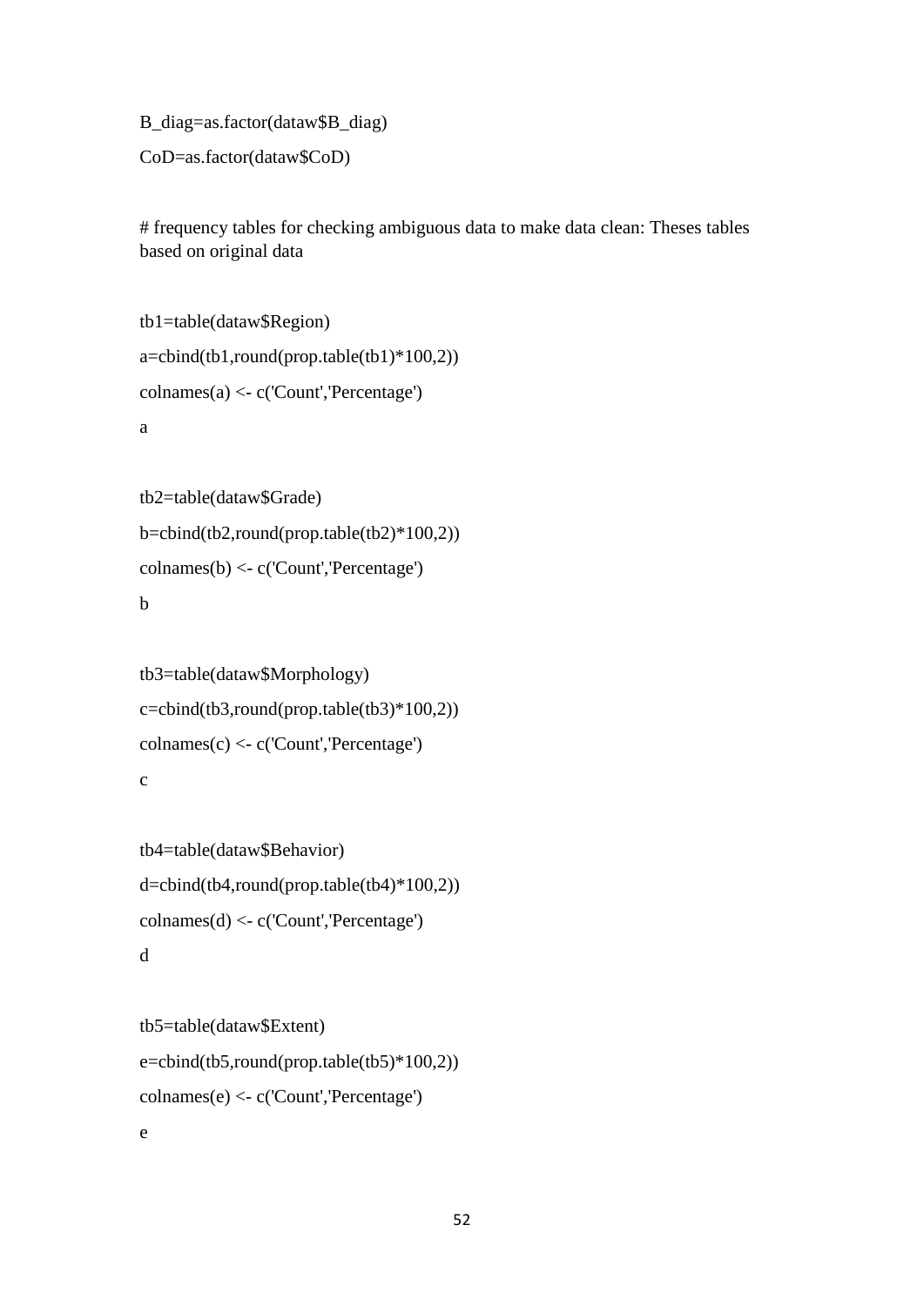```
B_diag=as.factor(dataw$B_diag)
CoD=as.factor(dataw$CoD)

# frequency tables for checking ambiguous data to make data clean: Theses tables based on original data

tb1=table(dataw$Region)
a=cbind(tb1,round(prop.table(tb1)*100,2))
colnames(a) <- c('Count','Percentage')
a

tb2=table(dataw$Grade)
b=cbind(tb2,round(prop.table(tb2)*100,2))
colnames(b) <- c('Count','Percentage')
b

tb3=table(dataw$Morphology)
c=cbind(tb3,round(prop.table(tb3)*100,2))
colnames(c) <- c('Count','Percentage')
c

tb4=table(dataw$Behavior)
d=cbind(tb4,round(prop.table(tb4)*100,2))
colnames(d) <- c('Count','Percentage')
d

tb5=table(dataw$Extent)
e=cbind(tb5,round(prop.table(tb5)*100,2))
colnames(e) <- c('Count','Percentage')
e
```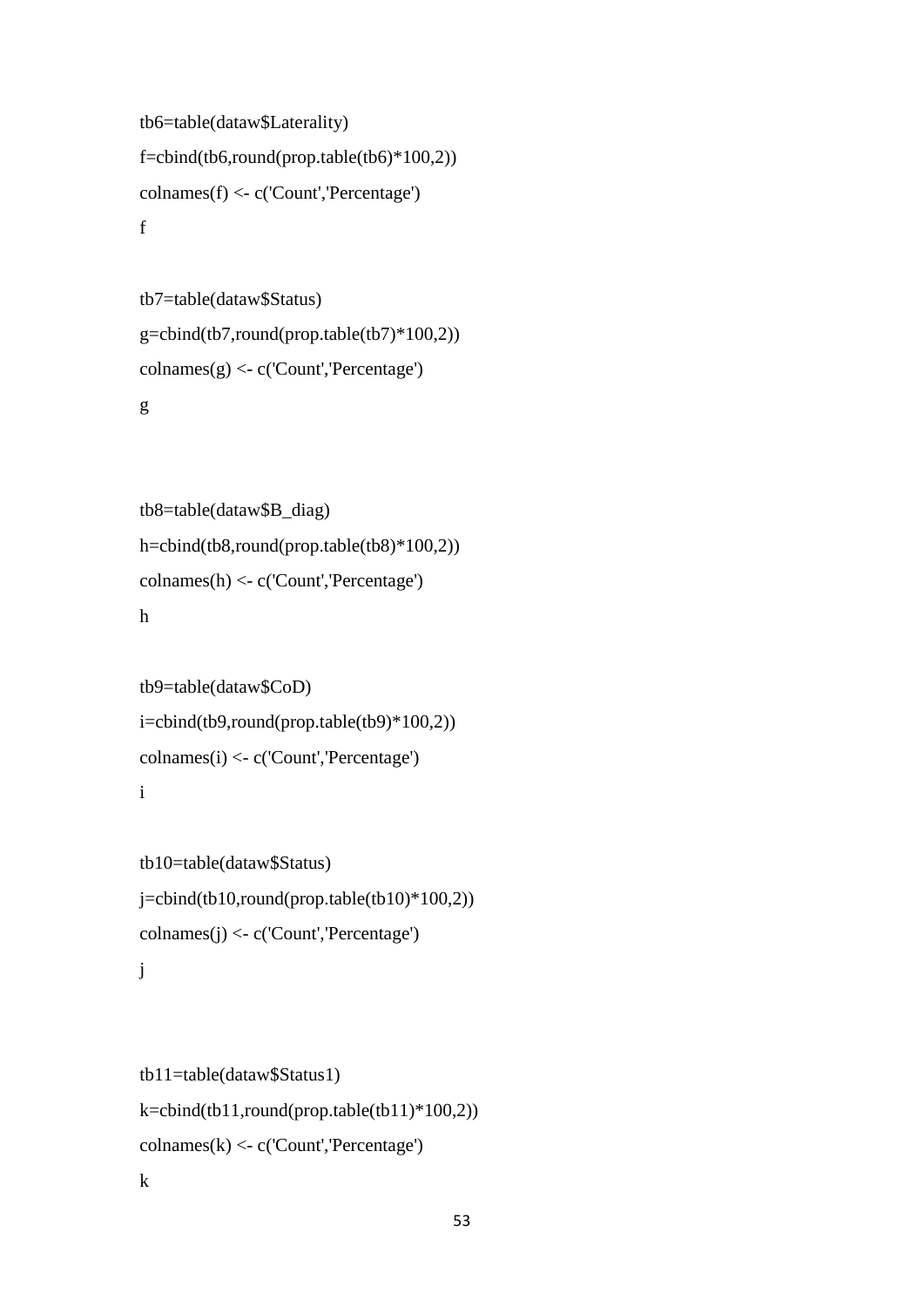```
tb6=table(dataw$Laterality)
f=cbind(tb6,round(prop.table(tb6)*100,2))
colnames(f) <- c('Count','Percentage')
f

tb7=table(dataw$Status)
g=cbind(tb7,round(prop.table(tb7)*100,2))
colnames(g) <- c('Count','Percentage')
g


tb8=table(dataw$B_diag)
h=cbind(tb8,round(prop.table(tb8)*100,2))
colnames(h) <- c('Count','Percentage')
h

tb9=table(dataw$CoD)
i=cbind(tb9,round(prop.table(tb9)*100,2))
colnames(i) <- c('Count','Percentage')
i

tb10=table(dataw$Status)
j=cbind(tb10,round(prop.table(tb10)*100,2))
colnames(j) <- c('Count','Percentage')
j


tb11=table(dataw$Status1)
k=cbind(tb11,round(prop.table(tb11)*100,2))
colnames(k) <- c('Count','Percentage')
k
```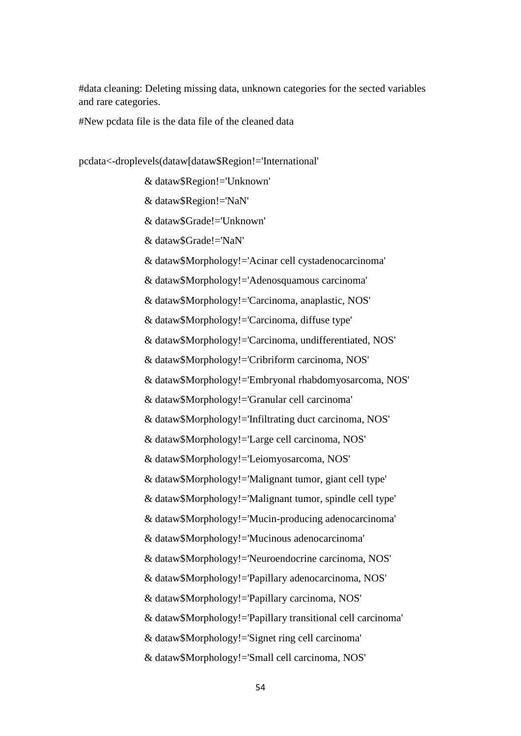#data cleaning: Deleting missing data, unknown categories for the sected variables and rare categories.

#New pcdata file is the data file of the cleaned data

```
pcdata<-droplevels(dataw[dataw$Region!='International'
                   & dataw$Region!='Unknown'
                   & dataw$Region!='NaN'
                   & dataw$Grade!='Unknown'
                   & dataw$Grade!='NaN'
                   & dataw$Morphology!='Acinar cell cystadenocarcinoma'
                   & dataw$Morphology!='Adenosquamous carcinoma'
                   & dataw$Morphology!='Carcinoma, anaplastic, NOS'
                   & dataw$Morphology!='Carcinoma, diffuse type'
                   & dataw$Morphology!='Carcinoma, undifferentiated, NOS'
                   & dataw$Morphology!='Cribriform carcinoma, NOS'
                   & dataw$Morphology!='Embryonal rhabdomyosarcoma, NOS'
                   & dataw$Morphology!='Granular cell carcinoma'
                   & dataw$Morphology!='Infiltrating duct carcinoma, NOS'
                   & dataw$Morphology!='Large cell carcinoma, NOS'
                   & dataw$Morphology!='Leiomyosarcoma, NOS'
                   & dataw$Morphology!='Malignant tumor, giant cell type'
                   & dataw$Morphology!='Malignant tumor, spindle cell type'
                   & dataw$Morphology!='Mucin-producing adenocarcinoma'
                   & dataw$Morphology!='Mucinous adenocarcinoma'
                   & dataw$Morphology!='Neuroendocrine carcinoma, NOS'
                   & dataw$Morphology!='Papillary adenocarcinoma, NOS'
                   & dataw$Morphology!='Papillary carcinoma, NOS'
                   & dataw$Morphology!='Papillary transitional cell carcinoma'
                   & dataw$Morphology!='Signet ring cell carcinoma'
                   & dataw$Morphology!='Small cell carcinoma, NOS'
```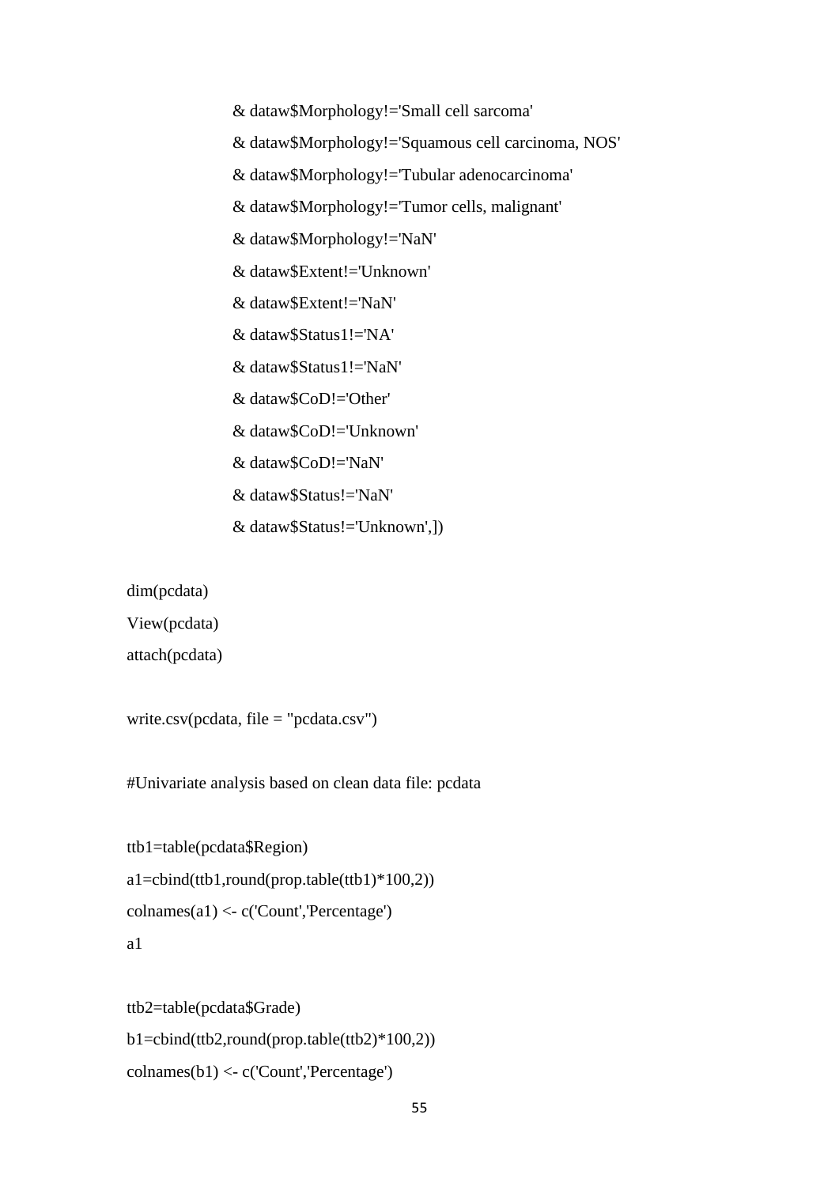```
                & dataw$Morphology!='Small cell sarcoma'
                & dataw$Morphology!='Squamous cell carcinoma, NOS'
                & dataw$Morphology!='Tubular adenocarcinoma'
                & dataw$Morphology!='Tumor cells, malignant'
                & dataw$Morphology!='NaN'
                & dataw$Extent!='Unknown'
                & dataw$Extent!='NaN'
                & dataw$Status1!='NA'
                & dataw$Status1!='NaN'
                & dataw$CoD!='Other'
                & dataw$CoD!='Unknown'
                & dataw$CoD!='NaN'
                & dataw$Status!='NaN'
                & dataw$Status!='Unknown',])

dim(pcdata)
View(pcdata)
attach(pcdata)

write.csv(pcdata, file = "pcdata.csv")

#Univariate analysis based on clean data file: pcdata

ttb1=table(pcdata$Region)
a1=cbind(ttb1,round(prop.table(ttb1)*100,2))
colnames(a1) <- c('Count','Percentage')
a1

ttb2=table(pcdata$Grade)
b1=cbind(ttb2,round(prop.table(ttb2)*100,2))
colnames(b1) <- c('Count','Percentage')
```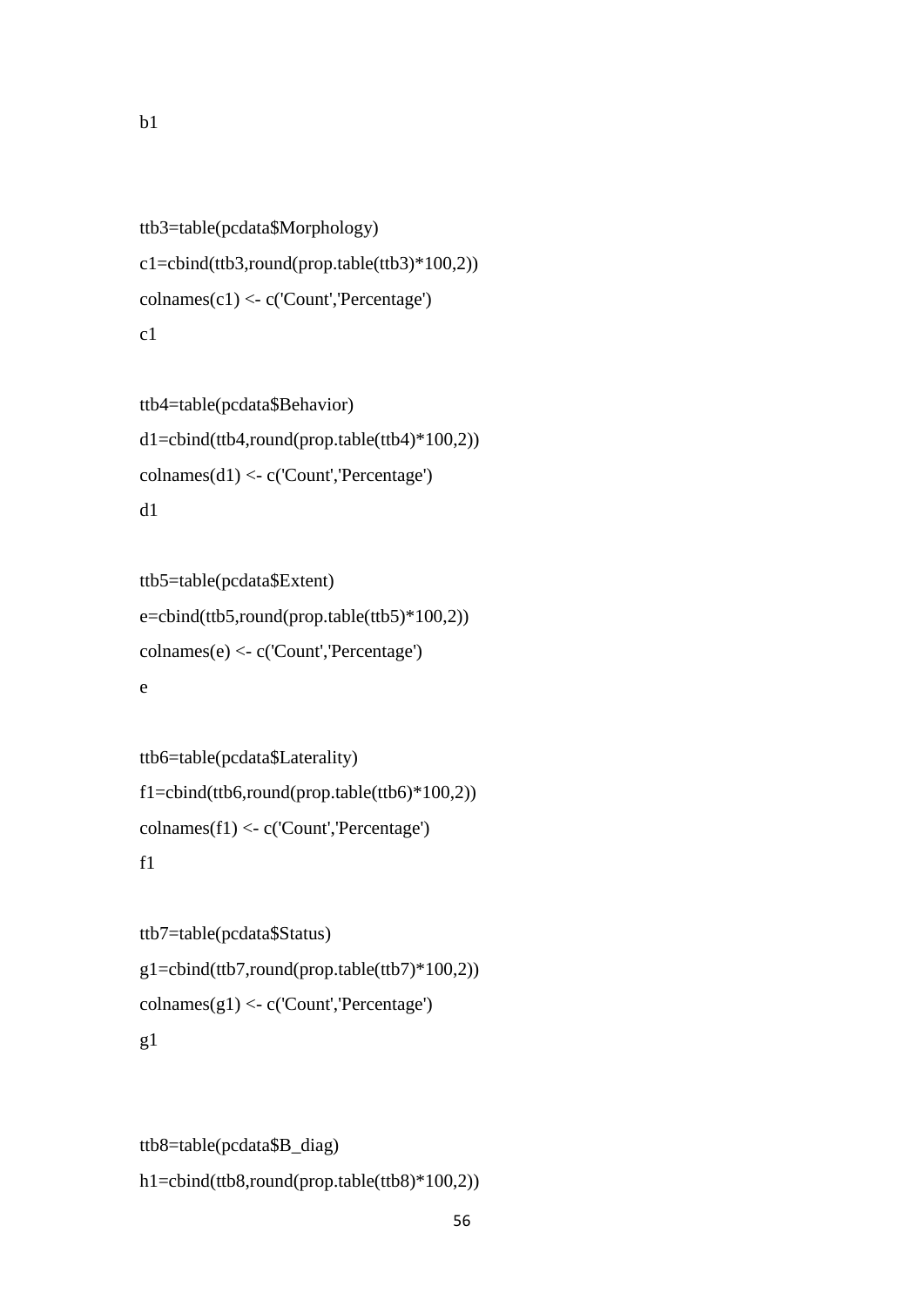```
b1


ttb3=table(pcdata$Morphology)
c1=cbind(ttb3,round(prop.table(ttb3)*100,2))
colnames(c1) <- c('Count','Percentage')
c1

ttb4=table(pcdata$Behavior)
d1=cbind(ttb4,round(prop.table(ttb4)*100,2))
colnames(d1) <- c('Count','Percentage')
d1

ttb5=table(pcdata$Extent)
e=cbind(ttb5,round(prop.table(ttb5)*100,2))
colnames(e) <- c('Count','Percentage')
e

ttb6=table(pcdata$Laterality)
f1=cbind(ttb6,round(prop.table(ttb6)*100,2))
colnames(f1) <- c('Count','Percentage')
f1

ttb7=table(pcdata$Status)
g1=cbind(ttb7,round(prop.table(ttb7)*100,2))
colnames(g1) <- c('Count','Percentage')
g1


ttb8=table(pcdata$B_diag)
h1=cbind(ttb8,round(prop.table(ttb8)*100,2))
```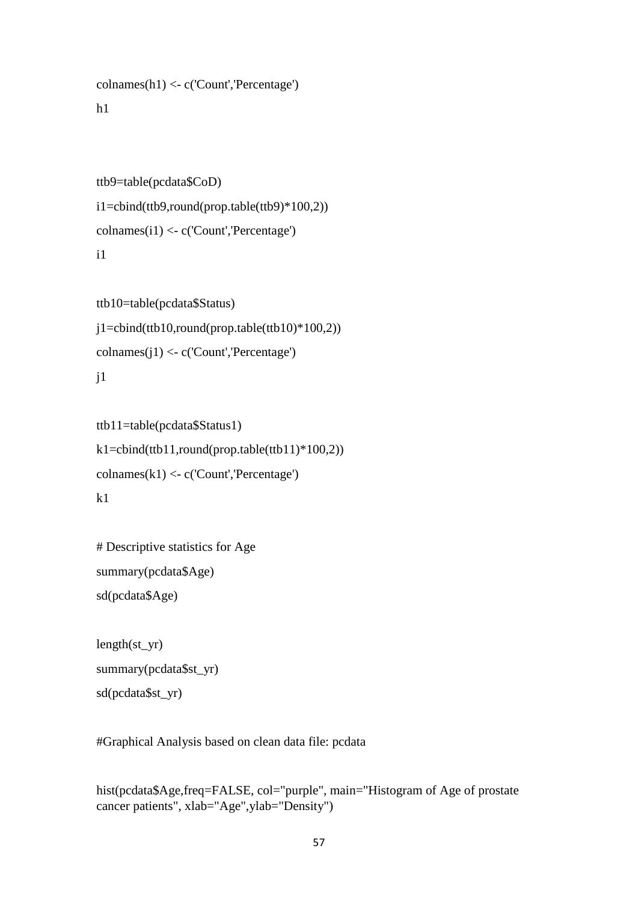```
colnames(h1) <- c('Count','Percentage')
h1


ttb9=table(pcdata$CoD)
i1=cbind(ttb9,round(prop.table(ttb9)*100,2))
colnames(i1) <- c('Count','Percentage')
i1

ttb10=table(pcdata$Status)
j1=cbind(ttb10,round(prop.table(ttb10)*100,2))
colnames(j1) <- c('Count','Percentage')
j1

ttb11=table(pcdata$Status1)
k1=cbind(ttb11,round(prop.table(ttb11)*100,2))
colnames(k1) <- c('Count','Percentage')
k1

# Descriptive statistics for Age
summary(pcdata$Age)
sd(pcdata$Age)

length(st_yr)
summary(pcdata$st_yr)
sd(pcdata$st_yr)

#Graphical Analysis based on clean data file: pcdata

hist(pcdata$Age,freq=FALSE, col="purple", main="Histogram of Age of prostate
cancer patients", xlab="Age",ylab="Density")
```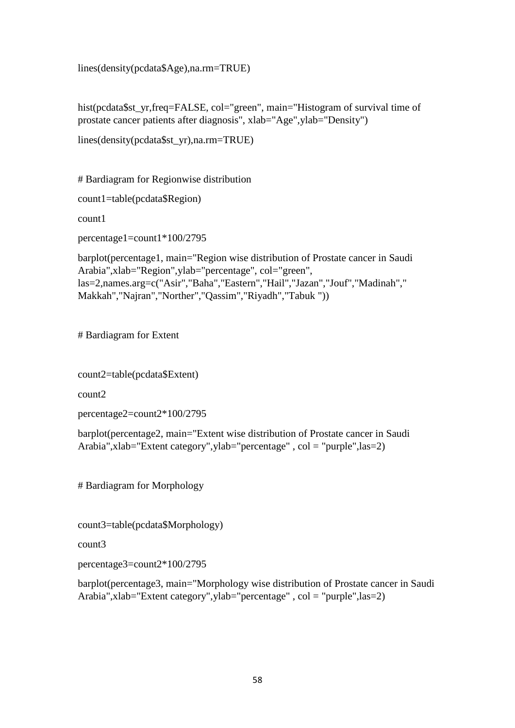```
lines(density(pcdata$Age),na.rm=TRUE)


hist(pcdata$st_yr,freq=FALSE, col="green", main="Histogram of survival time of prostate cancer patients after diagnosis", xlab="Age",ylab="Density")

lines(density(pcdata$st_yr),na.rm=TRUE)


# Bardiagram for Regionwise distribution

count1=table(pcdata$Region)

count1

percentage1=count1*100/2795

barplot(percentage1, main="Region wise distribution of Prostate cancer in Saudi Arabia",xlab="Region",ylab="percentage", col="green", las=2,names.arg=c("Asir","Baha","Eastern","Hail","Jazan","Jouf","Madinah"," Makkah","Najran","Norther","Qassim","Riyadh","Tabuk "))


# Bardiagram for Extent


count2=table(pcdata$Extent)

count2

percentage2=count2*100/2795

barplot(percentage2, main="Extent wise distribution of Prostate cancer in Saudi Arabia",xlab="Extent category",ylab="percentage" , col = "purple",las=2)


# Bardiagram for Morphology


count3=table(pcdata$Morphology)

count3

percentage3=count2*100/2795

barplot(percentage3, main="Morphology wise distribution of Prostate cancer in Saudi Arabia",xlab="Extent category",ylab="percentage" , col = "purple",las=2)
```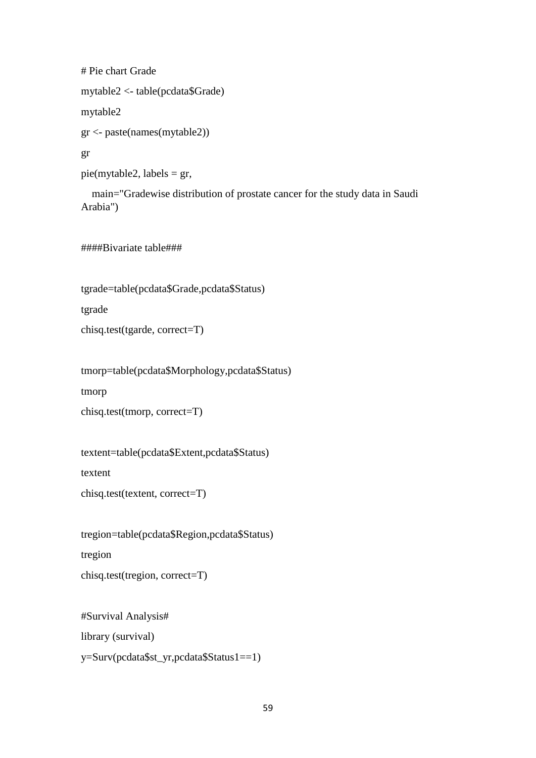```
# Pie chart Grade
mytable2 <- table(pcdata$Grade)
mytable2
gr <- paste(names(mytable2))
gr
pie(mytable2, labels = gr,
   main="Gradewise distribution of prostate cancer for the study data in Saudi Arabia")

####Bivariate table###

tgrade=table(pcdata$Grade,pcdata$Status)
tgrade
chisq.test(tgarde, correct=T)

tmorp=table(pcdata$Morphology,pcdata$Status)
tmorp
chisq.test(tmorp, correct=T)

textent=table(pcdata$Extent,pcdata$Status)
textent
chisq.test(textent, correct=T)

tregion=table(pcdata$Region,pcdata$Status)
tregion
chisq.test(tregion, correct=T)

#Survival Analysis#
library (survival)
y=Surv(pcdata$st_yr,pcdata$Status1==1)
```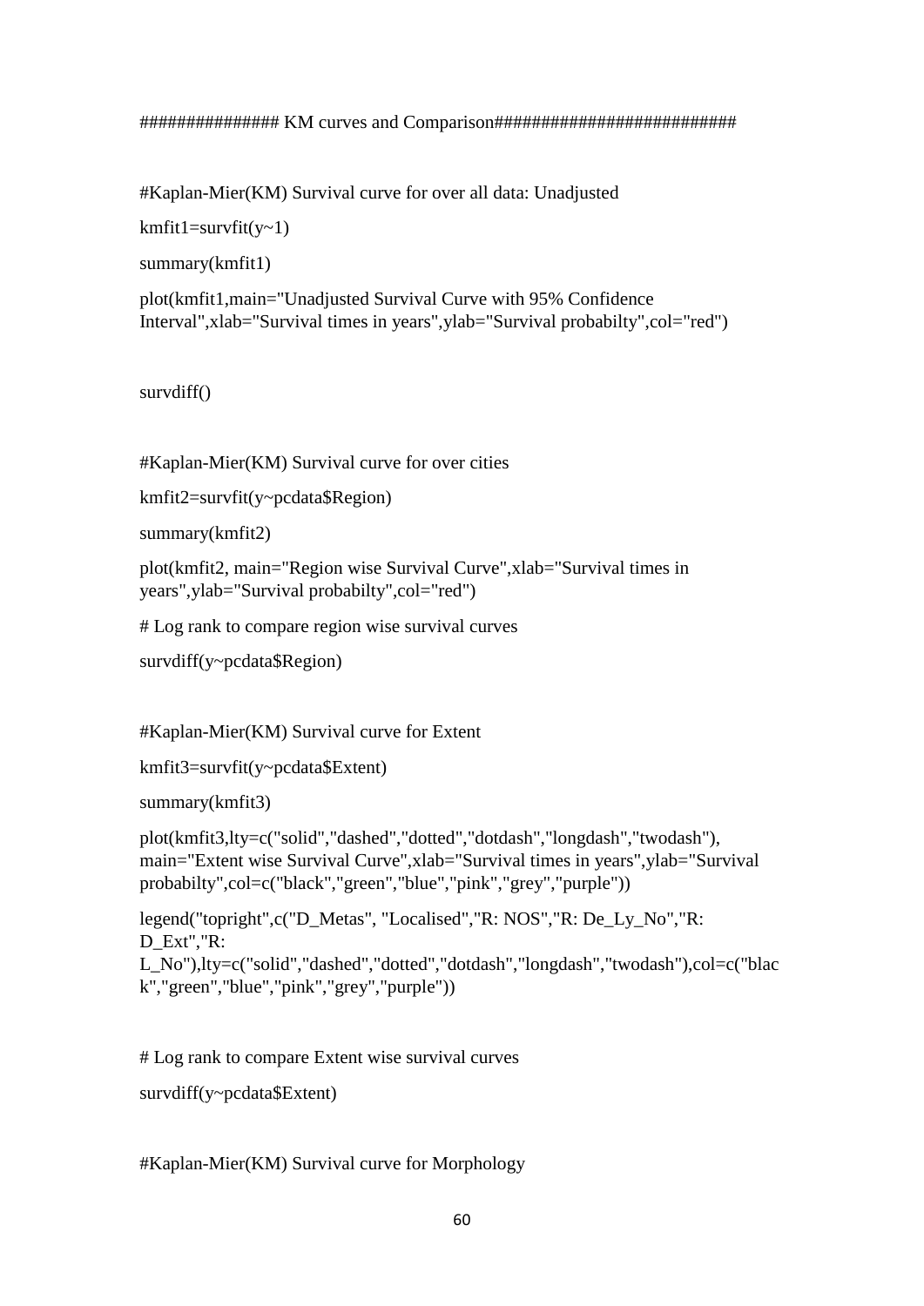```
############## KM curves and Comparison#########################

#Kaplan-Mier(KM) Survival curve for over all data: Unadjusted

kmfit1=survfit(y~1)

summary(kmfit1)

plot(kmfit1,main="Unadjusted Survival Curve with 95% Confidence Interval",xlab="Survival times in years",ylab="Survival probabilty",col="red")


survdiff()


#Kaplan-Mier(KM) Survival curve for over cities

kmfit2=survfit(y~pcdata$Region)

summary(kmfit2)

plot(kmfit2, main="Region wise Survival Curve",xlab="Survival times in years",ylab="Survival probabilty",col="red")

# Log rank to compare region wise survival curves

survdiff(y~pcdata$Region)


#Kaplan-Mier(KM) Survival curve for Extent

kmfit3=survfit(y~pcdata$Extent)

summary(kmfit3)

plot(kmfit3,lty=c("solid","dashed","dotted","dotdash","longdash","twodash"), main="Extent wise Survival Curve",xlab="Survival times in years",ylab="Survival probabilty",col=c("black","green","blue","pink","grey","purple"))

legend("topright",c("D_Metas", "Localised","R: NOS","R: De_Ly_No","R: D_Ext","R: L_No"),lty=c("solid","dashed","dotted","dotdash","longdash","twodash"),col=c("black","green","blue","pink","grey","purple"))


# Log rank to compare Extent wise survival curves

survdiff(y~pcdata$Extent)


#Kaplan-Mier(KM) Survival curve for Morphology
```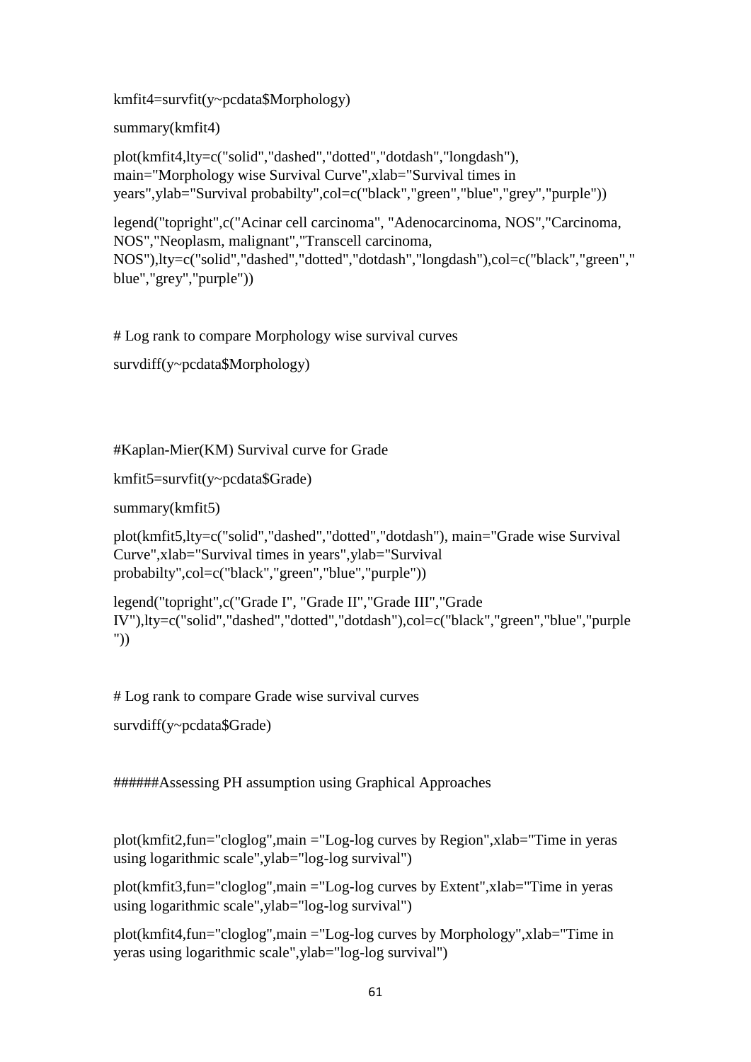```
kmfit4=survfit(y~pcdata$Morphology)

summary(kmfit4)

plot(kmfit4,lty=c("solid","dashed","dotted","dotdash","longdash"), main="Morphology wise Survival Curve",xlab="Survival times in years",ylab="Survival probabilty",col=c("black","green","blue","grey","purple"))

legend("topright",c("Acinar cell carcinoma", "Adenocarcinoma, NOS","Carcinoma, NOS","Neoplasm, malignant","Transcell carcinoma, NOS"),lty=c("solid","dashed","dotted","dotdash","longdash"),col=c("black","green","blue","grey","purple"))


# Log rank to compare Morphology wise survival curves

survdiff(y~pcdata$Morphology)



#Kaplan-Mier(KM) Survival curve for Grade

kmfit5=survfit(y~pcdata$Grade)

summary(kmfit5)

plot(kmfit5,lty=c("solid","dashed","dotted","dotdash"), main="Grade wise Survival Curve",xlab="Survival times in years",ylab="Survival probabilty",col=c("black","green","blue","purple"))

legend("topright",c("Grade I", "Grade II","Grade III","Grade IV"),lty=c("solid","dashed","dotted","dotdash"),col=c("black","green","blue","purple"))


# Log rank to compare Grade wise survival curves

survdiff(y~pcdata$Grade)


######Assessing PH assumption using Graphical Approaches


plot(kmfit2,fun="cloglog",main ="Log-log curves by Region",xlab="Time in yeras using logarithmic scale",ylab="log-log survival")

plot(kmfit3,fun="cloglog",main ="Log-log curves by Extent",xlab="Time in yeras using logarithmic scale",ylab="log-log survival")

plot(kmfit4,fun="cloglog",main ="Log-log curves by Morphology",xlab="Time in yeras using logarithmic scale",ylab="log-log survival")
```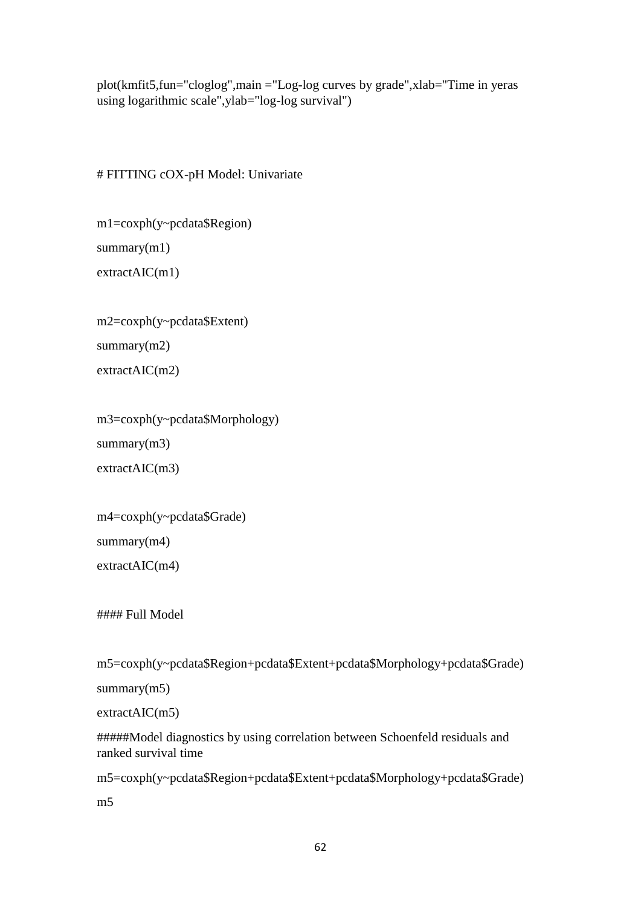```
plot(kmfit5,fun="cloglog",main ="Log-log curves by grade",xlab="Time in yeras using logarithmic scale",ylab="log-log survival")


# FITTING cOX-pH Model: Univariate

m1=coxph(y~pcdata$Region)
summary(m1)
extractAIC(m1)

m2=coxph(y~pcdata$Extent)
summary(m2)
extractAIC(m2)

m3=coxph(y~pcdata$Morphology)
summary(m3)
extractAIC(m3)

m4=coxph(y~pcdata$Grade)
summary(m4)
extractAIC(m4)

#### Full Model

m5=coxph(y~pcdata$Region+pcdata$Extent+pcdata$Morphology+pcdata$Grade)
summary(m5)
extractAIC(m5)
#####Model diagnostics by using correlation between Schoenfeld residuals and ranked survival time
m5=coxph(y~pcdata$Region+pcdata$Extent+pcdata$Morphology+pcdata$Grade)
m5
```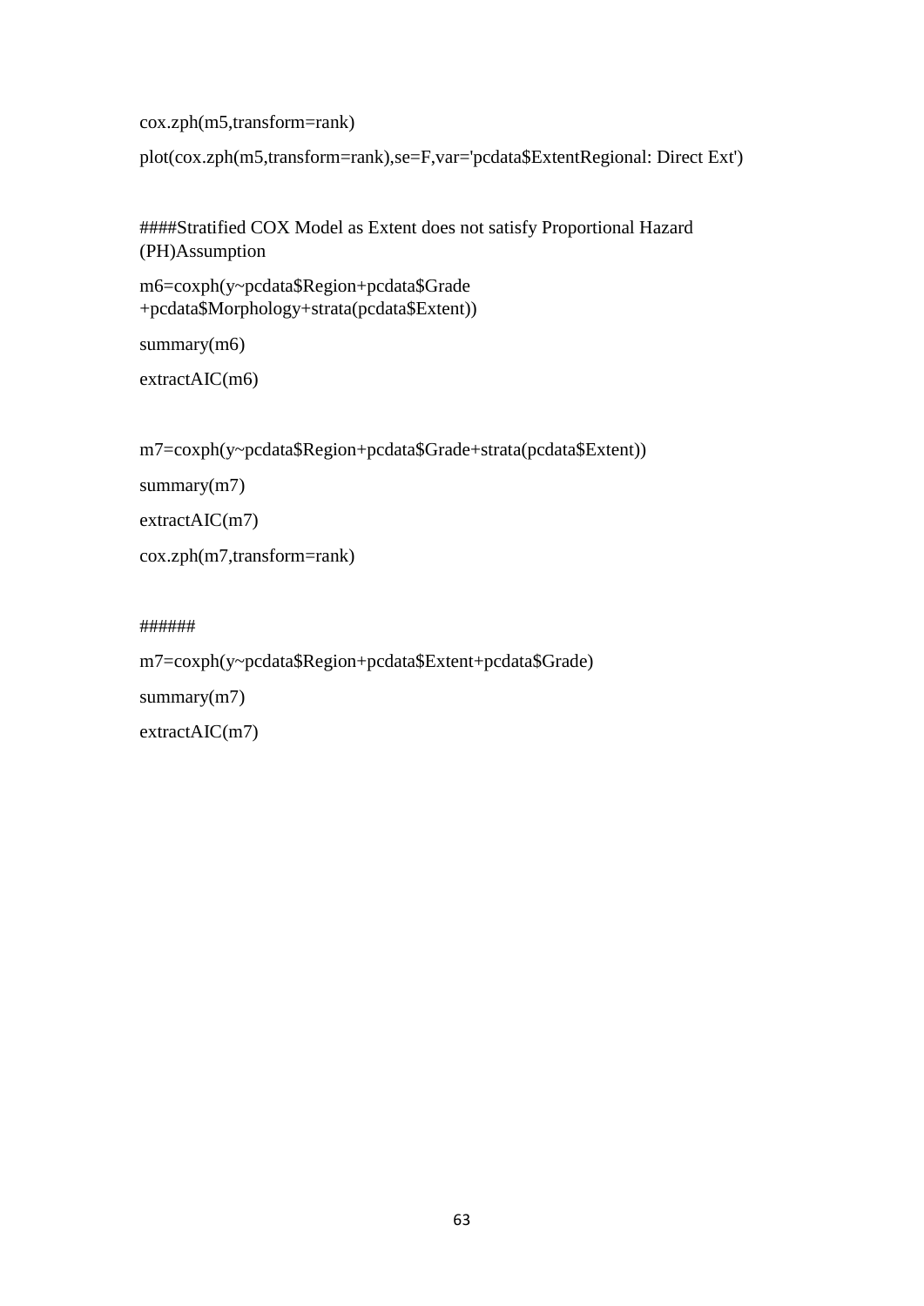```
cox.zph(m5,transform=rank)

plot(cox.zph(m5,transform=rank),se=F,var='pcdata$ExtentRegional: Direct Ext')


####Stratified COX Model as Extent does not satisfy Proportional Hazard (PH)Assumption

m6=coxph(y~pcdata$Region+pcdata$Grade +pcdata$Morphology+strata(pcdata$Extent))

summary(m6)

extractAIC(m6)


m7=coxph(y~pcdata$Region+pcdata$Grade+strata(pcdata$Extent))

summary(m7)

extractAIC(m7)

cox.zph(m7,transform=rank)


######

m7=coxph(y~pcdata$Region+pcdata$Extent+pcdata$Grade)

summary(m7)

extractAIC(m7)
```